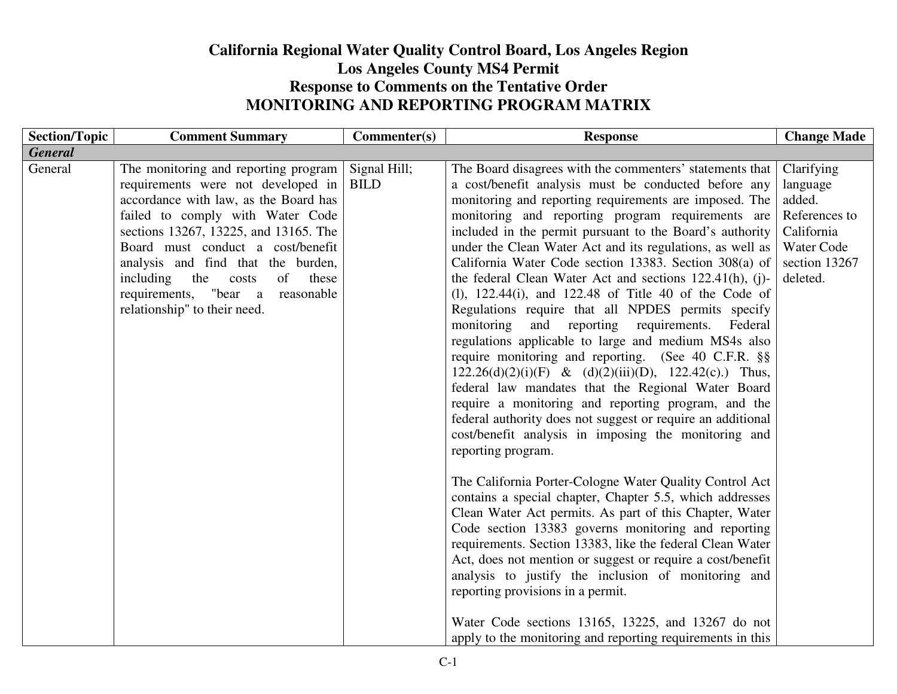# California Regional Water Quality Control Board, Los Angeles Region
# Los Angeles County MS4 Permit
# Response to Comments on the Tentative Order
# MONITORING AND REPORTING PROGRAM MATRIX

| Section/Topic | Comment Summary | Commenter(s) | Response | Change Made |
|---|---|---|---|---|
| ***General*** | | | | |
| General | The monitoring and reporting program requirements were not developed in accordance with law, as the Board has failed to comply with Water Code sections 13267, 13225, and 13165. The Board must conduct a cost/benefit analysis and find that the burden, including the costs of these requirements, "bear a reasonable relationship" to their need. | Signal Hill; BILD | The Board disagrees with the commenters' statements that a cost/benefit analysis must be conducted before any monitoring and reporting requirements are imposed. The monitoring and reporting program requirements are included in the permit pursuant to the Board's authority under the Clean Water Act and its regulations, as well as California Water Code section 13383. Section 308(a) of the federal Clean Water Act and sections 122.41(h), (j)-(l), 122.44(i), and 122.48 of Title 40 of the Code of Regulations require that all NPDES permits specify monitoring and reporting requirements. Federal regulations applicable to large and medium MS4s also require monitoring and reporting. (See 40 C.F.R. §§ 122.26(d)(2)(i)(F) & (d)(2)(iii)(D), 122.42(c).) Thus, federal law mandates that the Regional Water Board require a monitoring and reporting program, and the federal authority does not suggest or require an additional cost/benefit analysis in imposing the monitoring and reporting program.<br><br>The California Porter-Cologne Water Quality Control Act contains a special chapter, Chapter 5.5, which addresses Clean Water Act permits. As part of this Chapter, Water Code section 13383 governs monitoring and reporting requirements. Section 13383, like the federal Clean Water Act, does not mention or suggest or require a cost/benefit analysis to justify the inclusion of monitoring and reporting provisions in a permit.<br><br>Water Code sections 13165, 13225, and 13267 do not apply to the monitoring and reporting requirements in this | Clarifying language added. References to California Water Code section 13267 deleted. |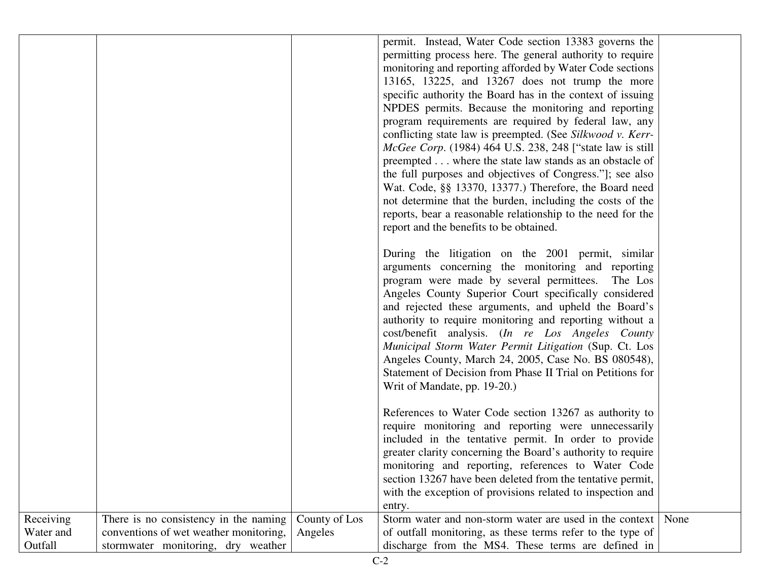| | | | | |
|---|---|---|---|---|
| | | | permit. Instead, Water Code section 13383 governs the permitting process here. The general authority to require monitoring and reporting afforded by Water Code sections 13165, 13225, and 13267 does not trump the more specific authority the Board has in the context of issuing NPDES permits. Because the monitoring and reporting program requirements are required by federal law, any conflicting state law is preempted. (See *Silkwood v. Kerr-McGee Corp*. (1984) 464 U.S. 238, 248 ["state law is still preempted . . . where the state law stands as an obstacle of the full purposes and objectives of Congress."]; see also Wat. Code, §§ 13370, 13377.) Therefore, the Board need not determine that the burden, including the costs of the reports, bear a reasonable relationship to the need for the report and the benefits to be obtained.<br><br>During the litigation on the 2001 permit, similar arguments concerning the monitoring and reporting program were made by several permittees. The Los Angeles County Superior Court specifically considered and rejected these arguments, and upheld the Board's authority to require monitoring and reporting without a cost/benefit analysis. (*In re Los Angeles County Municipal Storm Water Permit Litigation* (Sup. Ct. Los Angeles County, March 24, 2005, Case No. BS 080548), Statement of Decision from Phase II Trial on Petitions for Writ of Mandate, pp. 19-20.)<br><br>References to Water Code section 13267 as authority to require monitoring and reporting were unnecessarily included in the tentative permit. In order to provide greater clarity concerning the Board's authority to require monitoring and reporting, references to Water Code section 13267 have been deleted from the tentative permit, with the exception of provisions related to inspection and entry. | |
| Receiving Water and Outfall | There is no consistency in the naming conventions of wet weather monitoring, stormwater monitoring, dry weather | County of Los Angeles | Storm water and non-storm water are used in the context of outfall monitoring, as these terms refer to the type of discharge from the MS4. These terms are defined in | None |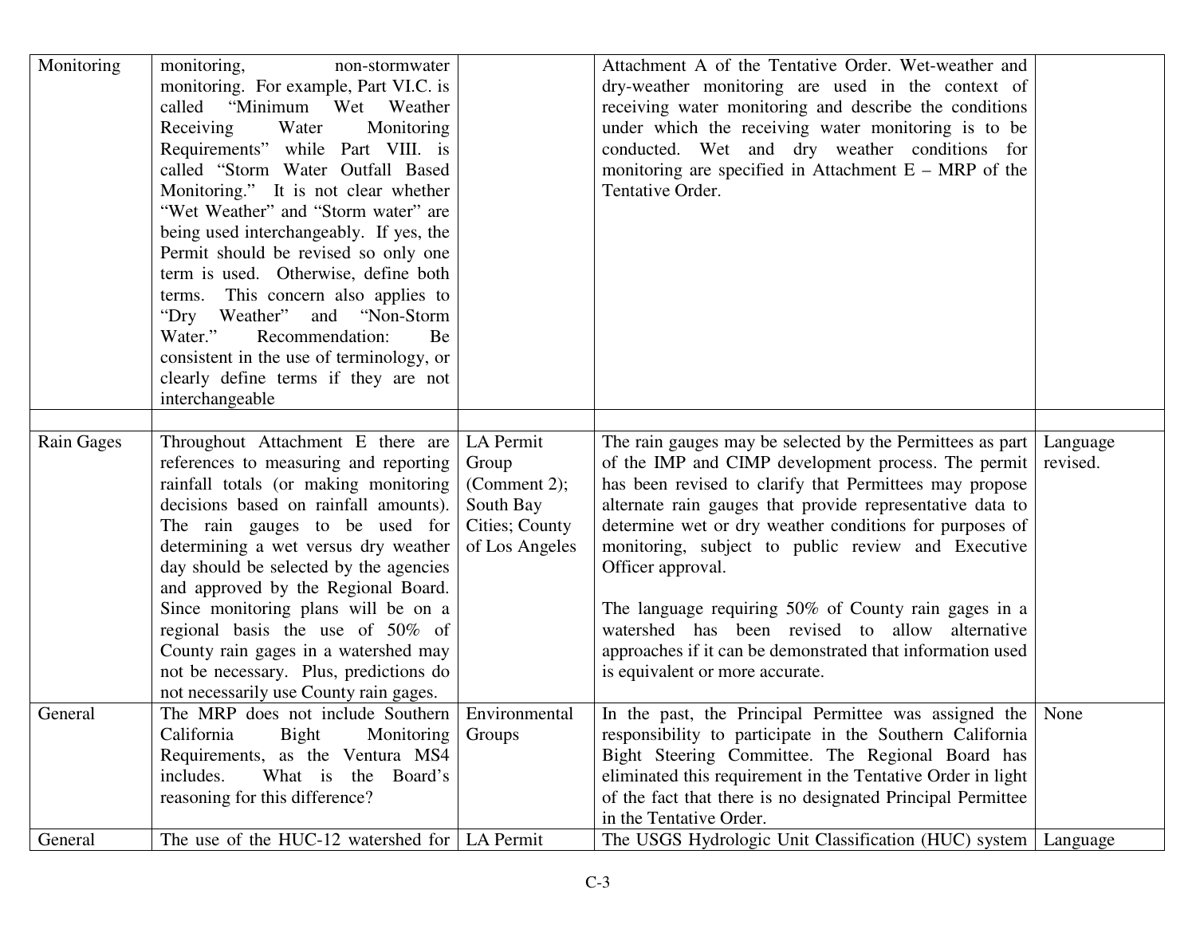| Monitoring | monitoring, non-stormwater monitoring. For example, Part VI.C. is called "Minimum Wet Weather Receiving Water Monitoring Requirements" while Part VIII. is called "Storm Water Outfall Based Monitoring." It is not clear whether "Wet Weather" and "Storm water" are being used interchangeably. If yes, the Permit should be revised so only one term is used. Otherwise, define both terms. This concern also applies to "Dry Weather" and "Non-Storm Water." Recommendation: Be consistent in the use of terminology, or clearly define terms if they are not interchangeable | | Attachment A of the Tentative Order. Wet-weather and dry-weather monitoring are used in the context of receiving water monitoring and describe the conditions under which the receiving water monitoring is to be conducted. Wet and dry weather conditions for monitoring are specified in Attachment E – MRP of the Tentative Order. | |
|---|---|---|---|---|
| | | | | |
| Rain Gages | Throughout Attachment E there are references to measuring and reporting rainfall totals (or making monitoring decisions based on rainfall amounts). The rain gauges to be used for determining a wet versus dry weather day should be selected by the agencies and approved by the Regional Board. Since monitoring plans will be on a regional basis the use of 50% of County rain gages in a watershed may not be necessary. Plus, predictions do not necessarily use County rain gages. | LA Permit Group (Comment 2); South Bay Cities; County of Los Angeles | The rain gauges may be selected by the Permittees as part of the IMP and CIMP development process. The permit has been revised to clarify that Permittees may propose alternate rain gauges that provide representative data to determine wet or dry weather conditions for purposes of monitoring, subject to public review and Executive Officer approval.<br><br>The language requiring 50% of County rain gages in a watershed has been revised to allow alternative approaches if it can be demonstrated that information used is equivalent or more accurate. | Language revised. |
| General | The MRP does not include Southern California Bight Monitoring Requirements, as the Ventura MS4 includes. What is the Board's reasoning for this difference? | Environmental Groups | In the past, the Principal Permittee was assigned the responsibility to participate in the Southern California Bight Steering Committee. The Regional Board has eliminated this requirement in the Tentative Order in light of the fact that there is no designated Principal Permittee in the Tentative Order. | None |
| General | The use of the HUC-12 watershed for | LA Permit | The USGS Hydrologic Unit Classification (HUC) system | Language |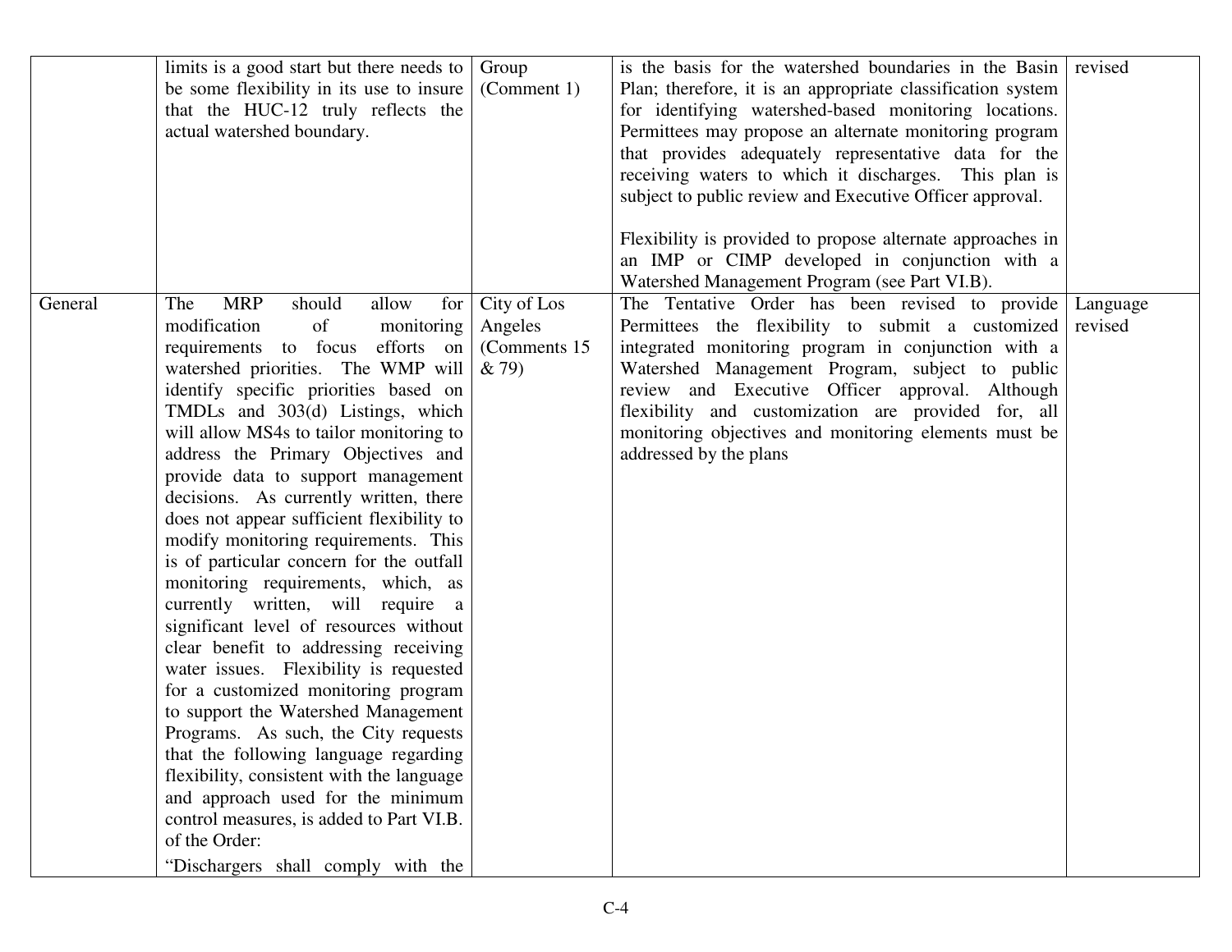| | | | | |
|---|---|---|---|---|
| | limits is a good start but there needs to be some flexibility in its use to insure that the HUC-12 truly reflects the actual watershed boundary. | Group (Comment 1) | is the basis for the watershed boundaries in the Basin Plan; therefore, it is an appropriate classification system for identifying watershed-based monitoring locations. Permittees may propose an alternate monitoring program that provides adequately representative data for the receiving waters to which it discharges. This plan is subject to public review and Executive Officer approval.<br><br>Flexibility is provided to propose alternate approaches in an IMP or CIMP developed in conjunction with a Watershed Management Program (see Part VI.B). | revised |
| General | The MRP should allow for modification of monitoring requirements to focus efforts on watershed priorities. The WMP will identify specific priorities based on TMDLs and 303(d) Listings, which will allow MS4s to tailor monitoring to address the Primary Objectives and provide data to support management decisions. As currently written, there does not appear sufficient flexibility to modify monitoring requirements. This is of particular concern for the outfall monitoring requirements, which, as currently written, will require a significant level of resources without clear benefit to addressing receiving water issues. Flexibility is requested for a customized monitoring program to support the Watershed Management Programs. As such, the City requests that the following language regarding flexibility, consistent with the language and approach used for the minimum control measures, is added to Part VI.B. of the Order:<br>"Dischargers shall comply with the | City of Los Angeles (Comments 15 & 79) | The Tentative Order has been revised to provide Permittees the flexibility to submit a customized integrated monitoring program in conjunction with a Watershed Management Program, subject to public review and Executive Officer approval. Although flexibility and customization are provided for, all monitoring objectives and monitoring elements must be addressed by the plans | Language revised |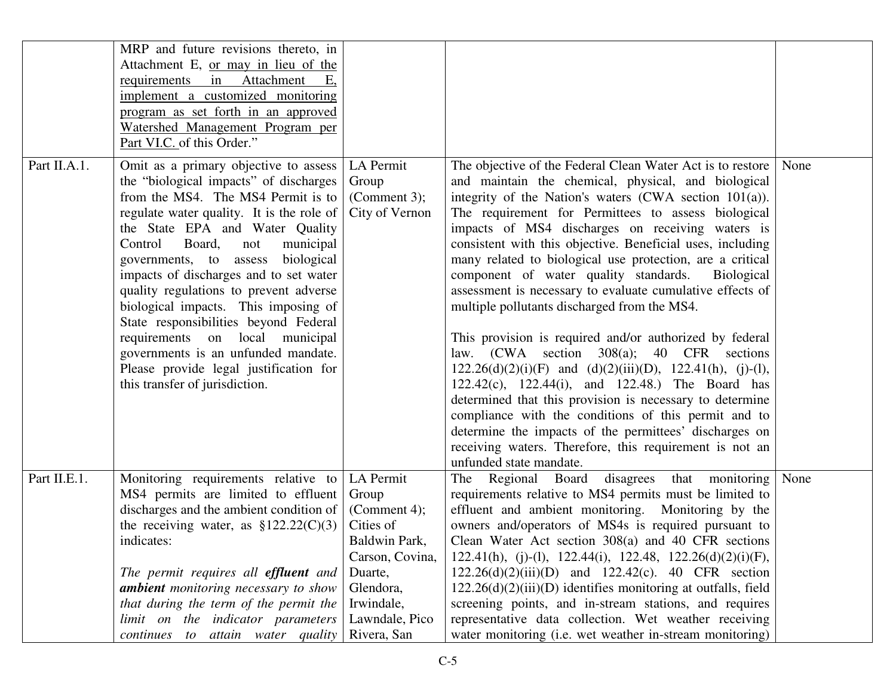| | | | | |
|---|---|---|---|---|
| | MRP and future revisions thereto, in Attachment E, or may in lieu of the requirements in Attachment E, implement a customized monitoring program as set forth in an approved Watershed Management Program per Part VI.C. of this Order." | | | |
| Part II.A.1. | Omit as a primary objective to assess the "biological impacts" of discharges from the MS4. The MS4 Permit is to regulate water quality. It is the role of the State EPA and Water Quality Control Board, not municipal governments, to assess biological impacts of discharges and to set water quality regulations to prevent adverse biological impacts. This imposing of State responsibilities beyond Federal requirements on local municipal governments is an unfunded mandate. Please provide legal justification for this transfer of jurisdiction. | LA Permit Group (Comment 3); City of Vernon | The objective of the Federal Clean Water Act is to restore and maintain the chemical, physical, and biological integrity of the Nation's waters (CWA section 101(a)). The requirement for Permittees to assess biological impacts of MS4 discharges on receiving waters is consistent with this objective. Beneficial uses, including many related to biological use protection, are a critical component of water quality standards. Biological assessment is necessary to evaluate cumulative effects of multiple pollutants discharged from the MS4.<br><br>This provision is required and/or authorized by federal law. (CWA section 308(a); 40 CFR sections 122.26(d)(2)(i)(F) and (d)(2)(iii)(D), 122.41(h), (j)-(l), 122.42(c), 122.44(i), and 122.48.) The Board has determined that this provision is necessary to determine compliance with the conditions of this permit and to determine the impacts of the permittees' discharges on receiving waters. Therefore, this requirement is not an unfunded state mandate. | None |
| Part II.E.1. | Monitoring requirements relative to MS4 permits are limited to effluent discharges and the ambient condition of the receiving water, as §122.22(C)(3) indicates:<br><br>*The permit requires all **effluent** and **ambient** monitoring necessary to show that during the term of the permit the limit on the indicator parameters continues to attain water quality* | LA Permit Group (Comment 4); Cities of Baldwin Park, Carson, Covina, Duarte, Glendora, Irwindale, Lawndale, Pico Rivera, San | The Regional Board disagrees that monitoring requirements relative to MS4 permits must be limited to effluent and ambient monitoring. Monitoring by the owners and/operators of MS4s is required pursuant to Clean Water Act section 308(a) and 40 CFR sections 122.41(h), (j)-(l), 122.44(i), 122.48, 122.26(d)(2)(i)(F), 122.26(d)(2)(iii)(D) and 122.42(c). 40 CFR section 122.26(d)(2)(iii)(D) identifies monitoring at outfalls, field screening points, and in-stream stations, and requires representative data collection. Wet weather receiving water monitoring (i.e. wet weather in-stream monitoring) | None |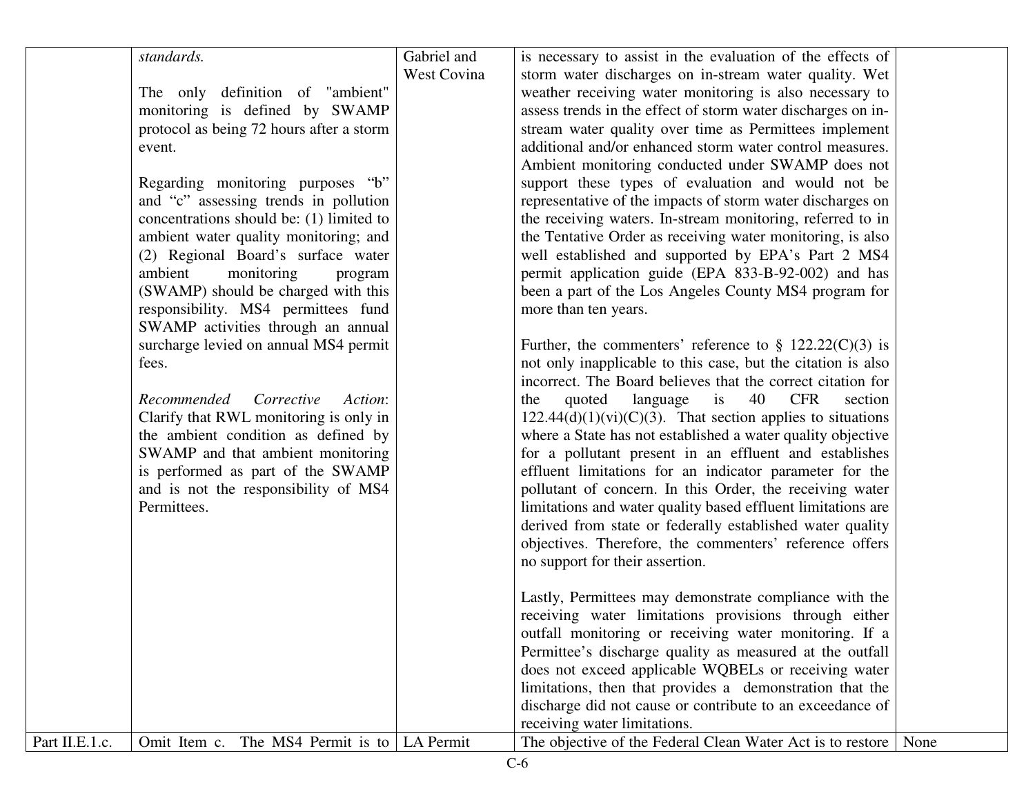| | | | | |
|---|---|---|---|---|
| | *standards.*<br><br>The only definition of "ambient" monitoring is defined by SWAMP protocol as being 72 hours after a storm event.<br><br>Regarding monitoring purposes "b" and "c" assessing trends in pollution concentrations should be: (1) limited to ambient water quality monitoring; and (2) Regional Board's surface water ambient monitoring program (SWAMP) should be charged with this responsibility. MS4 permittees fund SWAMP activities through an annual surcharge levied on annual MS4 permit fees.<br><br>*Recommended Corrective Action*: Clarify that RWL monitoring is only in the ambient condition as defined by SWAMP and that ambient monitoring is performed as part of the SWAMP and is not the responsibility of MS4 Permittees. | Gabriel and West Covina | is necessary to assist in the evaluation of the effects of storm water discharges on in-stream water quality. Wet weather receiving water monitoring is also necessary to assess trends in the effect of storm water discharges on in-stream water quality over time as Permittees implement additional and/or enhanced storm water control measures. Ambient monitoring conducted under SWAMP does not support these types of evaluation and would not be representative of the impacts of storm water discharges on the receiving waters. In-stream monitoring, referred to in the Tentative Order as receiving water monitoring, is also well established and supported by EPA's Part 2 MS4 permit application guide (EPA 833-B-92-002) and has been a part of the Los Angeles County MS4 program for more than ten years.<br><br>Further, the commenters' reference to § 122.22(C)(3) is not only inapplicable to this case, but the citation is also incorrect. The Board believes that the correct citation for the quoted language is 40 CFR section 122.44(d)(1)(vi)(C)(3). That section applies to situations where a State has not established a water quality objective for a pollutant present in an effluent and establishes effluent limitations for an indicator parameter for the pollutant of concern. In this Order, the receiving water limitations and water quality based effluent limitations are derived from state or federally established water quality objectives. Therefore, the commenters' reference offers no support for their assertion.<br><br>Lastly, Permittees may demonstrate compliance with the receiving water limitations provisions through either outfall monitoring or receiving water monitoring. If a Permittee's discharge quality as measured at the outfall does not exceed applicable WQBELs or receiving water limitations, then that provides a demonstration that the discharge did not cause or contribute to an exceedance of receiving water limitations. | |
| Part II.E.1.c. | Omit Item c. The MS4 Permit is to | LA Permit | The objective of the Federal Clean Water Act is to restore | None |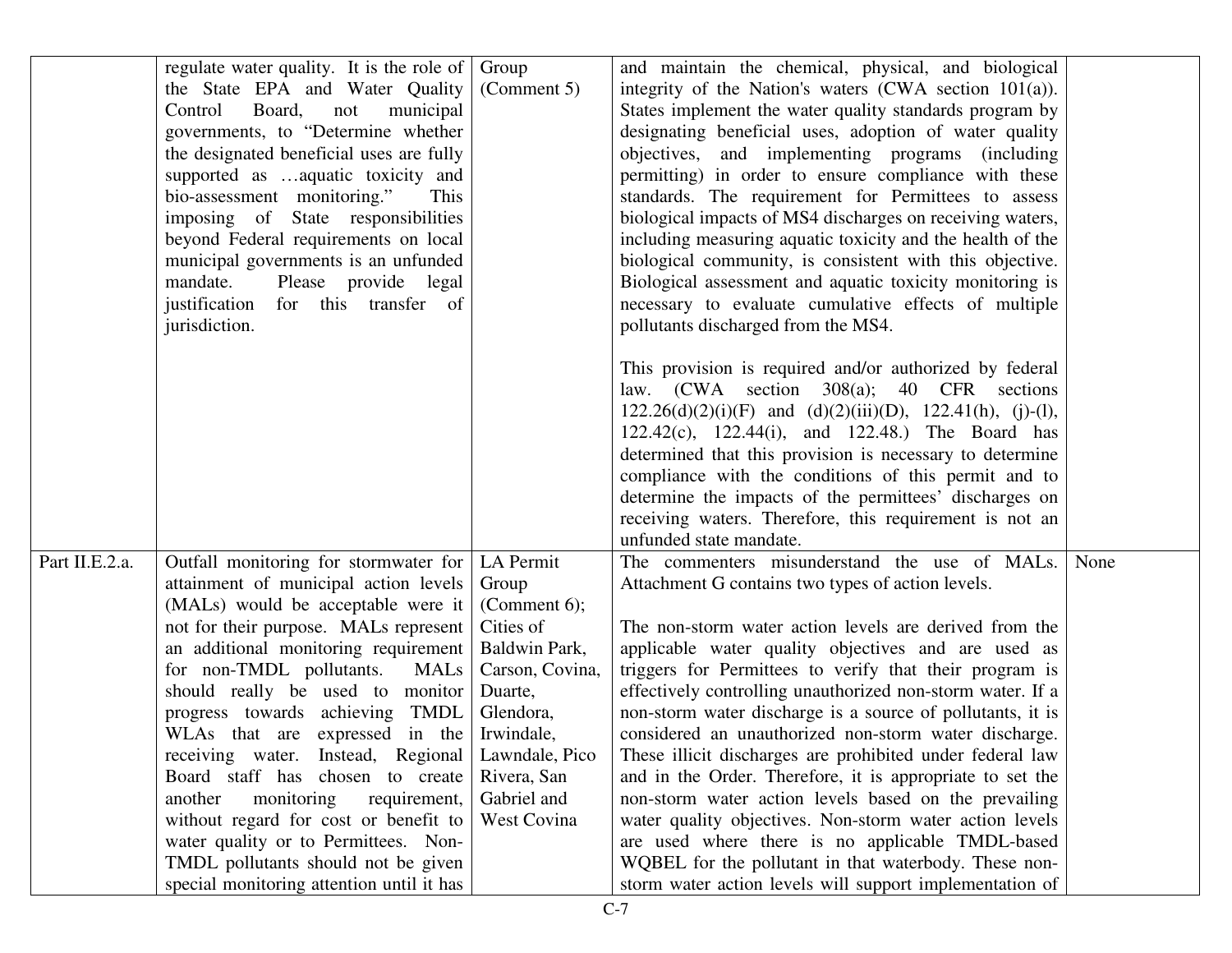| | | | | |
|---|---|---|---|---|
| | regulate water quality. It is the role of the State EPA and Water Quality Control Board, not municipal governments, to "Determine whether the designated beneficial uses are fully supported as …aquatic toxicity and bio-assessment monitoring." This imposing of State responsibilities beyond Federal requirements on local municipal governments is an unfunded mandate. Please provide legal justification for this transfer of jurisdiction. | Group (Comment 5) | and maintain the chemical, physical, and biological integrity of the Nation's waters (CWA section 101(a)). States implement the water quality standards program by designating beneficial uses, adoption of water quality objectives, and implementing programs (including permitting) in order to ensure compliance with these standards. The requirement for Permittees to assess biological impacts of MS4 discharges on receiving waters, including measuring aquatic toxicity and the health of the biological community, is consistent with this objective. Biological assessment and aquatic toxicity monitoring is necessary to evaluate cumulative effects of multiple pollutants discharged from the MS4.<br><br>This provision is required and/or authorized by federal law. (CWA section 308(a); 40 CFR sections 122.26(d)(2)(i)(F) and (d)(2)(iii)(D), 122.41(h), (j)-(l), 122.42(c), 122.44(i), and 122.48.) The Board has determined that this provision is necessary to determine compliance with the conditions of this permit and to determine the impacts of the permittees' discharges on receiving waters. Therefore, this requirement is not an unfunded state mandate. | |
| Part II.E.2.a. | Outfall monitoring for stormwater for attainment of municipal action levels (MALs) would be acceptable were it not for their purpose. MALs represent an additional monitoring requirement for non-TMDL pollutants. MALs should really be used to monitor progress towards achieving TMDL WLAs that are expressed in the receiving water. Instead, Regional Board staff has chosen to create another monitoring requirement, without regard for cost or benefit to water quality or to Permittees. Non-TMDL pollutants should not be given special monitoring attention until it has | LA Permit Group (Comment 6); Cities of Baldwin Park, Carson, Covina, Duarte, Glendora, Irwindale, Lawndale, Pico Rivera, San Gabriel and West Covina | The commenters misunderstand the use of MALs. Attachment G contains two types of action levels.<br><br>The non-storm water action levels are derived from the applicable water quality objectives and are used as triggers for Permittees to verify that their program is effectively controlling unauthorized non-storm water. If a non-storm water discharge is a source of pollutants, it is considered an unauthorized non-storm water discharge. These illicit discharges are prohibited under federal law and in the Order. Therefore, it is appropriate to set the non-storm water action levels based on the prevailing water quality objectives. Non-storm water action levels are used where there is no applicable TMDL-based WQBEL for the pollutant in that waterbody. These non-storm water action levels will support implementation of | None |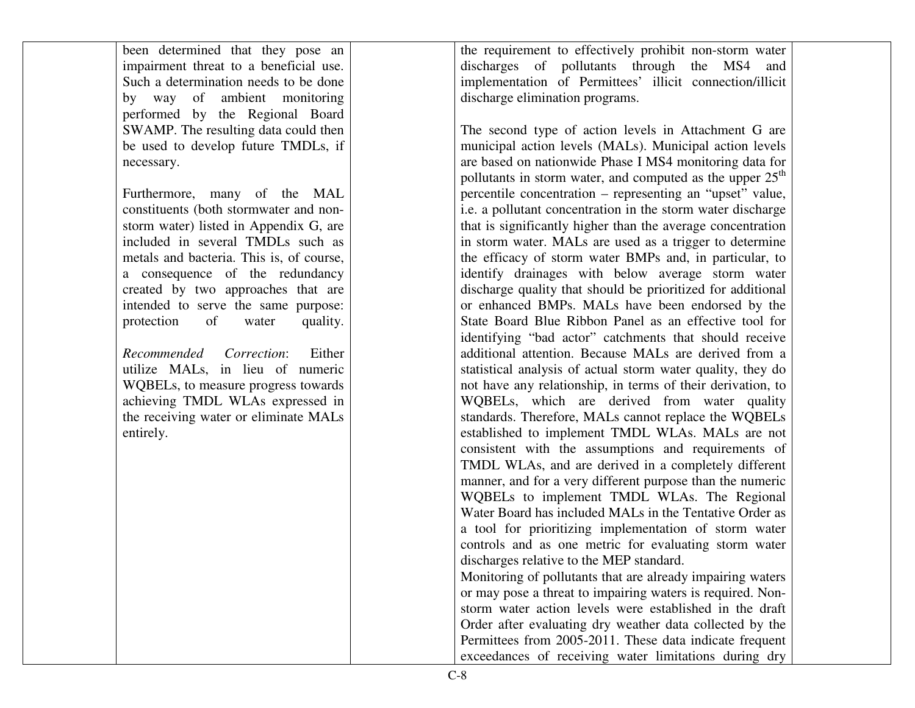| | | | | |
|---|---|---|---|---|
| | been determined that they pose an impairment threat to a beneficial use. Such a determination needs to be done by way of ambient monitoring performed by the Regional Board SWAMP. The resulting data could then be used to develop future TMDLs, if necessary.<br><br>Furthermore, many of the MAL constituents (both stormwater and non-storm water) listed in Appendix G, are included in several TMDLs such as metals and bacteria. This is, of course, a consequence of the redundancy created by two approaches that are intended to serve the same purpose: protection of water quality.<br><br>*Recommended Correction*: Either utilize MALs, in lieu of numeric WQBELs, to measure progress towards achieving TMDL WLAs expressed in the receiving water or eliminate MALs entirely. | | the requirement to effectively prohibit non-storm water discharges of pollutants through the MS4 and implementation of Permittees' illicit connection/illicit discharge elimination programs.<br><br>The second type of action levels in Attachment G are municipal action levels (MALs). Municipal action levels are based on nationwide Phase I MS4 monitoring data for pollutants in storm water, and computed as the upper 25th percentile concentration – representing an "upset" value, i.e. a pollutant concentration in the storm water discharge that is significantly higher than the average concentration in storm water. MALs are used as a trigger to determine the efficacy of storm water BMPs and, in particular, to identify drainages with below average storm water discharge quality that should be prioritized for additional or enhanced BMPs. MALs have been endorsed by the State Board Blue Ribbon Panel as an effective tool for identifying "bad actor" catchments that should receive additional attention. Because MALs are derived from a statistical analysis of actual storm water quality, they do not have any relationship, in terms of their derivation, to WQBELs, which are derived from water quality standards. Therefore, MALs cannot replace the WQBELs established to implement TMDL WLAs. MALs are not consistent with the assumptions and requirements of TMDL WLAs, and are derived in a completely different manner, and for a very different purpose than the numeric WQBELs to implement TMDL WLAs. The Regional Water Board has included MALs in the Tentative Order as a tool for prioritizing implementation of storm water controls and as one metric for evaluating storm water discharges relative to the MEP standard.<br>Monitoring of pollutants that are already impairing waters or may pose a threat to impairing waters is required. Non-storm water action levels were established in the draft Order after evaluating dry weather data collected by the Permittees from 2005-2011. These data indicate frequent exceedances of receiving water limitations during dry | |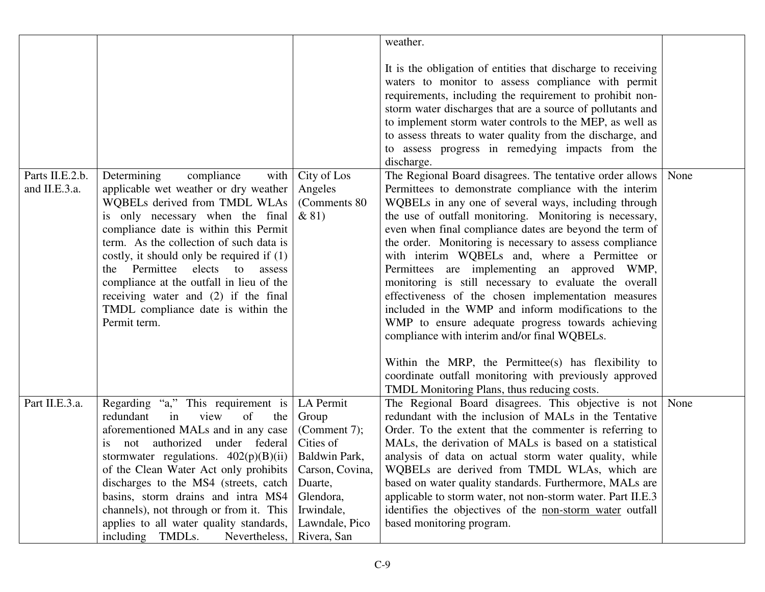| | | | weather.<br><br>It is the obligation of entities that discharge to receiving waters to monitor to assess compliance with permit requirements, including the requirement to prohibit non-storm water discharges that are a source of pollutants and to implement storm water controls to the MEP, as well as to assess threats to water quality from the discharge, and to assess progress in remedying impacts from the discharge. | |
|---|---|---|---|---|
| Parts II.E.2.b. and II.E.3.a. | Determining compliance with applicable wet weather or dry weather WQBELs derived from TMDL WLAs is only necessary when the final compliance date is within this Permit term. As the collection of such data is costly, it should only be required if (1) the Permittee elects to assess compliance at the outfall in lieu of the receiving water and (2) if the final TMDL compliance date is within the Permit term. | City of Los Angeles (Comments 80 & 81) | The Regional Board disagrees. The tentative order allows Permittees to demonstrate compliance with the interim WQBELs in any one of several ways, including through the use of outfall monitoring. Monitoring is necessary, even when final compliance dates are beyond the term of the order. Monitoring is necessary to assess compliance with interim WQBELs and, where a Permittee or Permittees are implementing an approved WMP, monitoring is still necessary to evaluate the overall effectiveness of the chosen implementation measures included in the WMP and inform modifications to the WMP to ensure adequate progress towards achieving compliance with interim and/or final WQBELs.<br><br>Within the MRP, the Permittee(s) has flexibility to coordinate outfall monitoring with previously approved TMDL Monitoring Plans, thus reducing costs. | None |
| Part II.E.3.a. | Regarding "a," This requirement is redundant in view of the aforementioned MALs and in any case is not authorized under federal stormwater regulations. 402(p)(B)(ii) of the Clean Water Act only prohibits discharges to the MS4 (streets, catch basins, storm drains and intra MS4 channels), not through or from it. This applies to all water quality standards, including TMDLs. Nevertheless, | LA Permit Group (Comment 7); Cities of Baldwin Park, Carson, Covina, Duarte, Glendora, Irwindale, Lawndale, Pico Rivera, San | The Regional Board disagrees. This objective is not redundant with the inclusion of MALs in the Tentative Order. To the extent that the commenter is referring to MALs, the derivation of MALs is based on a statistical analysis of data on actual storm water quality, while WQBELs are derived from TMDL WLAs, which are based on water quality standards. Furthermore, MALs are applicable to storm water, not non-storm water. Part II.E.3 identifies the objectives of the non-storm water outfall based monitoring program. | None |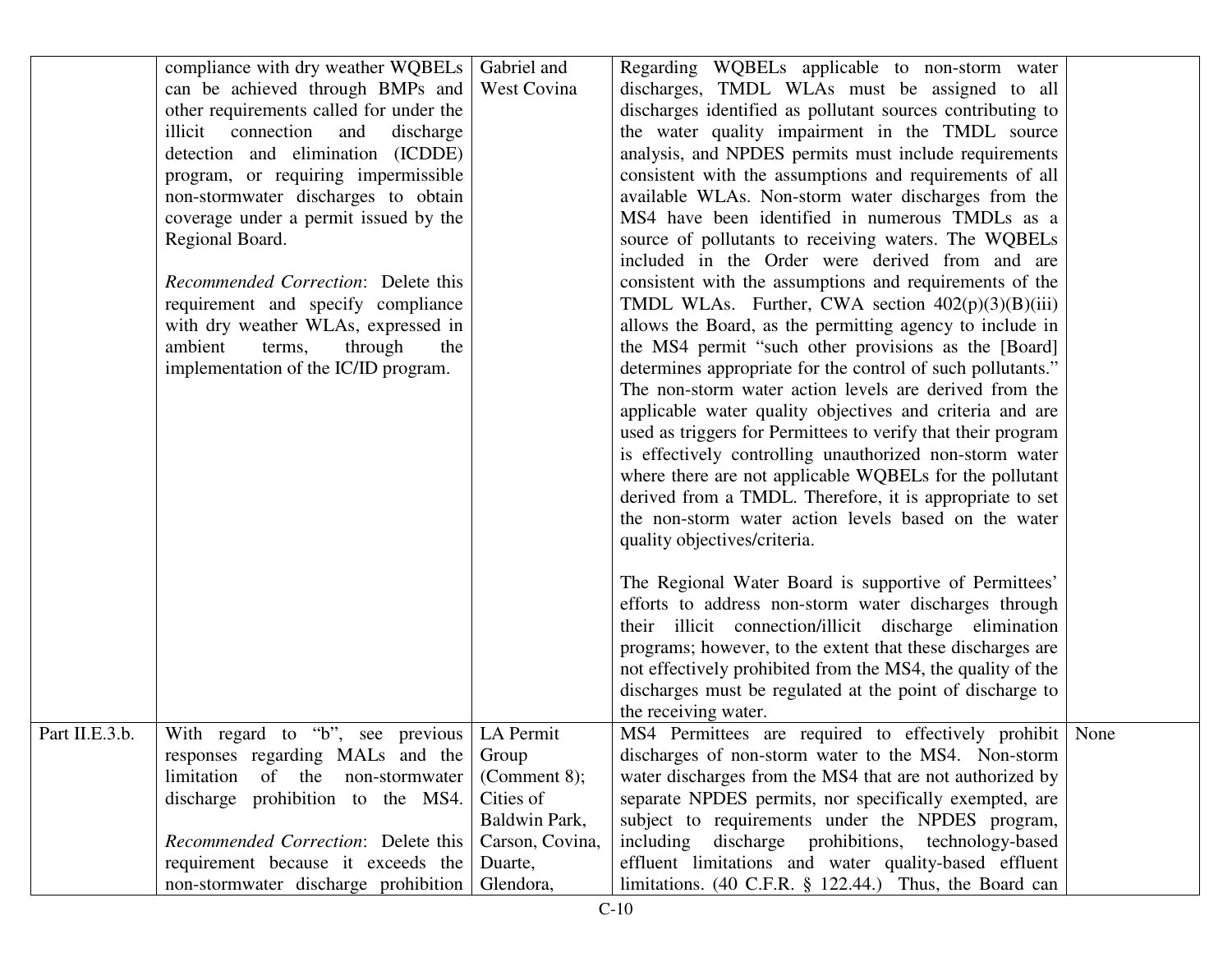| | | | | |
|---|---|---|---|---|
| | compliance with dry weather WQBELs can be achieved through BMPs and other requirements called for under the illicit connection and discharge detection and elimination (ICDDE) program, or requiring impermissible non-stormwater discharges to obtain coverage under a permit issued by the Regional Board.<br><br>*Recommended Correction*: Delete this requirement and specify compliance with dry weather WLAs, expressed in ambient terms, through the implementation of the IC/ID program. | Gabriel and West Covina | Regarding WQBELs applicable to non-storm water discharges, TMDL WLAs must be assigned to all discharges identified as pollutant sources contributing to the water quality impairment in the TMDL source analysis, and NPDES permits must include requirements consistent with the assumptions and requirements of all available WLAs. Non-storm water discharges from the MS4 have been identified in numerous TMDLs as a source of pollutants to receiving waters. The WQBELs included in the Order were derived from and are consistent with the assumptions and requirements of the TMDL WLAs. Further, CWA section 402(p)(3)(B)(iii) allows the Board, as the permitting agency to include in the MS4 permit "such other provisions as the [Board] determines appropriate for the control of such pollutants." The non-storm water action levels are derived from the applicable water quality objectives and criteria and are used as triggers for Permittees to verify that their program is effectively controlling unauthorized non-storm water where there are not applicable WQBELs for the pollutant derived from a TMDL. Therefore, it is appropriate to set the non-storm water action levels based on the water quality objectives/criteria.<br><br>The Regional Water Board is supportive of Permittees' efforts to address non-storm water discharges through their illicit connection/illicit discharge elimination programs; however, to the extent that these discharges are not effectively prohibited from the MS4, the quality of the discharges must be regulated at the point of discharge to the receiving water. | |
| Part II.E.3.b. | With regard to "b", see previous responses regarding MALs and the limitation of the non-stormwater discharge prohibition to the MS4.<br><br>*Recommended Correction*: Delete this requirement because it exceeds the non-stormwater discharge prohibition | LA Permit Group (Comment 8); Cities of Baldwin Park, Carson, Covina, Duarte, Glendora, | MS4 Permittees are required to effectively prohibit discharges of non-storm water to the MS4. Non-storm water discharges from the MS4 that are not authorized by separate NPDES permits, nor specifically exempted, are subject to requirements under the NPDES program, including discharge prohibitions, technology-based effluent limitations and water quality-based effluent limitations. (40 C.F.R. § 122.44.) Thus, the Board can | None |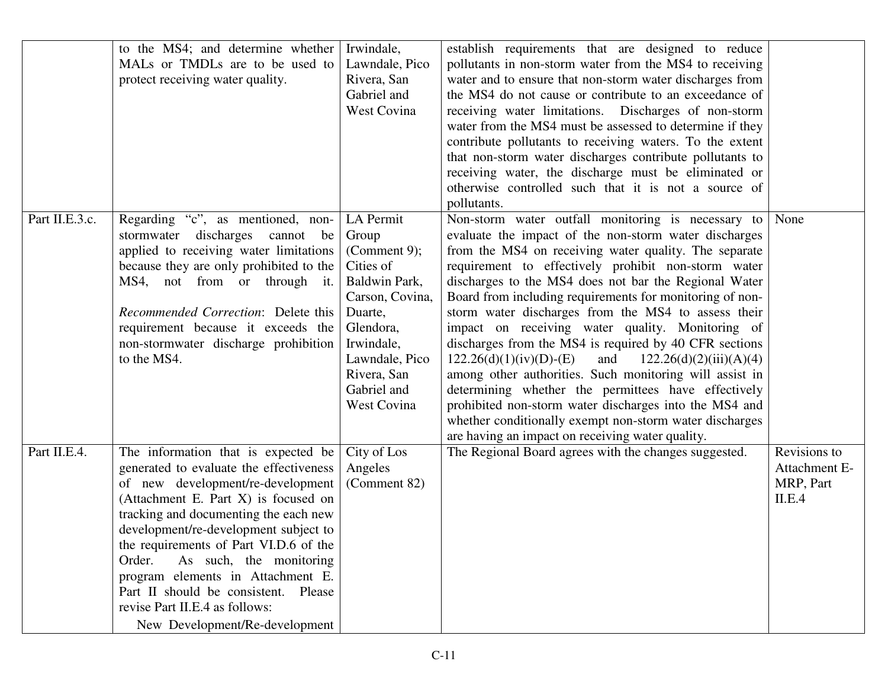| | to the MS4; and determine whether MALs or TMDLs are to be used to protect receiving water quality. | Irwindale, Lawndale, Pico Rivera, San Gabriel and West Covina | establish requirements that are designed to reduce pollutants in non-storm water from the MS4 to receiving water and to ensure that non-storm water discharges from the MS4 do not cause or contribute to an exceedance of receiving water limitations. Discharges of non-storm water from the MS4 must be assessed to determine if they contribute pollutants to receiving waters. To the extent that non-storm water discharges contribute pollutants to receiving water, the discharge must be eliminated or otherwise controlled such that it is not a source of pollutants. | |
|---|---|---|---|---|
| Part II.E.3.c. | Regarding "c", as mentioned, non-stormwater discharges cannot be applied to receiving water limitations because they are only prohibited to the MS4, not from or through it.<br><br>*Recommended Correction*: Delete this requirement because it exceeds the non-stormwater discharge prohibition to the MS4. | LA Permit Group (Comment 9); Cities of Baldwin Park, Carson, Covina, Duarte, Glendora, Irwindale, Lawndale, Pico Rivera, San Gabriel and West Covina | Non-storm water outfall monitoring is necessary to evaluate the impact of the non-storm water discharges from the MS4 on receiving water quality. The separate requirement to effectively prohibit non-storm water discharges to the MS4 does not bar the Regional Water Board from including requirements for monitoring of non-storm water discharges from the MS4 to assess their impact on receiving water quality. Monitoring of discharges from the MS4 is required by 40 CFR sections 122.26(d)(1)(iv)(D)-(E) and 122.26(d)(2)(iii)(A)(4) among other authorities. Such monitoring will assist in determining whether the permittees have effectively prohibited non-storm water discharges into the MS4 and whether conditionally exempt non-storm water discharges are having an impact on receiving water quality. | None |
| Part II.E.4. | The information that is expected be generated to evaluate the effectiveness of new development/re-development (Attachment E. Part X) is focused on tracking and documenting the each new development/re-development subject to the requirements of Part VI.D.6 of the Order. As such, the monitoring program elements in Attachment E. Part II should be consistent. Please revise Part II.E.4 as follows:<br><br>New Development/Re-development | City of Los Angeles (Comment 82) | The Regional Board agrees with the changes suggested. | Revisions to Attachment E-MRP, Part II.E.4 |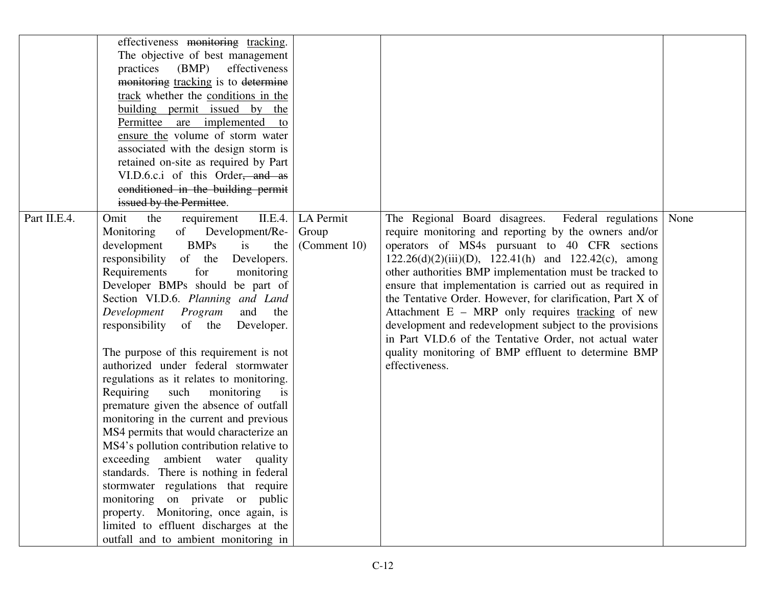| | | | | |
|---|---|---|---|---|
| | effectiveness ~~monitoring~~ <u>tracking</u>. The objective of best management practices (BMP) effectiveness ~~monitoring~~ <u>tracking</u> is to ~~determine~~ <u>track</u> whether the <u>conditions in the building permit issued by the Permittee are implemented to ensure the</u> volume of storm water associated with the design storm is retained on-site as required by Part VI.D.6.c.i of this Order~~, and as conditioned in the building permit issued by the Permittee~~. | | | |
| Part II.E.4. | Omit the requirement II.E.4. Monitoring of Development/Re-development BMPs is the responsibility of the Developers. Requirements for monitoring Developer BMPs should be part of Section VI.D.6. *Planning and Land Development Program* and the responsibility of the Developer.<br><br>The purpose of this requirement is not authorized under federal stormwater regulations as it relates to monitoring. Requiring such monitoring is premature given the absence of outfall monitoring in the current and previous MS4 permits that would characterize an MS4's pollution contribution relative to exceeding ambient water quality standards. There is nothing in federal stormwater regulations that require monitoring on private or public property. Monitoring, once again, is limited to effluent discharges at the outfall and to ambient monitoring in | LA Permit Group (Comment 10) | The Regional Board disagrees. Federal regulations require monitoring and reporting by the owners and/or operators of MS4s pursuant to 40 CFR sections 122.26(d)(2)(iii)(D), 122.41(h) and 122.42(c), among other authorities BMP implementation must be tracked to ensure that implementation is carried out as required in the Tentative Order. However, for clarification, Part X of Attachment E – MRP only requires <u>tracking</u> of new development and redevelopment subject to the provisions in Part VI.D.6 of the Tentative Order, not actual water quality monitoring of BMP effluent to determine BMP effectiveness. | None |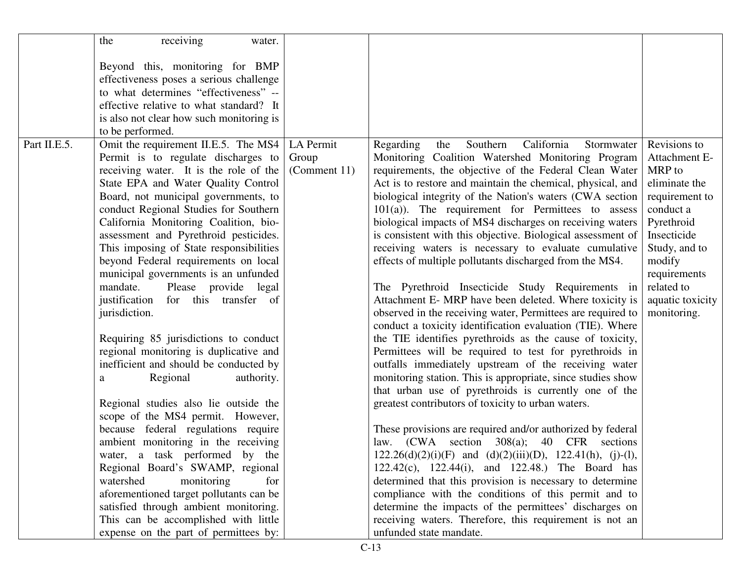| | | | | |
|---|---|---|---|---|
| | the receiving water.<br><br>Beyond this, monitoring for BMP effectiveness poses a serious challenge to what determines "effectiveness" -- effective relative to what standard? It is also not clear how such monitoring is to be performed. | | | |
| Part II.E.5. | Omit the requirement II.E.5. The MS4 Permit is to regulate discharges to receiving water. It is the role of the State EPA and Water Quality Control Board, not municipal governments, to conduct Regional Studies for Southern California Monitoring Coalition, bio-assessment and Pyrethroid pesticides. This imposing of State responsibilities beyond Federal requirements on local municipal governments is an unfunded mandate. Please provide legal justification for this transfer of jurisdiction.<br><br>Requiring 85 jurisdictions to conduct regional monitoring is duplicative and inefficient and should be conducted by a Regional authority.<br><br>Regional studies also lie outside the scope of the MS4 permit. However, because federal regulations require ambient monitoring in the receiving water, a task performed by the Regional Board's SWAMP, regional watershed monitoring for aforementioned target pollutants can be satisfied through ambient monitoring. This can be accomplished with little expense on the part of permittees by: | LA Permit Group (Comment 11) | Regarding the Southern California Stormwater Monitoring Coalition Watershed Monitoring Program requirements, the objective of the Federal Clean Water Act is to restore and maintain the chemical, physical, and biological integrity of the Nation's waters (CWA section 101(a)). The requirement for Permittees to assess biological impacts of MS4 discharges on receiving waters is consistent with this objective. Biological assessment of receiving waters is necessary to evaluate cumulative effects of multiple pollutants discharged from the MS4.<br><br>The Pyrethroid Insecticide Study Requirements in Attachment E- MRP have been deleted. Where toxicity is observed in the receiving water, Permittees are required to conduct a toxicity identification evaluation (TIE). Where the TIE identifies pyrethroids as the cause of toxicity, Permittees will be required to test for pyrethroids in outfalls immediately upstream of the receiving water monitoring station. This is appropriate, since studies show that urban use of pyrethroids is currently one of the greatest contributors of toxicity to urban waters.<br><br>These provisions are required and/or authorized by federal law. (CWA section 308(a); 40 CFR sections 122.26(d)(2)(i)(F) and (d)(2)(iii)(D), 122.41(h), (j)-(l), 122.42(c), 122.44(i), and 122.48.) The Board has determined that this provision is necessary to determine compliance with the conditions of this permit and to determine the impacts of the permittees' discharges on receiving waters. Therefore, this requirement is not an unfunded state mandate. | Revisions to Attachment E-MRP to eliminate the requirement to conduct a Pyrethroid Insecticide Study, and to modify requirements related to aquatic toxicity monitoring. |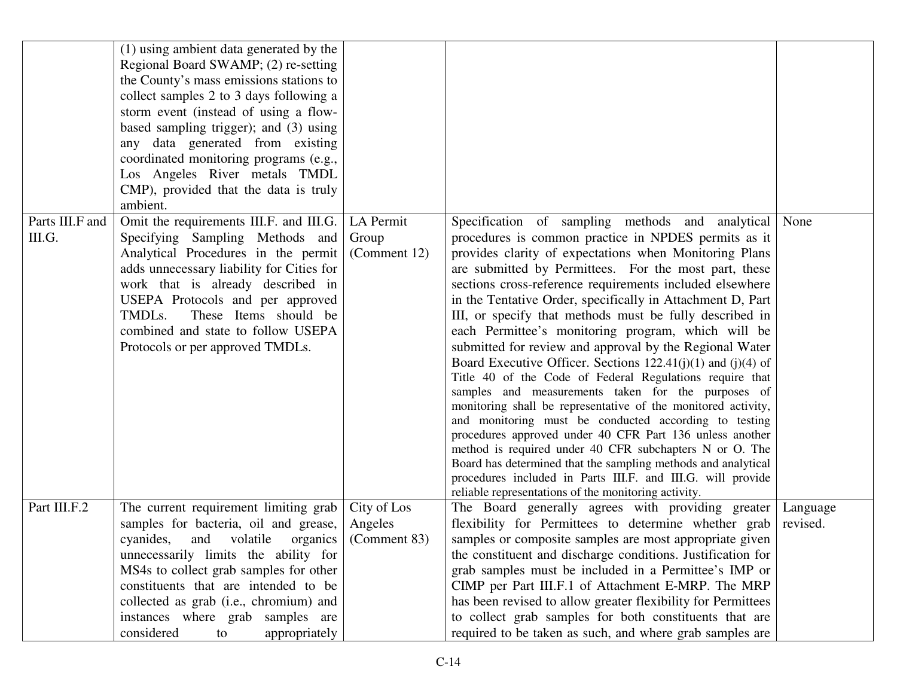| | | | | |
|---|---|---|---|---|
| | (1) using ambient data generated by the Regional Board SWAMP; (2) re-setting the County's mass emissions stations to collect samples 2 to 3 days following a storm event (instead of using a flow-based sampling trigger); and (3) using any data generated from existing coordinated monitoring programs (e.g., Los Angeles River metals TMDL CMP), provided that the data is truly ambient. | | | |
| Parts III.F and III.G. | Omit the requirements III.F. and III.G. Specifying Sampling Methods and Analytical Procedures in the permit adds unnecessary liability for Cities for work that is already described in USEPA Protocols and per approved TMDLs. These Items should be combined and state to follow USEPA Protocols or per approved TMDLs. | LA Permit Group (Comment 12) | Specification of sampling methods and analytical procedures is common practice in NPDES permits as it provides clarity of expectations when Monitoring Plans are submitted by Permittees. For the most part, these sections cross-reference requirements included elsewhere in the Tentative Order, specifically in Attachment D, Part III, or specify that methods must be fully described in each Permittee's monitoring program, which will be submitted for review and approval by the Regional Water Board Executive Officer. Sections 122.41(j)(1) and (j)(4) of Title 40 of the Code of Federal Regulations require that samples and measurements taken for the purposes of monitoring shall be representative of the monitored activity, and monitoring must be conducted according to testing procedures approved under 40 CFR Part 136 unless another method is required under 40 CFR subchapters N or O. The Board has determined that the sampling methods and analytical procedures included in Parts III.F. and III.G. will provide reliable representations of the monitoring activity. | None |
| Part III.F.2 | The current requirement limiting grab samples for bacteria, oil and grease, cyanides, and volatile organics unnecessarily limits the ability for MS4s to collect grab samples for other constituents that are intended to be collected as grab (i.e., chromium) and instances where grab samples are considered to appropriately | City of Los Angeles (Comment 83) | The Board generally agrees with providing greater flexibility for Permittees to determine whether grab samples or composite samples are most appropriate given the constituent and discharge conditions. Justification for grab samples must be included in a Permittee's IMP or CIMP per Part III.F.1 of Attachment E-MRP. The MRP has been revised to allow greater flexibility for Permittees to collect grab samples for both constituents that are required to be taken as such, and where grab samples are | Language revised. |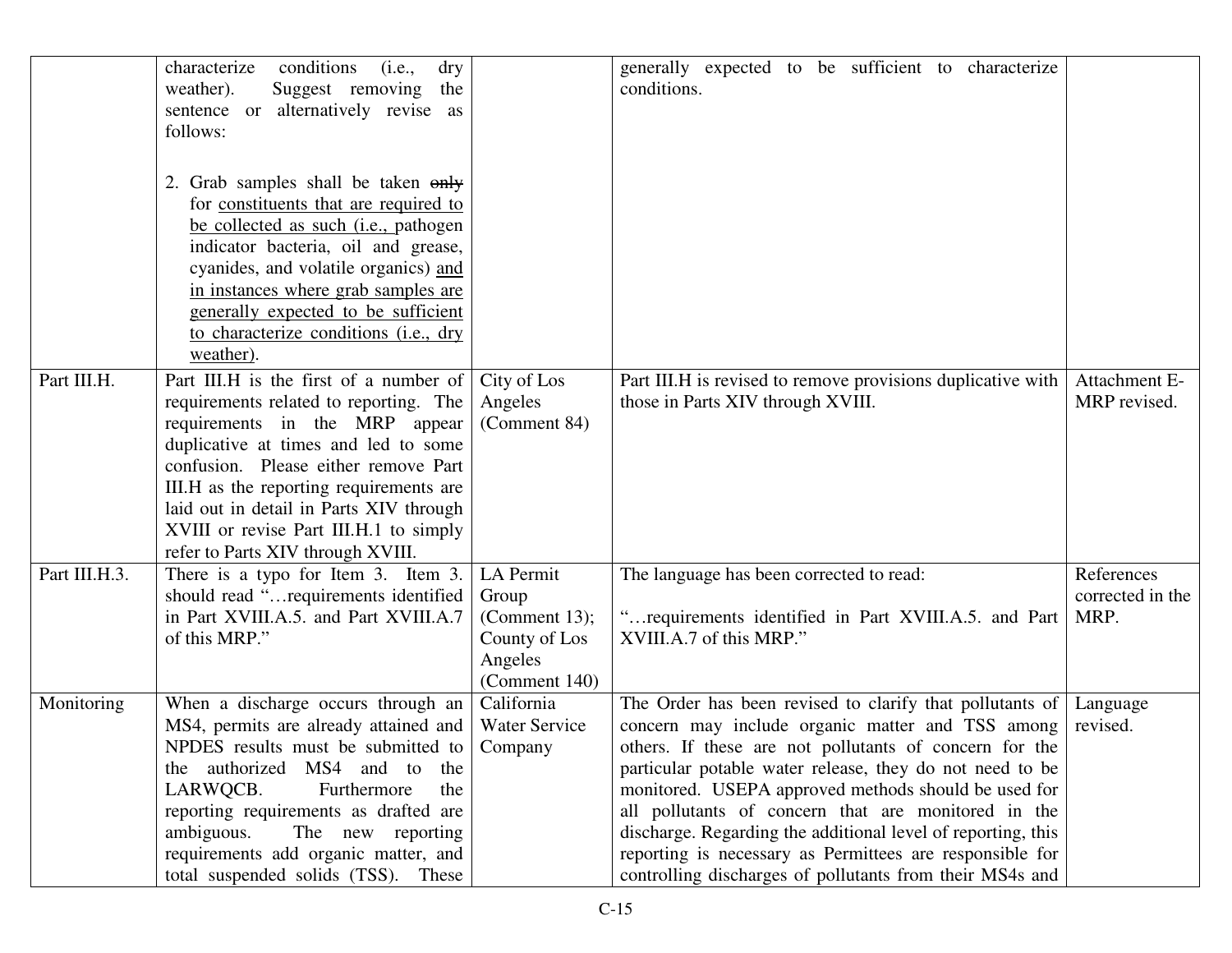| | | | | |
|---|---|---|---|---|
| | characterize conditions (i.e., dry weather). Suggest removing the sentence or alternatively revise as follows:<br><br>2. Grab samples shall be taken ~~only~~ for <u>constituents that are required to be collected as such (i.e.,</u> pathogen indicator bacteria, oil and grease, cyanides, and volatile organics) <u>and in instances where grab samples are generally expected to be sufficient to characterize conditions (i.e., dry weather)</u>. | | generally expected to be sufficient to characterize conditions. | |
| Part III.H. | Part III.H is the first of a number of requirements related to reporting. The requirements in the MRP appear duplicative at times and led to some confusion. Please either remove Part III.H as the reporting requirements are laid out in detail in Parts XIV through XVIII or revise Part III.H.1 to simply refer to Parts XIV through XVIII. | City of Los Angeles (Comment 84) | Part III.H is revised to remove provisions duplicative with those in Parts XIV through XVIII. | Attachment E-MRP revised. |
| Part III.H.3. | There is a typo for Item 3. Item 3. should read "…requirements identified in Part XVIII.A.5. and Part XVIII.A.7 of this MRP." | LA Permit Group (Comment 13); County of Los Angeles (Comment 140) | The language has been corrected to read:<br><br>"…requirements identified in Part XVIII.A.5. and Part XVIII.A.7 of this MRP." | References corrected in the MRP. |
| Monitoring | When a discharge occurs through an MS4, permits are already attained and NPDES results must be submitted to the authorized MS4 and to the LARWQCB. Furthermore the reporting requirements as drafted are ambiguous. The new reporting requirements add organic matter, and total suspended solids (TSS). These | California Water Service Company | The Order has been revised to clarify that pollutants of concern may include organic matter and TSS among others. If these are not pollutants of concern for the particular potable water release, they do not need to be monitored. USEPA approved methods should be used for all pollutants of concern that are monitored in the discharge. Regarding the additional level of reporting, this reporting is necessary as Permittees are responsible for controlling discharges of pollutants from their MS4s and | Language revised. |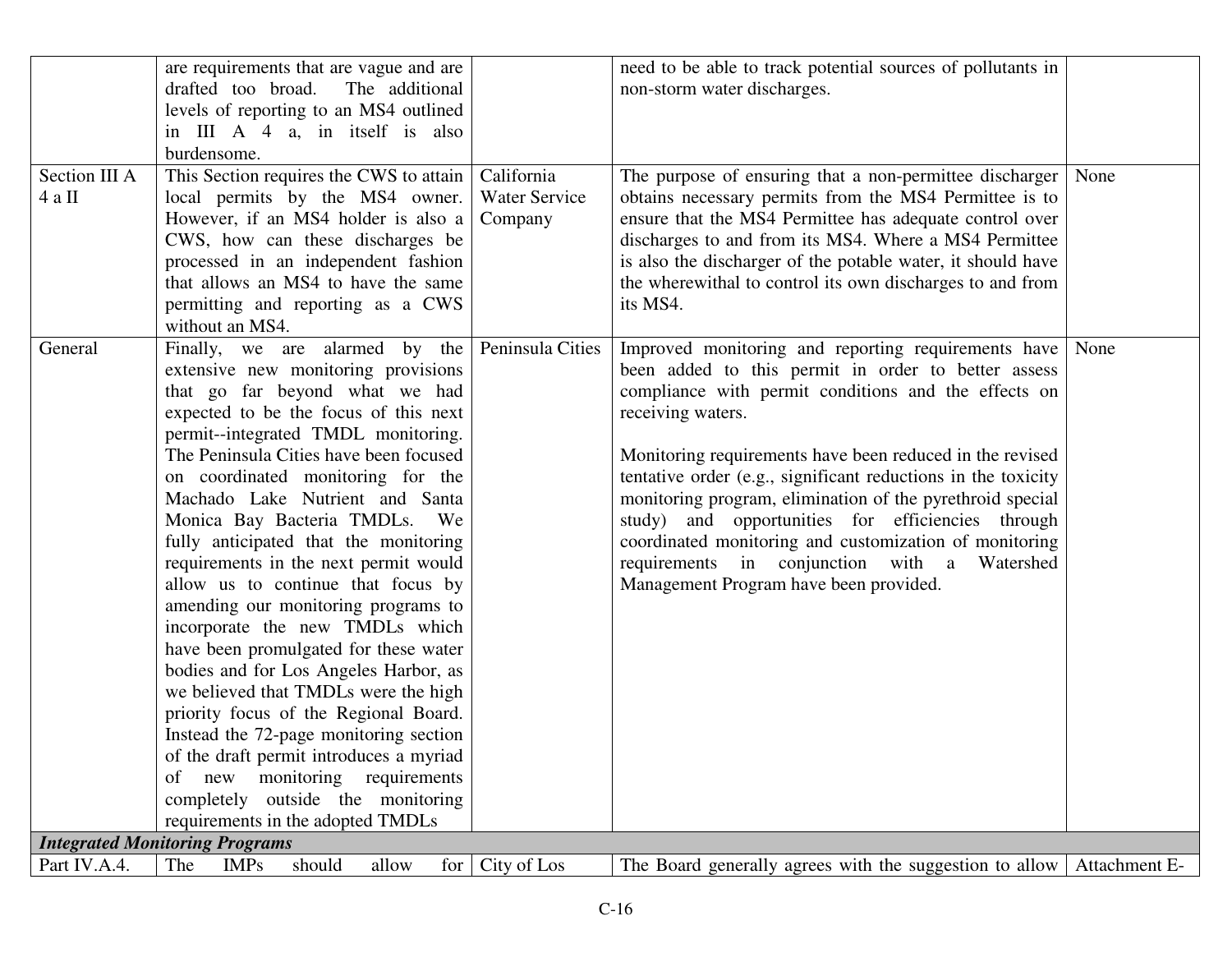| | | | | |
|---|---|---|---|---|
| | are requirements that are vague and are drafted too broad. The additional levels of reporting to an MS4 outlined in III A 4 a, in itself is also burdensome. | | need to be able to track potential sources of pollutants in non-storm water discharges. | |
| Section III A 4 a II | This Section requires the CWS to attain local permits by the MS4 owner. However, if an MS4 holder is also a CWS, how can these discharges be processed in an independent fashion that allows an MS4 to have the same permitting and reporting as a CWS without an MS4. | California Water Service Company | The purpose of ensuring that a non-permittee discharger obtains necessary permits from the MS4 Permittee is to ensure that the MS4 Permittee has adequate control over discharges to and from its MS4. Where a MS4 Permittee is also the discharger of the potable water, it should have the wherewithal to control its own discharges to and from its MS4. | None |
| General | Finally, we are alarmed by the extensive new monitoring provisions that go far beyond what we had expected to be the focus of this next permit--integrated TMDL monitoring. The Peninsula Cities have been focused on coordinated monitoring for the Machado Lake Nutrient and Santa Monica Bay Bacteria TMDLs. We fully anticipated that the monitoring requirements in the next permit would allow us to continue that focus by amending our monitoring programs to incorporate the new TMDLs which have been promulgated for these water bodies and for Los Angeles Harbor, as we believed that TMDLs were the high priority focus of the Regional Board. Instead the 72-page monitoring section of the draft permit introduces a myriad of new monitoring requirements completely outside the monitoring requirements in the adopted TMDLs | Peninsula Cities | Improved monitoring and reporting requirements have been added to this permit in order to better assess compliance with permit conditions and the effects on receiving waters.<br><br>Monitoring requirements have been reduced in the revised tentative order (e.g., significant reductions in the toxicity monitoring program, elimination of the pyrethroid special study) and opportunities for efficiencies through coordinated monitoring and customization of monitoring requirements in conjunction with a Watershed Management Program have been provided. | None |
| ***Integrated Monitoring Programs*** | | | | |
| Part IV.A.4. | The IMPs should allow for | City of Los | The Board generally agrees with the suggestion to allow | Attachment E- |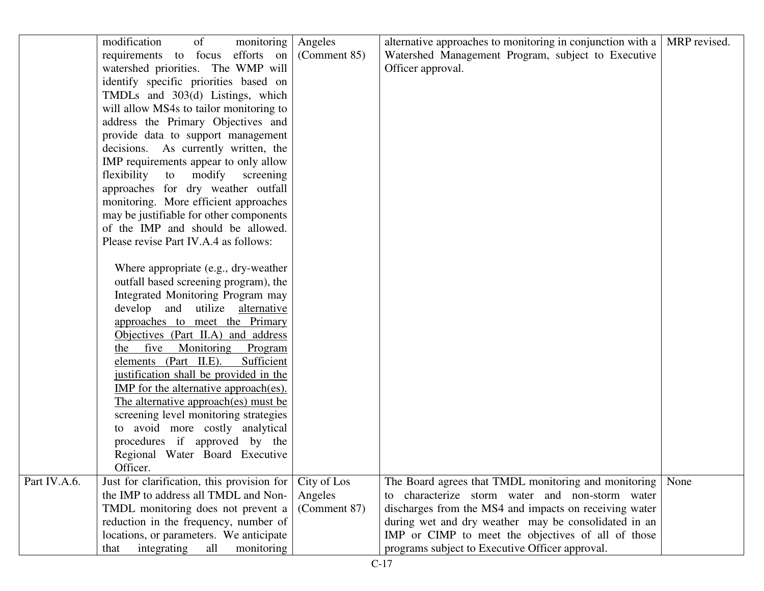| | | | | |
|---|---|---|---|---|
| | modification of monitoring requirements to focus efforts on watershed priorities. The WMP will identify specific priorities based on TMDLs and 303(d) Listings, which will allow MS4s to tailor monitoring to address the Primary Objectives and provide data to support management decisions. As currently written, the IMP requirements appear to only allow flexibility to modify screening approaches for dry weather outfall monitoring. More efficient approaches may be justifiable for other components of the IMP and should be allowed. Please revise Part IV.A.4 as follows:<br><br>Where appropriate (e.g., dry-weather outfall based screening program), the Integrated Monitoring Program may develop and utilize alternative approaches to meet the Primary Objectives (Part II.A) and address the five Monitoring Program elements (Part II.E). Sufficient justification shall be provided in the IMP for the alternative approach(es). The alternative approach(es) must be screening level monitoring strategies to avoid more costly analytical procedures if approved by the Regional Water Board Executive Officer. | Angeles (Comment 85) | alternative approaches to monitoring in conjunction with a Watershed Management Program, subject to Executive Officer approval. | MRP revised. |
| Part IV.A.6. | Just for clarification, this provision for the IMP to address all TMDL and Non-TMDL monitoring does not prevent a reduction in the frequency, number of locations, or parameters. We anticipate that integrating all monitoring | City of Los Angeles (Comment 87) | The Board agrees that TMDL monitoring and monitoring to characterize storm water and non-storm water discharges from the MS4 and impacts on receiving water during wet and dry weather may be consolidated in an IMP or CIMP to meet the objectives of all of those programs subject to Executive Officer approval. | None |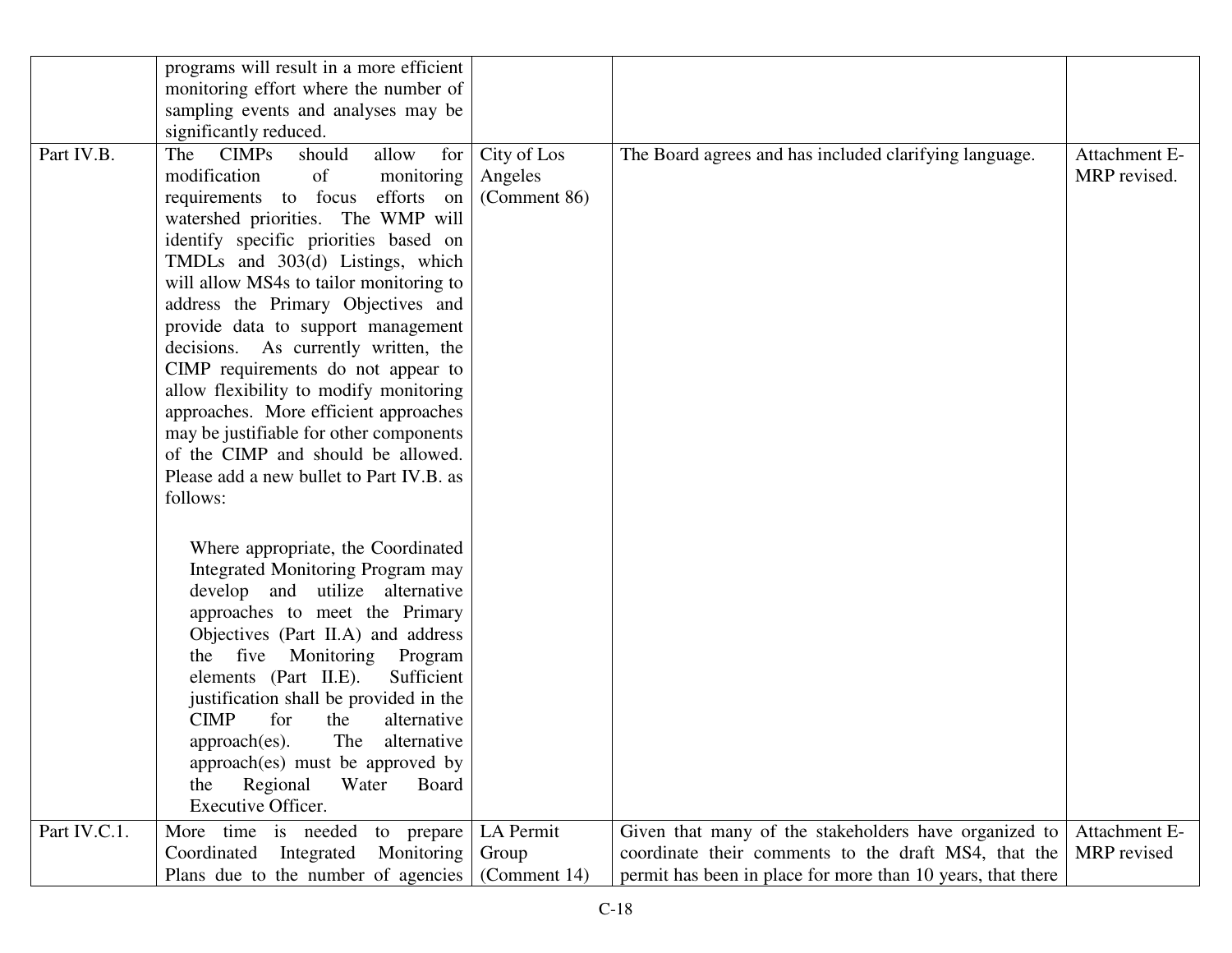| | | | | |
|---|---|---|---|---|
| | programs will result in a more efficient monitoring effort where the number of sampling events and analyses may be significantly reduced. | | | |
| Part IV.B. | The CIMPs should allow for modification of monitoring requirements to focus efforts on watershed priorities. The WMP will identify specific priorities based on TMDLs and 303(d) Listings, which will allow MS4s to tailor monitoring to address the Primary Objectives and provide data to support management decisions. As currently written, the CIMP requirements do not appear to allow flexibility to modify monitoring approaches. More efficient approaches may be justifiable for other components of the CIMP and should be allowed. Please add a new bullet to Part IV.B. as follows:<br><br>Where appropriate, the Coordinated Integrated Monitoring Program may develop and utilize alternative approaches to meet the Primary Objectives (Part II.A) and address the five Monitoring Program elements (Part II.E). Sufficient justification shall be provided in the CIMP for the alternative approach(es). The alternative approach(es) must be approved by the Regional Water Board Executive Officer. | City of Los Angeles (Comment 86) | The Board agrees and has included clarifying language. | Attachment E-MRP revised. |
| Part IV.C.1. | More time is needed to prepare Coordinated Integrated Monitoring Plans due to the number of agencies | LA Permit Group (Comment 14) | Given that many of the stakeholders have organized to coordinate their comments to the draft MS4, that the permit has been in place for more than 10 years, that there | Attachment E-MRP revised |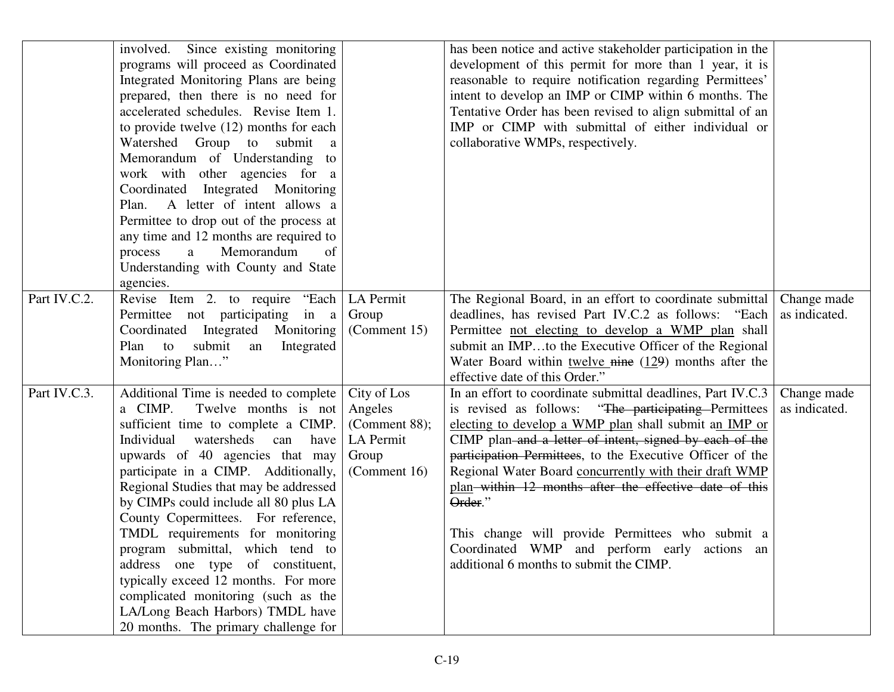| | | | | |
|---|---|---|---|---|
| | involved. Since existing monitoring programs will proceed as Coordinated Integrated Monitoring Plans are being prepared, then there is no need for accelerated schedules. Revise Item 1. to provide twelve (12) months for each Watershed Group to submit a Memorandum of Understanding to work with other agencies for a Coordinated Integrated Monitoring Plan. A letter of intent allows a Permittee to drop out of the process at any time and 12 months are required to process a Memorandum of Understanding with County and State agencies. | | has been notice and active stakeholder participation in the development of this permit for more than 1 year, it is reasonable to require notification regarding Permittees' intent to develop an IMP or CIMP within 6 months. The Tentative Order has been revised to align submittal of an IMP or CIMP with submittal of either individual or collaborative WMPs, respectively. | |
| Part IV.C.2. | Revise Item 2. to require "Each Permittee not participating in a Coordinated Integrated Monitoring Plan to submit an Integrated Monitoring Plan…" | LA Permit Group (Comment 15) | The Regional Board, in an effort to coordinate submittal deadlines, has revised Part IV.C.2 as follows: "Each Permittee <u>not electing to develop a WMP plan</u> shall submit an IMP…to the Executive Officer of the Regional Water Board within <u>twelve</u> ~~nine~~ (<u>12</u>~~9~~) months after the effective date of this Order." | Change made as indicated. |
| Part IV.C.3. | Additional Time is needed to complete a CIMP. Twelve months is not sufficient time to complete a CIMP. Individual watersheds can have upwards of 40 agencies that may participate in a CIMP. Additionally, Regional Studies that may be addressed by CIMPs could include all 80 plus LA County Copermittees. For reference, TMDL requirements for monitoring program submittal, which tend to address one type of constituent, typically exceed 12 months. For more complicated monitoring (such as the LA/Long Beach Harbors) TMDL have 20 months. The primary challenge for | City of Los Angeles (Comment 88); LA Permit Group (Comment 16) | In an effort to coordinate submittal deadlines, Part IV.C.3 is revised as follows: "~~The participating~~ Permittees <u>electing to develop a WMP plan</u> shall submit a<u>n IMP or</u> CIMP plan ~~and a letter of intent, signed by each of the participation Permittees~~, to the Executive Officer of the Regional Water Board <u>concurrently with their draft WMP plan</u> ~~within 12 months after the effective date of this Order~~."<br><br>This change will provide Permittees who submit a Coordinated WMP and perform early actions an additional 6 months to submit the CIMP. | Change made as indicated. |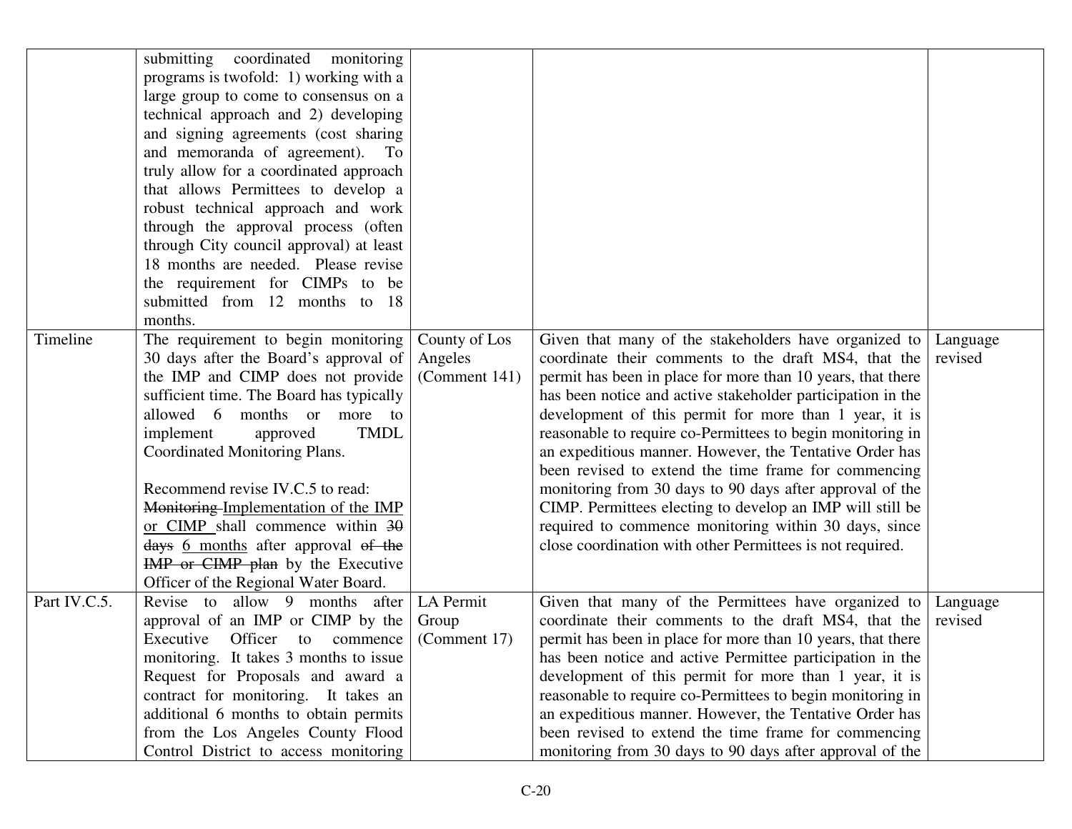| | | | | |
|---|---|---|---|---|
| | submitting coordinated monitoring programs is twofold: 1) working with a large group to come to consensus on a technical approach and 2) developing and signing agreements (cost sharing and memoranda of agreement). To truly allow for a coordinated approach that allows Permittees to develop a robust technical approach and work through the approval process (often through City council approval) at least 18 months are needed. Please revise the requirement for CIMPs to be submitted from 12 months to 18 months. | | | |
| Timeline | The requirement to begin monitoring 30 days after the Board's approval of the IMP and CIMP does not provide sufficient time. The Board has typically allowed 6 months or more to implement approved TMDL Coordinated Monitoring Plans.<br><br>Recommend revise IV.C.5 to read:<br>~~Monitoring~~ <u>Implementation of the IMP or CIMP</u> shall commence within ~~30 days~~ <u>6 months</u> after approval ~~of the IMP or CIMP plan~~ by the Executive Officer of the Regional Water Board. | County of Los Angeles (Comment 141) | Given that many of the stakeholders have organized to coordinate their comments to the draft MS4, that the permit has been in place for more than 10 years, that there has been notice and active stakeholder participation in the development of this permit for more than 1 year, it is reasonable to require co-Permittees to begin monitoring in an expeditious manner. However, the Tentative Order has been revised to extend the time frame for commencing monitoring from 30 days to 90 days after approval of the CIMP. Permittees electing to develop an IMP will still be required to commence monitoring within 30 days, since close coordination with other Permittees is not required. | Language revised |
| Part IV.C.5. | Revise to allow 9 months after approval of an IMP or CIMP by the Executive Officer to commence monitoring. It takes 3 months to issue Request for Proposals and award a contract for monitoring. It takes an additional 6 months to obtain permits from the Los Angeles County Flood Control District to access monitoring | LA Permit Group (Comment 17) | Given that many of the Permittees have organized to coordinate their comments to the draft MS4, that the permit has been in place for more than 10 years, that there has been notice and active Permittee participation in the development of this permit for more than 1 year, it is reasonable to require co-Permittees to begin monitoring in an expeditious manner. However, the Tentative Order has been revised to extend the time frame for commencing monitoring from 30 days to 90 days after approval of the | Language revised |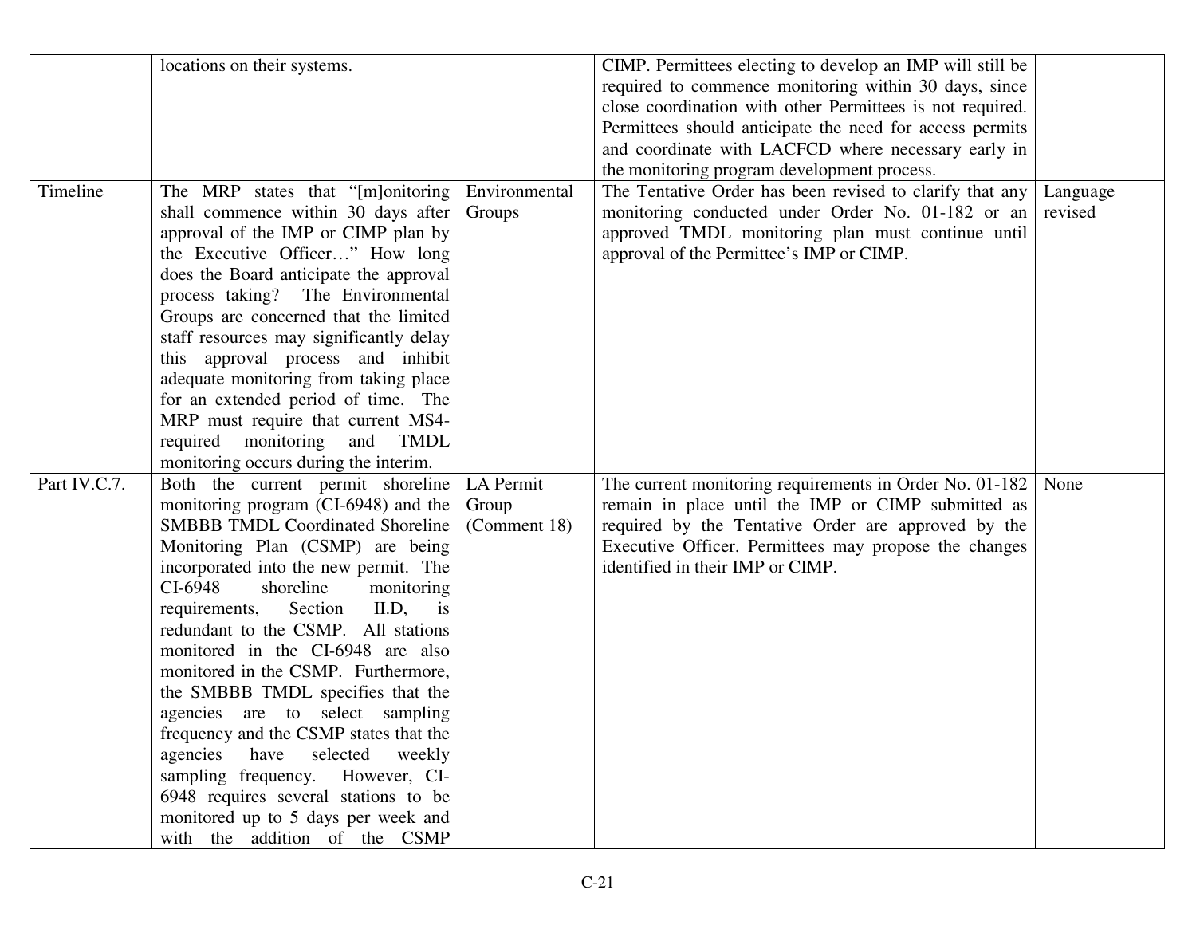| | | | | |
|---|---|---|---|---|
| | locations on their systems. | | CIMP. Permittees electing to develop an IMP will still be required to commence monitoring within 30 days, since close coordination with other Permittees is not required. Permittees should anticipate the need for access permits and coordinate with LACFCD where necessary early in the monitoring program development process. | |
| Timeline | The MRP states that "[m]onitoring shall commence within 30 days after approval of the IMP or CIMP plan by the Executive Officer…" How long does the Board anticipate the approval process taking? The Environmental Groups are concerned that the limited staff resources may significantly delay this approval process and inhibit adequate monitoring from taking place for an extended period of time. The MRP must require that current MS4-required monitoring and TMDL monitoring occurs during the interim. | Environmental Groups | The Tentative Order has been revised to clarify that any monitoring conducted under Order No. 01-182 or an approved TMDL monitoring plan must continue until approval of the Permittee's IMP or CIMP. | Language revised |
| Part IV.C.7. | Both the current permit shoreline monitoring program (CI-6948) and the SMBBB TMDL Coordinated Shoreline Monitoring Plan (CSMP) are being incorporated into the new permit. The CI-6948 shoreline monitoring requirements, Section II.D, is redundant to the CSMP. All stations monitored in the CI-6948 are also monitored in the CSMP. Furthermore, the SMBBB TMDL specifies that the agencies are to select sampling frequency and the CSMP states that the agencies have selected weekly sampling frequency. However, CI-6948 requires several stations to be monitored up to 5 days per week and with the addition of the CSMP | LA Permit Group (Comment 18) | The current monitoring requirements in Order No. 01-182 remain in place until the IMP or CIMP submitted as required by the Tentative Order are approved by the Executive Officer. Permittees may propose the changes identified in their IMP or CIMP. | None |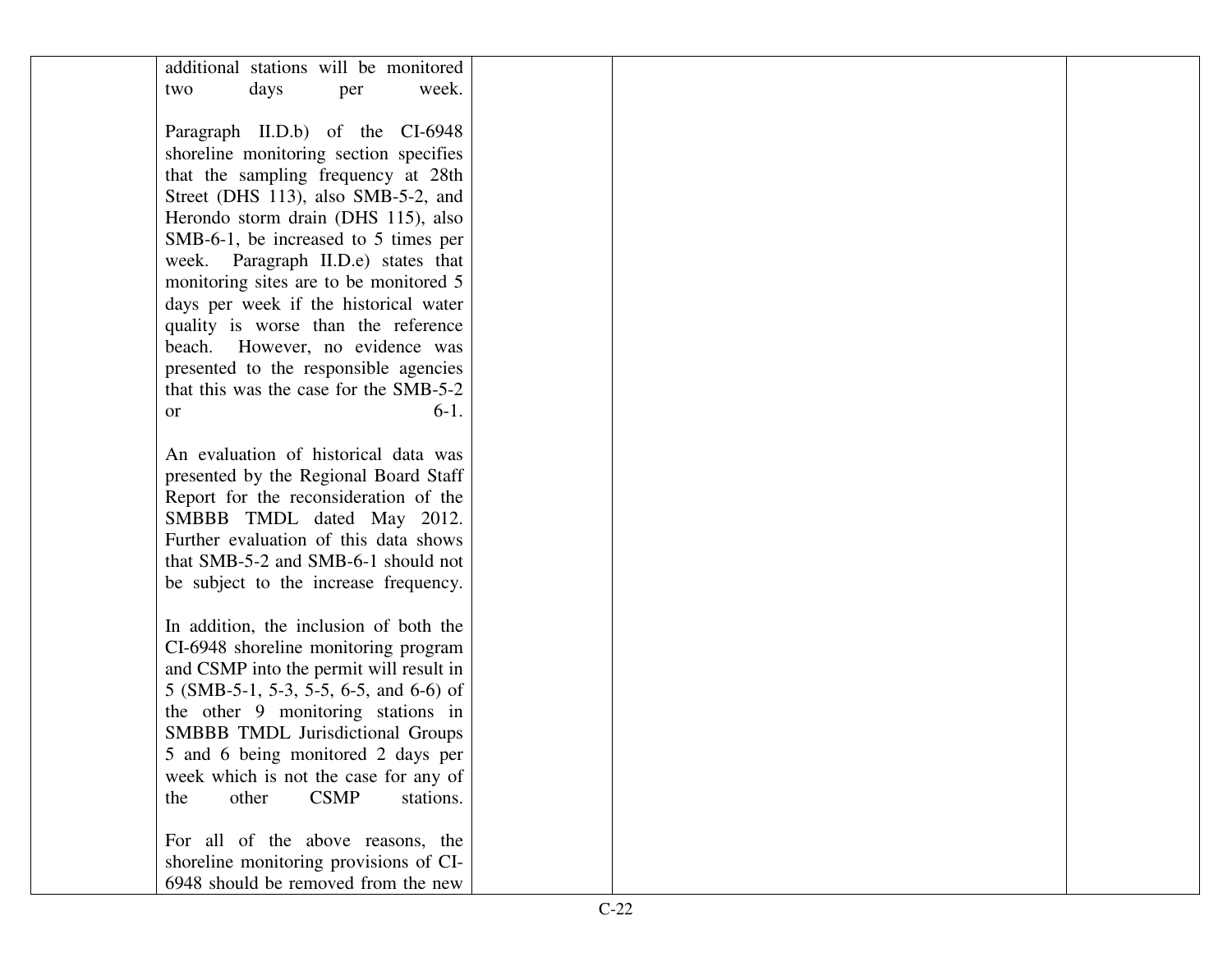| | | | | |
|---|---|---|---|---|
| | additional stations will be monitored two days per week.<br><br>Paragraph II.D.b) of the CI-6948 shoreline monitoring section specifies that the sampling frequency at 28th Street (DHS 113), also SMB-5-2, and Herondo storm drain (DHS 115), also SMB-6-1, be increased to 5 times per week. Paragraph II.D.e) states that monitoring sites are to be monitored 5 days per week if the historical water quality is worse than the reference beach. However, no evidence was presented to the responsible agencies that this was the case for the SMB-5-2 or 6-1.<br><br>An evaluation of historical data was presented by the Regional Board Staff Report for the reconsideration of the SMBBB TMDL dated May 2012. Further evaluation of this data shows that SMB-5-2 and SMB-6-1 should not be subject to the increase frequency.<br><br>In addition, the inclusion of both the CI-6948 shoreline monitoring program and CSMP into the permit will result in 5 (SMB-5-1, 5-3, 5-5, 6-5, and 6-6) of the other 9 monitoring stations in SMBBB TMDL Jurisdictional Groups 5 and 6 being monitored 2 days per week which is not the case for any of the other CSMP stations.<br><br>For all of the above reasons, the shoreline monitoring provisions of CI-6948 should be removed from the new | | | |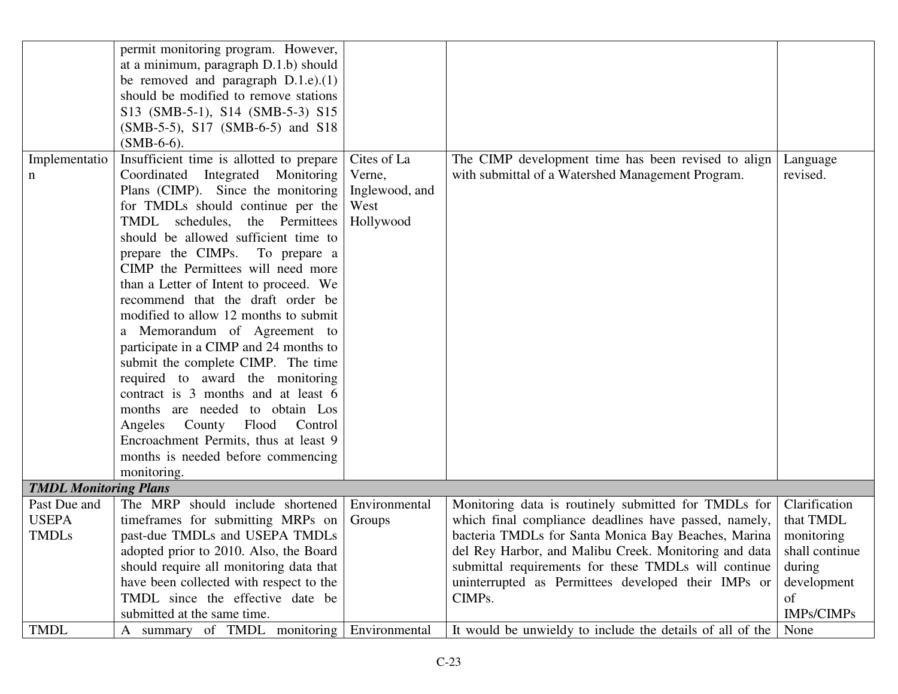| | | | | |
|---|---|---|---|---|
| | permit monitoring program. However, at a minimum, paragraph D.1.b) should be removed and paragraph D.1.e).(1) should be modified to remove stations S13 (SMB-5-1), S14 (SMB-5-3) S15 (SMB-5-5), S17 (SMB-6-5) and S18 (SMB-6-6). | | | |
| Implementation | Insufficient time is allotted to prepare Coordinated Integrated Monitoring Plans (CIMP). Since the monitoring for TMDLs should continue per the TMDL schedules, the Permittees should be allowed sufficient time to prepare the CIMPs. To prepare a CIMP the Permittees will need more than a Letter of Intent to proceed. We recommend that the draft order be modified to allow 12 months to submit a Memorandum of Agreement to participate in a CIMP and 24 months to submit the complete CIMP. The time required to award the monitoring contract is 3 months and at least 6 months are needed to obtain Los Angeles County Flood Control Encroachment Permits, thus at least 9 months is needed before commencing monitoring. | Cites of La Verne, Inglewood, and West Hollywood | The CIMP development time has been revised to align with submittal of a Watershed Management Program. | Language revised. |
| ***TMDL Monitoring Plans*** | | | | |
| Past Due and USEPA TMDLs | The MRP should include shortened timeframes for submitting MRPs on past-due TMDLs and USEPA TMDLs adopted prior to 2010. Also, the Board should require all monitoring data that have been collected with respect to the TMDL since the effective date be submitted at the same time. | Environmental Groups | Monitoring data is routinely submitted for TMDLs for which final compliance deadlines have passed, namely, bacteria TMDLs for Santa Monica Bay Beaches, Marina del Rey Harbor, and Malibu Creek. Monitoring and data submittal requirements for these TMDLs will continue uninterrupted as Permittees developed their IMPs or CIMPs. | Clarification that TMDL monitoring shall continue during development of IMPs/CIMPs |
| TMDL | A summary of TMDL monitoring | Environmental | It would be unwieldy to include the details of all of the | None |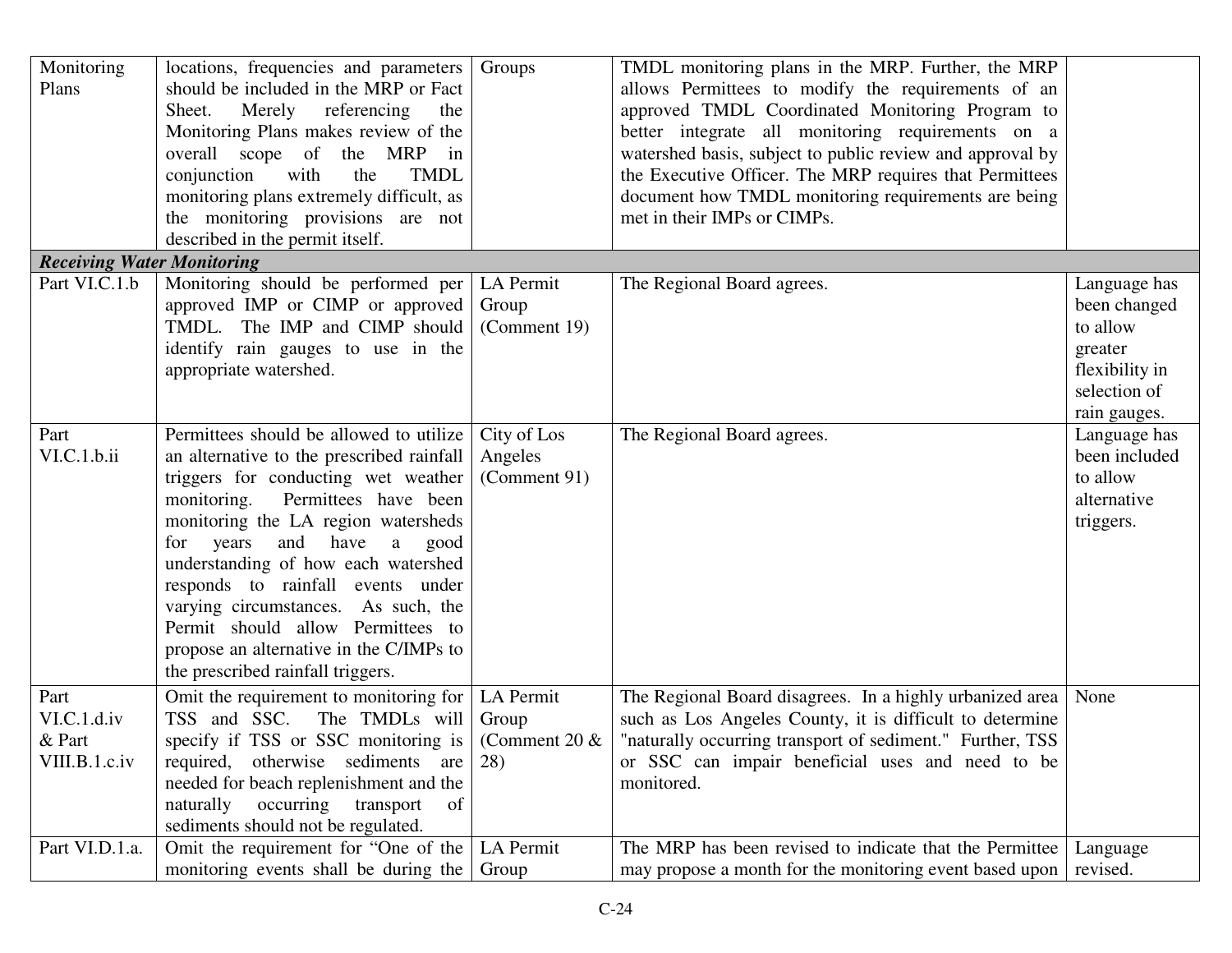| Monitoring Plans | locations, frequencies and parameters should be included in the MRP or Fact Sheet. Merely referencing the Monitoring Plans makes review of the overall scope of the MRP in conjunction with the TMDL monitoring plans extremely difficult, as the monitoring provisions are not described in the permit itself. | Groups | TMDL monitoring plans in the MRP. Further, the MRP allows Permittees to modify the requirements of an approved TMDL Coordinated Monitoring Program to better integrate all monitoring requirements on a watershed basis, subject to public review and approval by the Executive Officer. The MRP requires that Permittees document how TMDL monitoring requirements are being met in their IMPs or CIMPs. | |
|---|---|---|---|---|
| ***Receiving Water Monitoring*** | | | | |
| Part VI.C.1.b | Monitoring should be performed per approved IMP or CIMP or approved TMDL. The IMP and CIMP should identify rain gauges to use in the appropriate watershed. | LA Permit Group (Comment 19) | The Regional Board agrees. | Language has been changed to allow greater flexibility in selection of rain gauges. |
| Part VI.C.1.b.ii | Permittees should be allowed to utilize an alternative to the prescribed rainfall triggers for conducting wet weather monitoring. Permittees have been monitoring the LA region watersheds for years and have a good understanding of how each watershed responds to rainfall events under varying circumstances. As such, the Permit should allow Permittees to propose an alternative in the C/IMPs to the prescribed rainfall triggers. | City of Los Angeles (Comment 91) | The Regional Board agrees. | Language has been included to allow alternative triggers. |
| Part VI.C.1.d.iv & Part VIII.B.1.c.iv | Omit the requirement to monitoring for TSS and SSC. The TMDLs will specify if TSS or SSC monitoring is required, otherwise sediments are needed for beach replenishment and the naturally occurring transport of sediments should not be regulated. | LA Permit Group (Comment 20 & 28) | The Regional Board disagrees. In a highly urbanized area such as Los Angeles County, it is difficult to determine "naturally occurring transport of sediment." Further, TSS or SSC can impair beneficial uses and need to be monitored. | None |
| Part VI.D.1.a. | Omit the requirement for "One of the monitoring events shall be during the | LA Permit Group | The MRP has been revised to indicate that the Permittee may propose a month for the monitoring event based upon | Language revised. |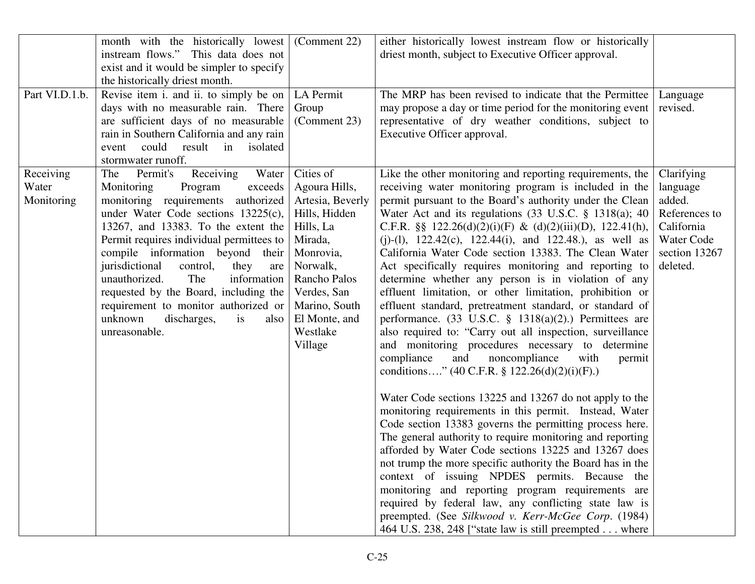| | | | | |
|---|---|---|---|---|
| | month with the historically lowest instream flows." This data does not exist and it would be simpler to specify the historically driest month. | (Comment 22) | either historically lowest instream flow or historically driest month, subject to Executive Officer approval. | |
| Part VI.D.1.b. | Revise item i. and ii. to simply be on days with no measurable rain. There are sufficient days of no measurable rain in Southern California and any rain event could result in isolated stormwater runoff. | LA Permit Group (Comment 23) | The MRP has been revised to indicate that the Permittee may propose a day or time period for the monitoring event representative of dry weather conditions, subject to Executive Officer approval. | Language revised. |
| Receiving Water Monitoring | The Permit's Receiving Water Monitoring Program exceeds monitoring requirements authorized under Water Code sections 13225(c), 13267, and 13383. To the extent the Permit requires individual permittees to compile information beyond their jurisdictional control, they are unauthorized. The information requested by the Board, including the requirement to monitor authorized or unknown discharges, is also unreasonable. | Cities of Agoura Hills, Artesia, Beverly Hills, Hidden Hills, La Mirada, Monrovia, Norwalk, Rancho Palos Verdes, San Marino, South El Monte, and Westlake Village | Like the other monitoring and reporting requirements, the receiving water monitoring program is included in the permit pursuant to the Board's authority under the Clean Water Act and its regulations (33 U.S.C. § 1318(a); 40 C.F.R. §§ 122.26(d)(2)(i)(F) & (d)(2)(iii)(D), 122.41(h), (j)-(l), 122.42(c), 122.44(i), and 122.48.), as well as California Water Code section 13383. The Clean Water Act specifically requires monitoring and reporting to determine whether any person is in violation of any effluent limitation, or other limitation, prohibition or effluent standard, pretreatment standard, or standard of performance. (33 U.S.C. § 1318(a)(2).) Permittees are also required to: "Carry out all inspection, surveillance and monitoring procedures necessary to determine compliance and noncompliance with permit conditions…." (40 C.F.R. § 122.26(d)(2)(i)(F).)<br><br>Water Code sections 13225 and 13267 do not apply to the monitoring requirements in this permit. Instead, Water Code section 13383 governs the permitting process here. The general authority to require monitoring and reporting afforded by Water Code sections 13225 and 13267 does not trump the more specific authority the Board has in the context of issuing NPDES permits. Because the monitoring and reporting program requirements are required by federal law, any conflicting state law is preempted. (See *Silkwood v. Kerr-McGee Corp*. (1984) 464 U.S. 238, 248 ["state law is still preempted . . . where | Clarifying language added. References to California Water Code section 13267 deleted. |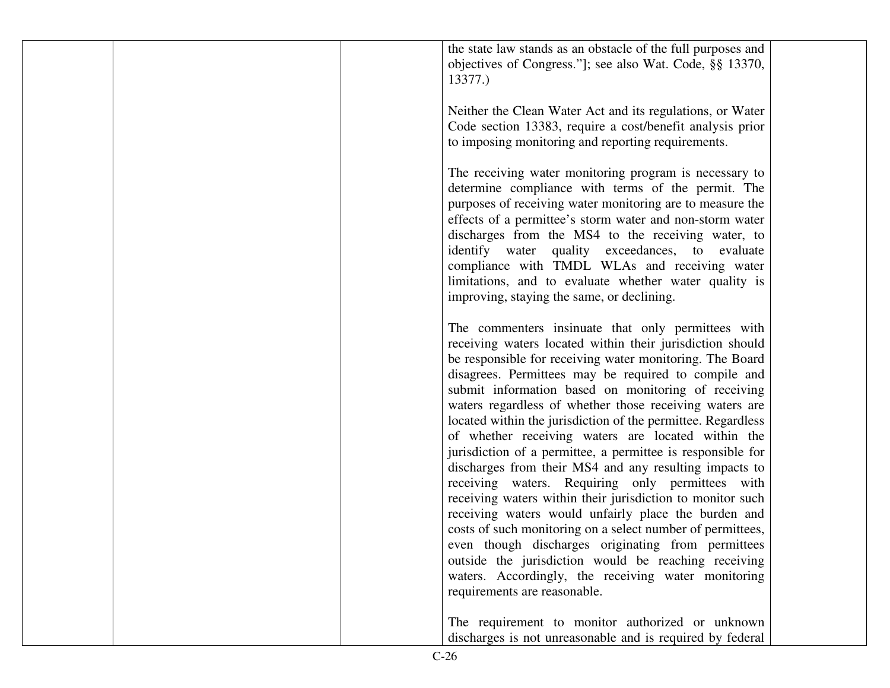|  |  |  | the state law stands as an obstacle of the full purposes and objectives of Congress."]; see also Wat. Code, §§ 13370, 13377.)<br><br>Neither the Clean Water Act and its regulations, or Water Code section 13383, require a cost/benefit analysis prior to imposing monitoring and reporting requirements.<br><br>The receiving water monitoring program is necessary to determine compliance with terms of the permit. The purposes of receiving water monitoring are to measure the effects of a permittee's storm water and non-storm water discharges from the MS4 to the receiving water, to identify water quality exceedances, to evaluate compliance with TMDL WLAs and receiving water limitations, and to evaluate whether water quality is improving, staying the same, or declining.<br><br>The commenters insinuate that only permittees with receiving waters located within their jurisdiction should be responsible for receiving water monitoring. The Board disagrees. Permittees may be required to compile and submit information based on monitoring of receiving waters regardless of whether those receiving waters are located within the jurisdiction of the permittee. Regardless of whether receiving waters are located within the jurisdiction of a permittee, a permittee is responsible for discharges from their MS4 and any resulting impacts to receiving waters. Requiring only permittees with receiving waters within their jurisdiction to monitor such receiving waters would unfairly place the burden and costs of such monitoring on a select number of permittees, even though discharges originating from permittees outside the jurisdiction would be reaching receiving waters. Accordingly, the receiving water monitoring requirements are reasonable.<br><br>The requirement to monitor authorized or unknown discharges is not unreasonable and is required by federal |  |
|---|---|---|---|---|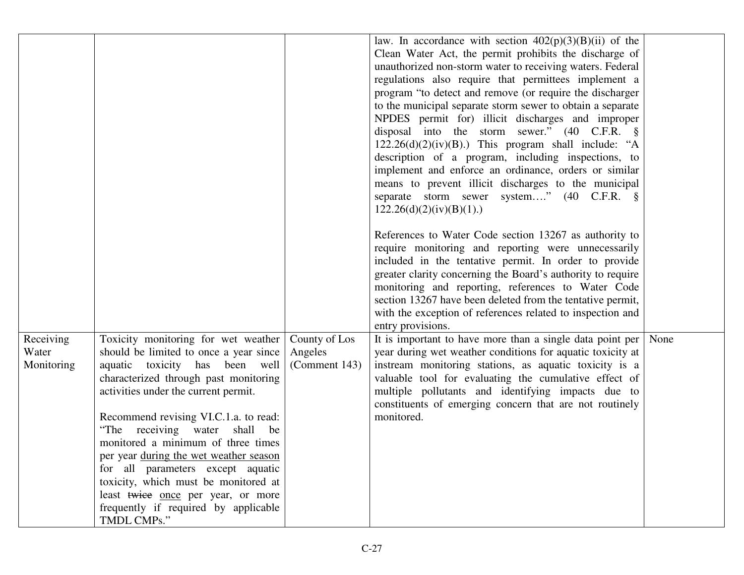| | | | | |
|---|---|---|---|---|
| | | | law. In accordance with section 402(p)(3)(B)(ii) of the Clean Water Act, the permit prohibits the discharge of unauthorized non-storm water to receiving waters. Federal regulations also require that permittees implement a program "to detect and remove (or require the discharger to the municipal separate storm sewer to obtain a separate NPDES permit for) illicit discharges and improper disposal into the storm sewer." (40 C.F.R. § 122.26(d)(2)(iv)(B).) This program shall include: "A description of a program, including inspections, to implement and enforce an ordinance, orders or similar means to prevent illicit discharges to the municipal separate storm sewer system…." (40 C.F.R. § 122.26(d)(2)(iv)(B)(1).)<br><br>References to Water Code section 13267 as authority to require monitoring and reporting were unnecessarily included in the tentative permit. In order to provide greater clarity concerning the Board's authority to require monitoring and reporting, references to Water Code section 13267 have been deleted from the tentative permit, with the exception of references related to inspection and entry provisions. | |
| Receiving Water Monitoring | Toxicity monitoring for wet weather should be limited to once a year since aquatic toxicity has been well characterized through past monitoring activities under the current permit.<br><br>Recommend revising VI.C.1.a. to read: "The receiving water shall be monitored a minimum of three times per year during the wet weather season for all parameters except aquatic toxicity, which must be monitored at least ~~twice~~ once per year, or more frequently if required by applicable TMDL CMPs." | County of Los Angeles (Comment 143) | It is important to have more than a single data point per year during wet weather conditions for aquatic toxicity at instream monitoring stations, as aquatic toxicity is a valuable tool for evaluating the cumulative effect of multiple pollutants and identifying impacts due to constituents of emerging concern that are not routinely monitored. | None |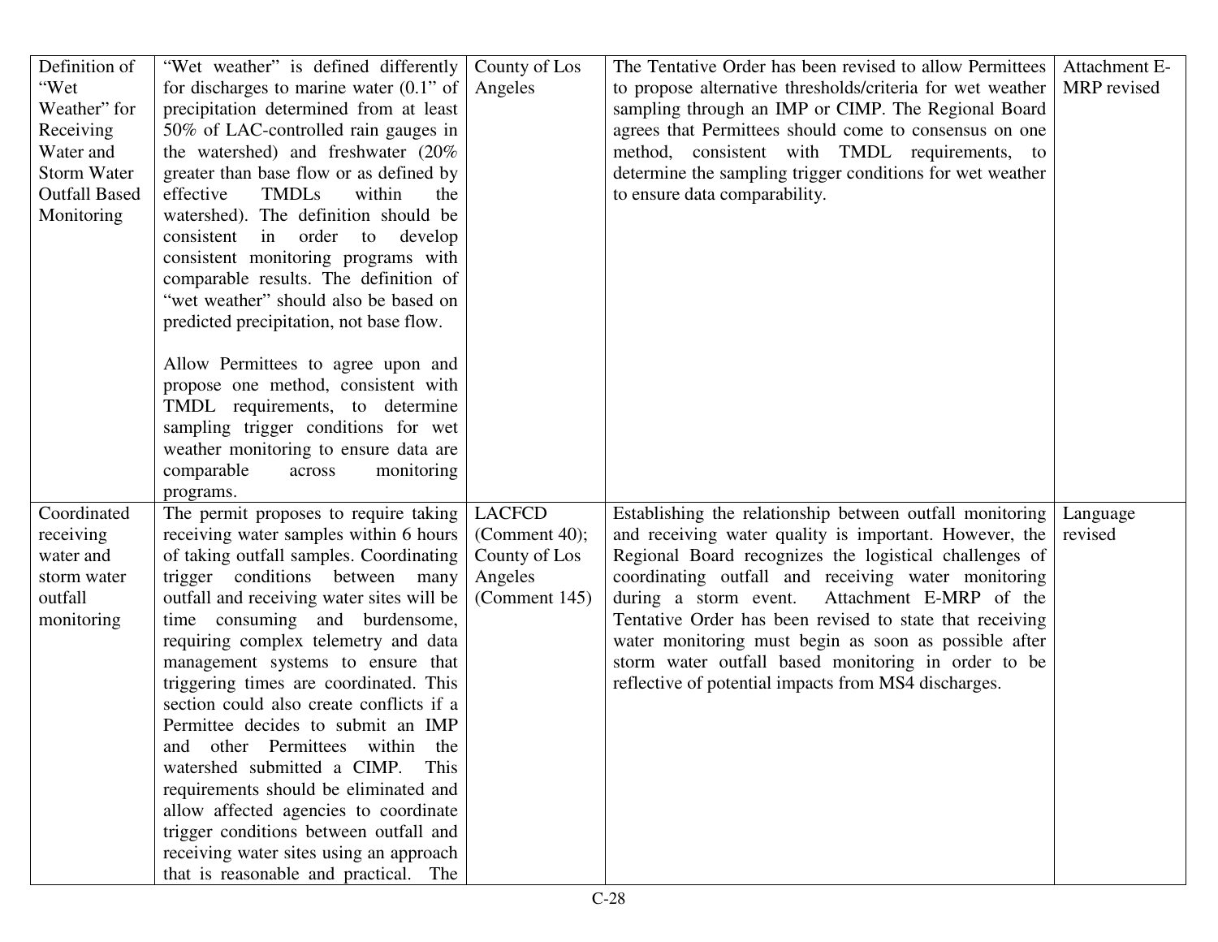| | | | | |
|---|---|---|---|---|
| Definition of "Wet Weather" for Receiving Water and Storm Water Outfall Based Monitoring | "Wet weather" is defined differently for discharges to marine water (0.1" of precipitation determined from at least 50% of LAC-controlled rain gauges in the watershed) and freshwater (20% greater than base flow or as defined by effective TMDLs within the watershed). The definition should be consistent in order to develop consistent monitoring programs with comparable results. The definition of "wet weather" should also be based on predicted precipitation, not base flow.<br><br>Allow Permittees to agree upon and propose one method, consistent with TMDL requirements, to determine sampling trigger conditions for wet weather monitoring to ensure data are comparable across monitoring programs. | County of Los Angeles | The Tentative Order has been revised to allow Permittees to propose alternative thresholds/criteria for wet weather sampling through an IMP or CIMP. The Regional Board agrees that Permittees should come to consensus on one method, consistent with TMDL requirements, to determine the sampling trigger conditions for wet weather to ensure data comparability. | Attachment E-MRP revised |
| Coordinated receiving water and storm water outfall monitoring | The permit proposes to require taking receiving water samples within 6 hours of taking outfall samples. Coordinating trigger conditions between many outfall and receiving water sites will be time consuming and burdensome, requiring complex telemetry and data management systems to ensure that triggering times are coordinated. This section could also create conflicts if a Permittee decides to submit an IMP and other Permittees within the watershed submitted a CIMP. This requirements should be eliminated and allow affected agencies to coordinate trigger conditions between outfall and receiving water sites using an approach that is reasonable and practical. The | LACFCD (Comment 40); County of Los Angeles (Comment 145) | Establishing the relationship between outfall monitoring and receiving water quality is important. However, the Regional Board recognizes the logistical challenges of coordinating outfall and receiving water monitoring during a storm event. Attachment E-MRP of the Tentative Order has been revised to state that receiving water monitoring must begin as soon as possible after storm water outfall based monitoring in order to be reflective of potential impacts from MS4 discharges. | Language revised |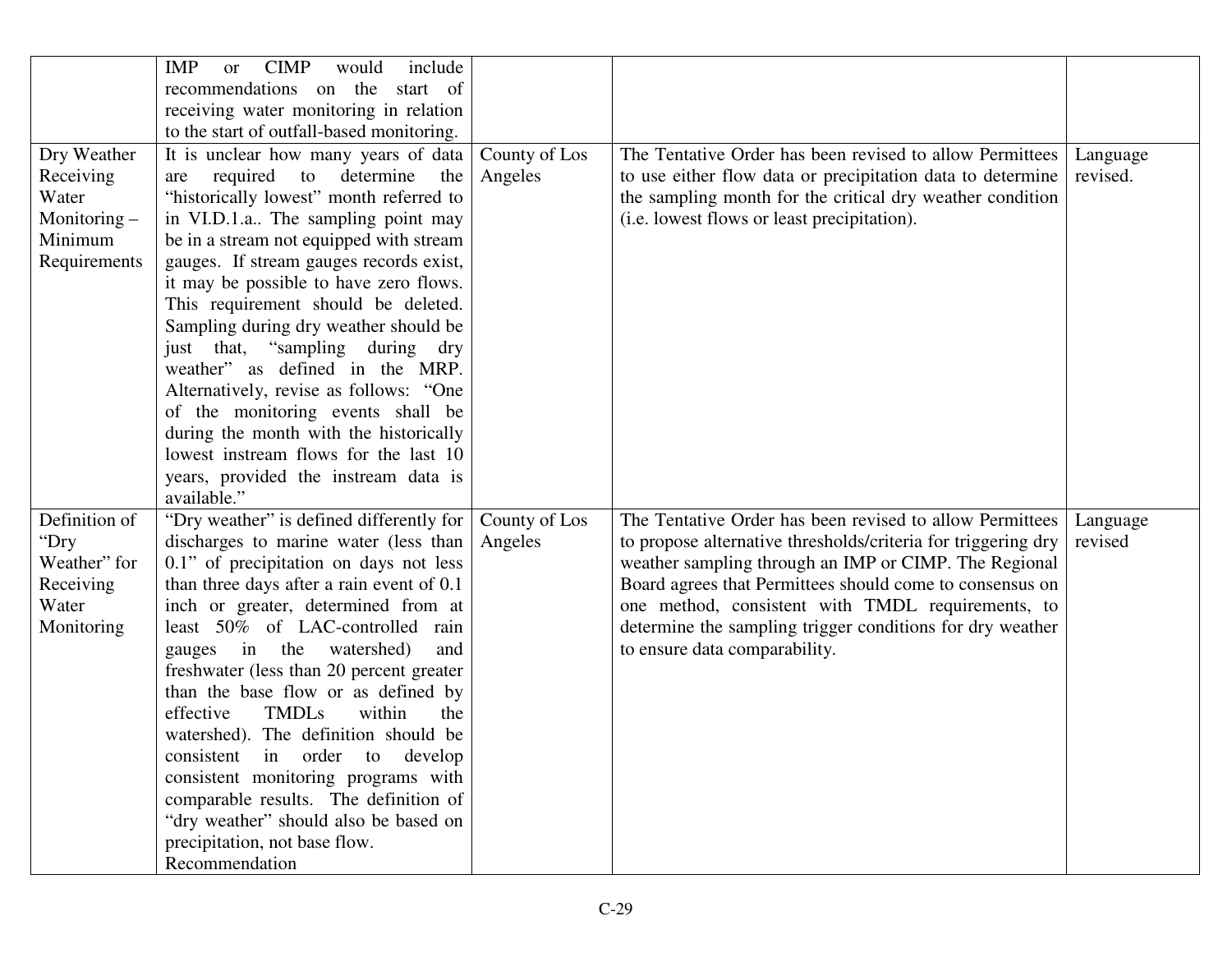| | | | | |
|---|---|---|---|---|
| | IMP or CIMP would include recommendations on the start of receiving water monitoring in relation to the start of outfall-based monitoring. | | | |
| Dry Weather Receiving Water Monitoring – Minimum Requirements | It is unclear how many years of data are required to determine the "historically lowest" month referred to in VI.D.1.a.. The sampling point may be in a stream not equipped with stream gauges. If stream gauges records exist, it may be possible to have zero flows. This requirement should be deleted. Sampling during dry weather should be just that, "sampling during dry weather" as defined in the MRP. Alternatively, revise as follows: "One of the monitoring events shall be during the month with the historically lowest instream flows for the last 10 years, provided the instream data is available." | County of Los Angeles | The Tentative Order has been revised to allow Permittees to use either flow data or precipitation data to determine the sampling month for the critical dry weather condition (i.e. lowest flows or least precipitation). | Language revised. |
| Definition of "Dry Weather" for Receiving Water Monitoring | "Dry weather" is defined differently for discharges to marine water (less than 0.1" of precipitation on days not less than three days after a rain event of 0.1 inch or greater, determined from at least 50% of LAC-controlled rain gauges in the watershed) and freshwater (less than 20 percent greater than the base flow or as defined by effective TMDLs within the watershed). The definition should be consistent in order to develop consistent monitoring programs with comparable results. The definition of "dry weather" should also be based on precipitation, not base flow. Recommendation | County of Los Angeles | The Tentative Order has been revised to allow Permittees to propose alternative thresholds/criteria for triggering dry weather sampling through an IMP or CIMP. The Regional Board agrees that Permittees should come to consensus on one method, consistent with TMDL requirements, to determine the sampling trigger conditions for dry weather to ensure data comparability. | Language revised |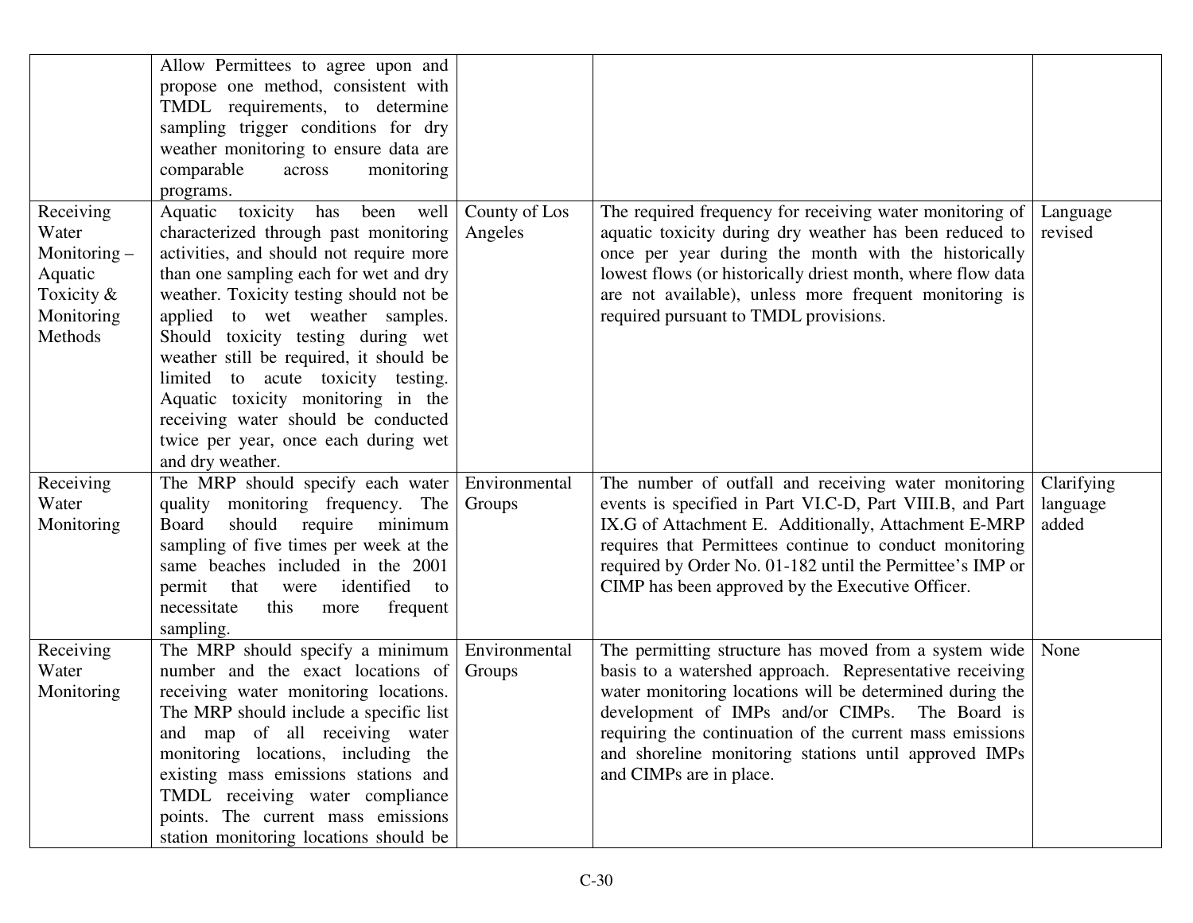| | | | | |
|---|---|---|---|---|
| | Allow Permittees to agree upon and propose one method, consistent with TMDL requirements, to determine sampling trigger conditions for dry weather monitoring to ensure data are comparable across monitoring programs. | | | |
| Receiving Water Monitoring – Aquatic Toxicity & Monitoring Methods | Aquatic toxicity has been well characterized through past monitoring activities, and should not require more than one sampling each for wet and dry weather. Toxicity testing should not be applied to wet weather samples. Should toxicity testing during wet weather still be required, it should be limited to acute toxicity testing. Aquatic toxicity monitoring in the receiving water should be conducted twice per year, once each during wet and dry weather. | County of Los Angeles | The required frequency for receiving water monitoring of aquatic toxicity during dry weather has been reduced to once per year during the month with the historically lowest flows (or historically driest month, where flow data are not available), unless more frequent monitoring is required pursuant to TMDL provisions. | Language revised |
| Receiving Water Monitoring | The MRP should specify each water quality monitoring frequency. The Board should require minimum sampling of five times per week at the same beaches included in the 2001 permit that were identified to necessitate this more frequent sampling. | Environmental Groups | The number of outfall and receiving water monitoring events is specified in Part VI.C-D, Part VIII.B, and Part IX.G of Attachment E. Additionally, Attachment E-MRP requires that Permittees continue to conduct monitoring required by Order No. 01-182 until the Permittee's IMP or CIMP has been approved by the Executive Officer. | Clarifying language added |
| Receiving Water Monitoring | The MRP should specify a minimum number and the exact locations of receiving water monitoring locations. The MRP should include a specific list and map of all receiving water monitoring locations, including the existing mass emissions stations and TMDL receiving water compliance points. The current mass emissions station monitoring locations should be | Environmental Groups | The permitting structure has moved from a system wide basis to a watershed approach. Representative receiving water monitoring locations will be determined during the development of IMPs and/or CIMPs. The Board is requiring the continuation of the current mass emissions and shoreline monitoring stations until approved IMPs and CIMPs are in place. | None |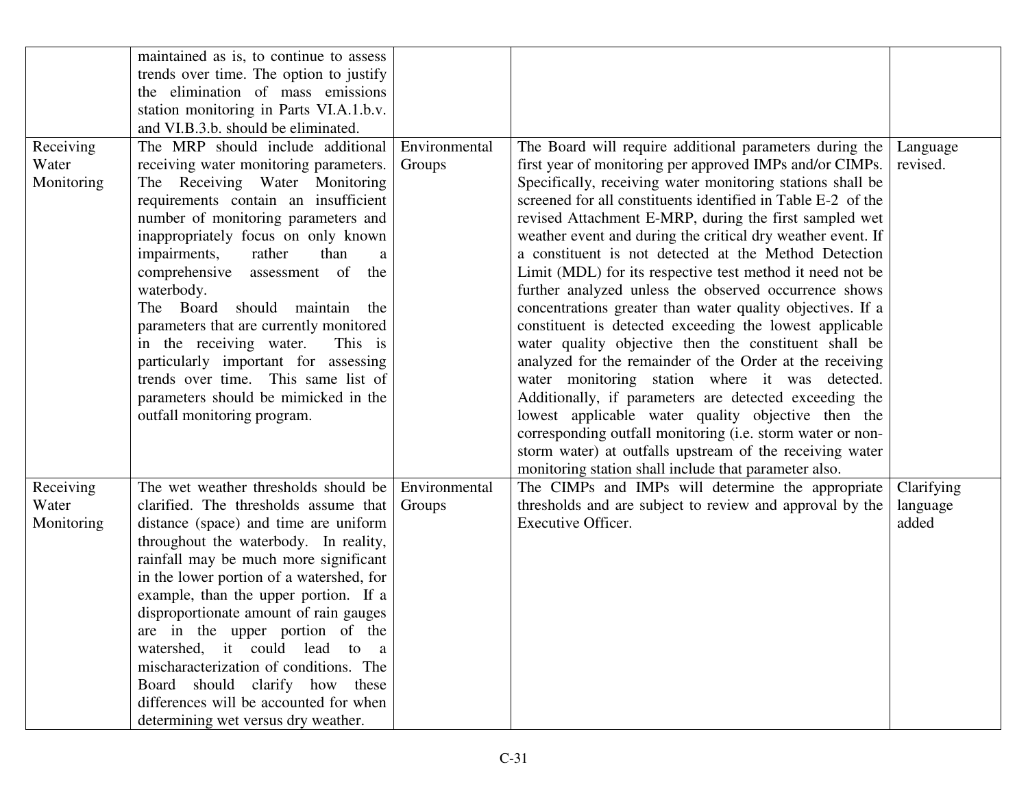| | | | | |
|---|---|---|---|---|
| | maintained as is, to continue to assess trends over time. The option to justify the elimination of mass emissions station monitoring in Parts VI.A.1.b.v. and VI.B.3.b. should be eliminated. | | | |
| Receiving Water Monitoring | The MRP should include additional receiving water monitoring parameters. The Receiving Water Monitoring requirements contain an insufficient number of monitoring parameters and inappropriately focus on only known impairments, rather than a comprehensive assessment of the waterbody.<br>The Board should maintain the parameters that are currently monitored in the receiving water. This is particularly important for assessing trends over time. This same list of parameters should be mimicked in the outfall monitoring program. | Environmental Groups | The Board will require additional parameters during the first year of monitoring per approved IMPs and/or CIMPs. Specifically, receiving water monitoring stations shall be screened for all constituents identified in Table E-2 of the revised Attachment E-MRP, during the first sampled wet weather event and during the critical dry weather event. If a constituent is not detected at the Method Detection Limit (MDL) for its respective test method it need not be further analyzed unless the observed occurrence shows concentrations greater than water quality objectives. If a constituent is detected exceeding the lowest applicable water quality objective then the constituent shall be analyzed for the remainder of the Order at the receiving water monitoring station where it was detected. Additionally, if parameters are detected exceeding the lowest applicable water quality objective then the corresponding outfall monitoring (i.e. storm water or non-storm water) at outfalls upstream of the receiving water monitoring station shall include that parameter also. | Language revised. |
| Receiving Water Monitoring | The wet weather thresholds should be clarified. The thresholds assume that distance (space) and time are uniform throughout the waterbody. In reality, rainfall may be much more significant in the lower portion of a watershed, for example, than the upper portion. If a disproportionate amount of rain gauges are in the upper portion of the watershed, it could lead to a mischaracterization of conditions. The Board should clarify how these differences will be accounted for when determining wet versus dry weather. | Environmental Groups | The CIMPs and IMPs will determine the appropriate thresholds and are subject to review and approval by the Executive Officer. | Clarifying language added |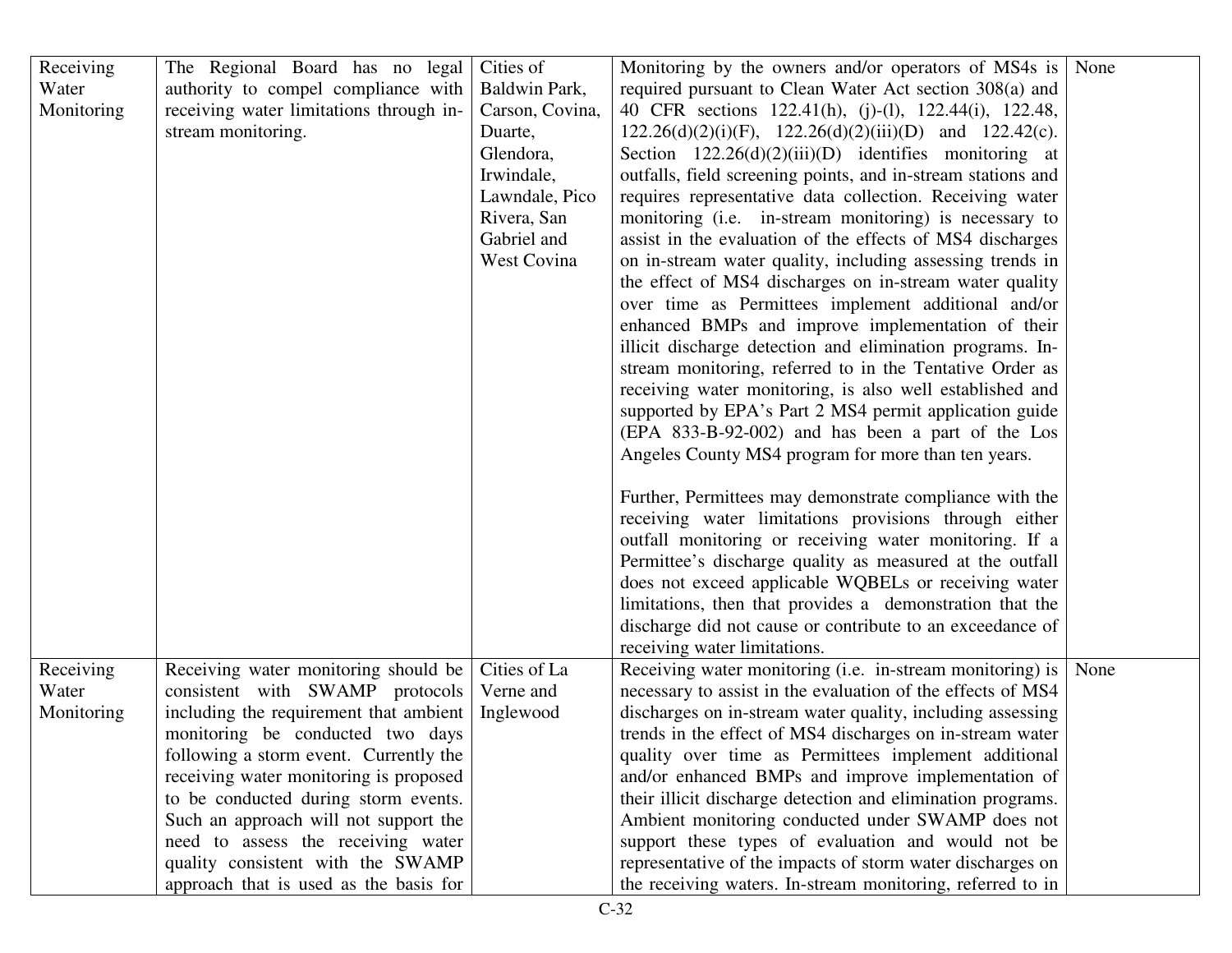| Receiving Water Monitoring | The Regional Board has no legal authority to compel compliance with receiving water limitations through in-stream monitoring. | Cities of Baldwin Park, Carson, Covina, Duarte, Glendora, Irwindale, Lawndale, Pico Rivera, San Gabriel and West Covina | Monitoring by the owners and/or operators of MS4s is required pursuant to Clean Water Act section 308(a) and 40 CFR sections 122.41(h), (j)-(l), 122.44(i), 122.48, 122.26(d)(2)(i)(F), 122.26(d)(2)(iii)(D) and 122.42(c). Section 122.26(d)(2)(iii)(D) identifies monitoring at outfalls, field screening points, and in-stream stations and requires representative data collection. Receiving water monitoring (i.e. in-stream monitoring) is necessary to assist in the evaluation of the effects of MS4 discharges on in-stream water quality, including assessing trends in the effect of MS4 discharges on in-stream water quality over time as Permittees implement additional and/or enhanced BMPs and improve implementation of their illicit discharge detection and elimination programs. In-stream monitoring, referred to in the Tentative Order as receiving water monitoring, is also well established and supported by EPA's Part 2 MS4 permit application guide (EPA 833-B-92-002) and has been a part of the Los Angeles County MS4 program for more than ten years.<br><br>Further, Permittees may demonstrate compliance with the receiving water limitations provisions through either outfall monitoring or receiving water monitoring. If a Permittee's discharge quality as measured at the outfall does not exceed applicable WQBELs or receiving water limitations, then that provides a demonstration that the discharge did not cause or contribute to an exceedance of receiving water limitations. | None |
|---|---|---|---|---|
| Receiving Water Monitoring | Receiving water monitoring should be consistent with SWAMP protocols including the requirement that ambient monitoring be conducted two days following a storm event. Currently the receiving water monitoring is proposed to be conducted during storm events. Such an approach will not support the need to assess the receiving water quality consistent with the SWAMP approach that is used as the basis for | Cities of La Verne and Inglewood | Receiving water monitoring (i.e. in-stream monitoring) is necessary to assist in the evaluation of the effects of MS4 discharges on in-stream water quality, including assessing trends in the effect of MS4 discharges on in-stream water quality over time as Permittees implement additional and/or enhanced BMPs and improve implementation of their illicit discharge detection and elimination programs. Ambient monitoring conducted under SWAMP does not support these types of evaluation and would not be representative of the impacts of storm water discharges on the receiving waters. In-stream monitoring, referred to in | None |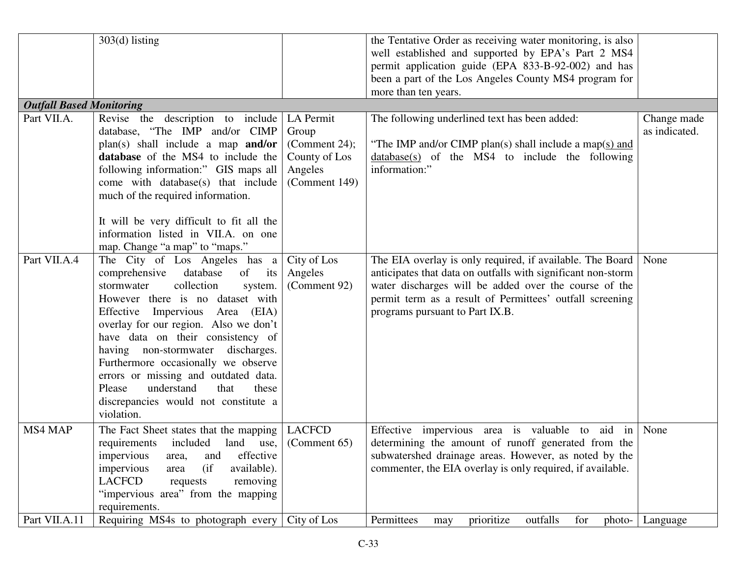| | | | | |
|---|---|---|---|---|
| | 303(d) listing | | the Tentative Order as receiving water monitoring, is also well established and supported by EPA's Part 2 MS4 permit application guide (EPA 833-B-92-002) and has been a part of the Los Angeles County MS4 program for more than ten years. | |
| ***Outfall Based Monitoring*** | | | | |
| Part VII.A. | Revise the description to include database, "The IMP and/or CIMP plan(s) shall include a map **and/or database** of the MS4 to include the following information:" GIS maps all come with database(s) that include much of the required information.<br><br>It will be very difficult to fit all the information listed in VII.A. on one map. Change "a map" to "maps." | LA Permit Group (Comment 24); County of Los Angeles (Comment 149) | The following underlined text has been added:<br><br>"The IMP and/or CIMP plan(s) shall include a map<u>(s) and database(s)</u> of the MS4 to include the following information:" | Change made as indicated. |
| Part VII.A.4 | The City of Los Angeles has a comprehensive database of its stormwater collection system. However there is no dataset with Effective Impervious Area (EIA) overlay for our region. Also we don't have data on their consistency of having non-stormwater discharges. Furthermore occasionally we observe errors or missing and outdated data. Please understand that these discrepancies would not constitute a violation. | City of Los Angeles (Comment 92) | The EIA overlay is only required, if available. The Board anticipates that data on outfalls with significant non-storm water discharges will be added over the course of the permit term as a result of Permittees' outfall screening programs pursuant to Part IX.B. | None |
| MS4 MAP | The Fact Sheet states that the mapping requirements included land use, impervious area, and effective impervious area (if available). LACFCD requests removing "impervious area" from the mapping requirements. | LACFCD (Comment 65) | Effective impervious area is valuable to aid in determining the amount of runoff generated from the subwatershed drainage areas. However, as noted by the commenter, the EIA overlay is only required, if available. | None |
| Part VII.A.11 | Requiring MS4s to photograph every | City of Los | Permittees may prioritize outfalls for photo- | Language |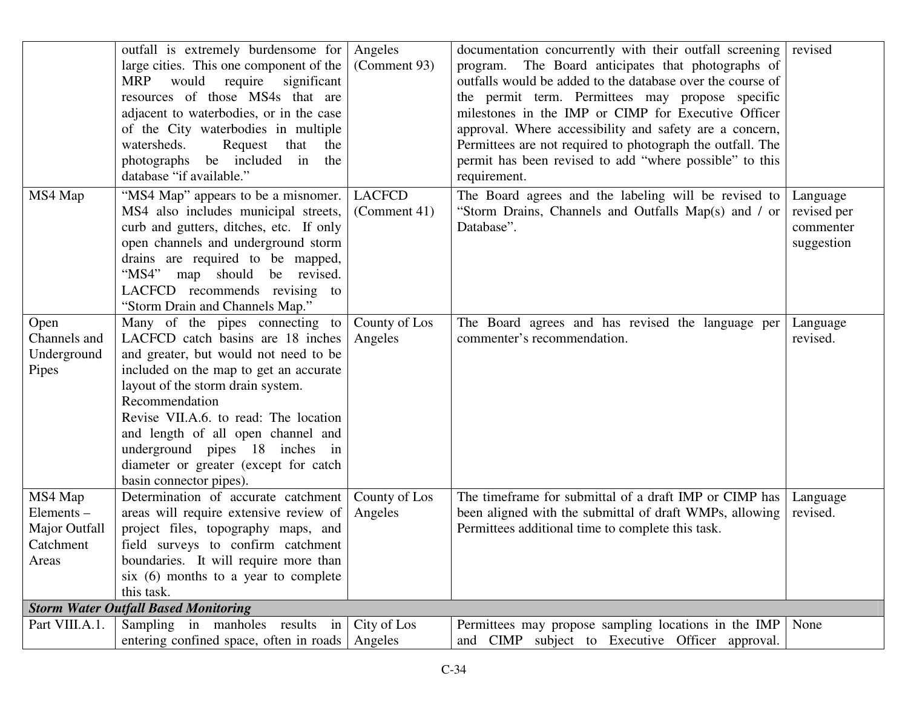| | | | | |
|---|---|---|---|---|
| | outfall is extremely burdensome for large cities. This one component of the MRP would require significant resources of those MS4s that are adjacent to waterbodies, or in the case of the City waterbodies in multiple watersheds. Request that the photographs be included in the database "if available." | Angeles (Comment 93) | documentation concurrently with their outfall screening program. The Board anticipates that photographs of outfalls would be added to the database over the course of the permit term. Permittees may propose specific milestones in the IMP or CIMP for Executive Officer approval. Where accessibility and safety are a concern, Permittees are not required to photograph the outfall. The permit has been revised to add "where possible" to this requirement. | revised |
| MS4 Map | "MS4 Map" appears to be a misnomer. MS4 also includes municipal streets, curb and gutters, ditches, etc. If only open channels and underground storm drains are required to be mapped, "MS4" map should be revised. LACFCD recommends revising to "Storm Drain and Channels Map." | LACFCD (Comment 41) | The Board agrees and the labeling will be revised to "Storm Drains, Channels and Outfalls Map(s) and / or Database". | Language revised per commenter suggestion |
| Open Channels and Underground Pipes | Many of the pipes connecting to LACFCD catch basins are 18 inches and greater, but would not need to be included on the map to get an accurate layout of the storm drain system.<br>Recommendation<br>Revise VII.A.6. to read: The location and length of all open channel and underground pipes 18 inches in diameter or greater (except for catch basin connector pipes). | County of Los Angeles | The Board agrees and has revised the language per commenter's recommendation. | Language revised. |
| MS4 Map Elements – Major Outfall Catchment Areas | Determination of accurate catchment areas will require extensive review of project files, topography maps, and field surveys to confirm catchment boundaries. It will require more than six (6) months to a year to complete this task. | County of Los Angeles | The timeframe for submittal of a draft IMP or CIMP has been aligned with the submittal of draft WMPs, allowing Permittees additional time to complete this task. | Language revised. |
| ***Storm Water Outfall Based Monitoring*** | | | | |
| Part VIII.A.1. | Sampling in manholes results in entering confined space, often in roads | City of Los Angeles | Permittees may propose sampling locations in the IMP and CIMP subject to Executive Officer approval. | None |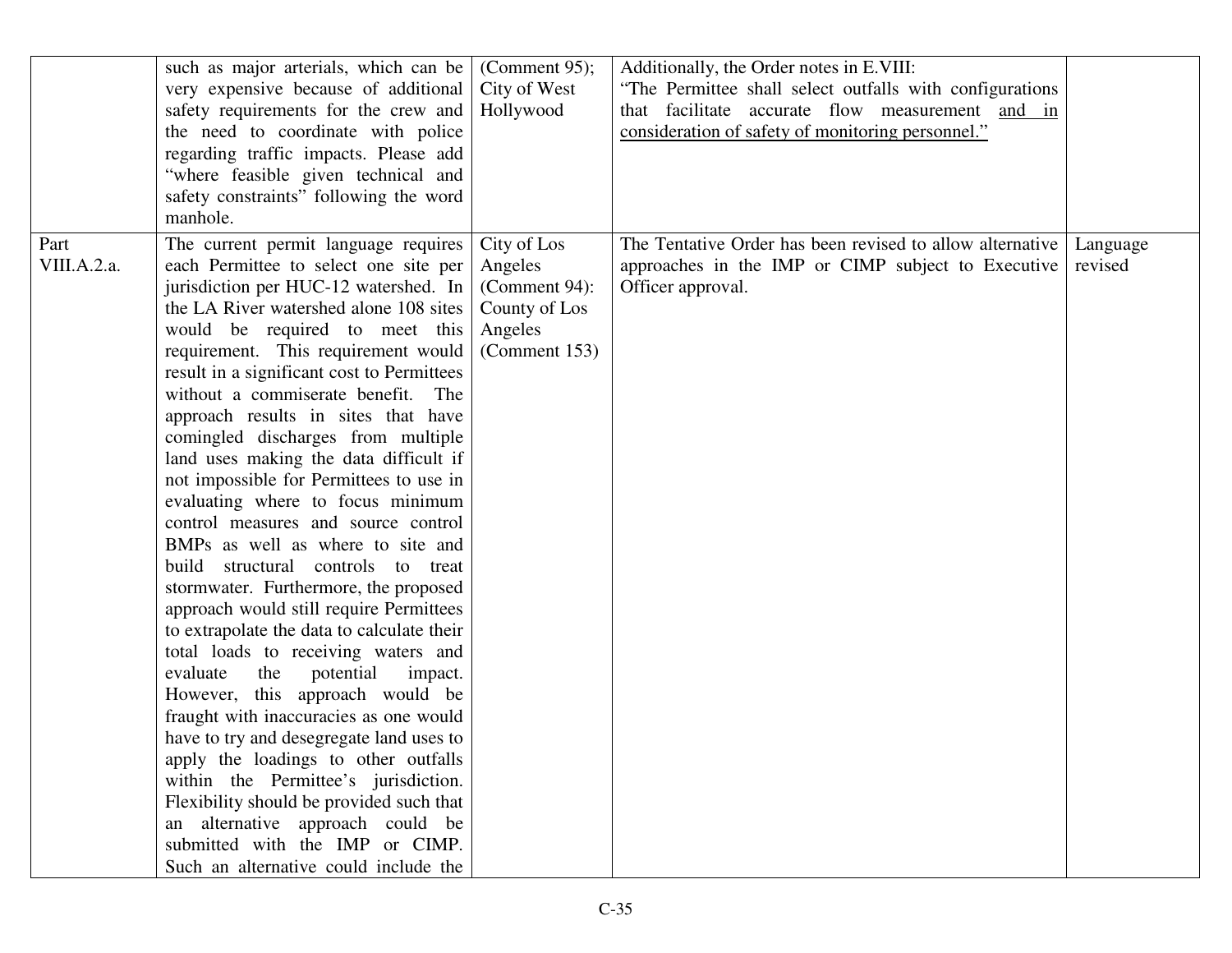| | | | | |
|---|---|---|---|---|
| | such as major arterials, which can be very expensive because of additional safety requirements for the crew and the need to coordinate with police regarding traffic impacts. Please add "where feasible given technical and safety constraints" following the word manhole. | (Comment 95); City of West Hollywood | Additionally, the Order notes in E.VIII:<br>"The Permittee shall select outfalls with configurations that facilitate accurate flow measurement <u>and in consideration of safety of monitoring personnel.</u>" | |
| Part VIII.A.2.a. | The current permit language requires each Permittee to select one site per jurisdiction per HUC-12 watershed. In the LA River watershed alone 108 sites would be required to meet this requirement. This requirement would result in a significant cost to Permittees without a commiserate benefit. The approach results in sites that have comingled discharges from multiple land uses making the data difficult if not impossible for Permittees to use in evaluating where to focus minimum control measures and source control BMPs as well as where to site and build structural controls to treat stormwater. Furthermore, the proposed approach would still require Permittees to extrapolate the data to calculate their total loads to receiving waters and evaluate the potential impact. However, this approach would be fraught with inaccuracies as one would have to try and desegregate land uses to apply the loadings to other outfalls within the Permittee's jurisdiction. Flexibility should be provided such that an alternative approach could be submitted with the IMP or CIMP. Such an alternative could include the | City of Los Angeles (Comment 94): County of Los Angeles (Comment 153) | The Tentative Order has been revised to allow alternative approaches in the IMP or CIMP subject to Executive Officer approval. | Language revised |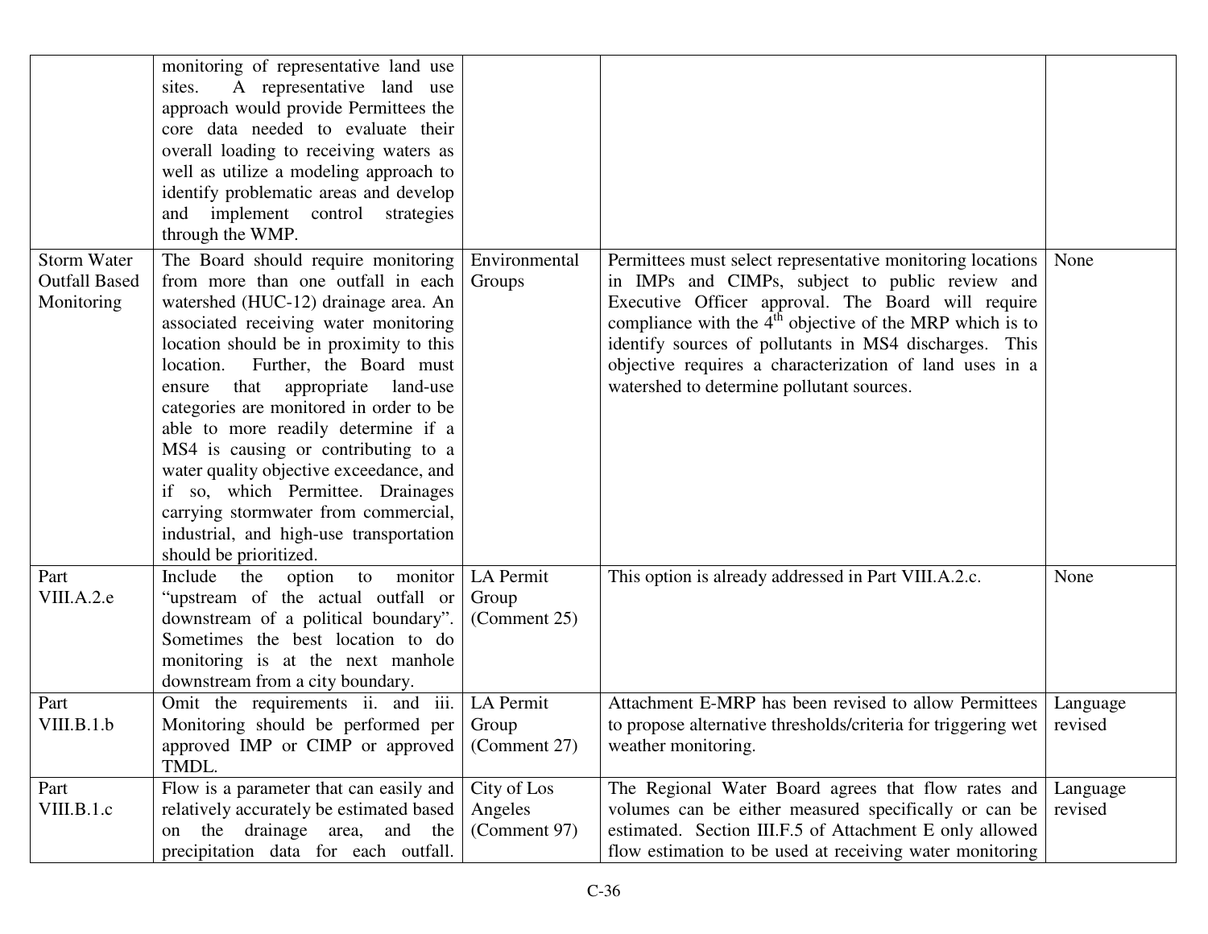| | | | | |
|---|---|---|---|---|
| | monitoring of representative land use sites. A representative land use approach would provide Permittees the core data needed to evaluate their overall loading to receiving waters as well as utilize a modeling approach to identify problematic areas and develop and implement control strategies through the WMP. | | | |
| Storm Water Outfall Based Monitoring | The Board should require monitoring from more than one outfall in each watershed (HUC-12) drainage area. An associated receiving water monitoring location should be in proximity to this location. Further, the Board must ensure that appropriate land-use categories are monitored in order to be able to more readily determine if a MS4 is causing or contributing to a water quality objective exceedance, and if so, which Permittee. Drainages carrying stormwater from commercial, industrial, and high-use transportation should be prioritized. | Environmental Groups | Permittees must select representative monitoring locations in IMPs and CIMPs, subject to public review and Executive Officer approval. The Board will require compliance with the 4th objective of the MRP which is to identify sources of pollutants in MS4 discharges. This objective requires a characterization of land uses in a watershed to determine pollutant sources. | None |
| Part VIII.A.2.e | Include the option to monitor "upstream of the actual outfall or downstream of a political boundary". Sometimes the best location to do monitoring is at the next manhole downstream from a city boundary. | LA Permit Group (Comment 25) | This option is already addressed in Part VIII.A.2.c. | None |
| Part VIII.B.1.b | Omit the requirements ii. and iii. Monitoring should be performed per approved IMP or CIMP or approved TMDL. | LA Permit Group (Comment 27) | Attachment E-MRP has been revised to allow Permittees to propose alternative thresholds/criteria for triggering wet weather monitoring. | Language revised |
| Part VIII.B.1.c | Flow is a parameter that can easily and relatively accurately be estimated based on the drainage area, and the precipitation data for each outfall. | City of Los Angeles (Comment 97) | The Regional Water Board agrees that flow rates and volumes can be either measured specifically or can be estimated. Section III.F.5 of Attachment E only allowed flow estimation to be used at receiving water monitoring | Language revised |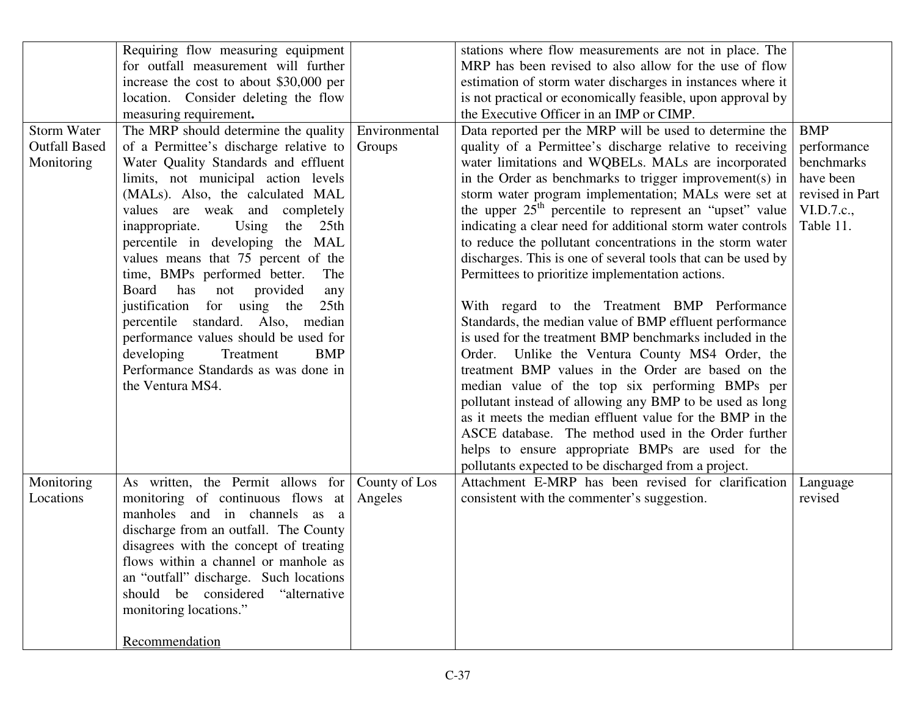| | | | | |
|---|---|---|---|---|
| | Requiring flow measuring equipment for outfall measurement will further increase the cost to about $30,000 per location. Consider deleting the flow measuring requirement**.** | | stations where flow measurements are not in place. The MRP has been revised to also allow for the use of flow estimation of storm water discharges in instances where it is not practical or economically feasible, upon approval by the Executive Officer in an IMP or CIMP. | |
| Storm Water Outfall Based Monitoring | The MRP should determine the quality of a Permittee's discharge relative to Water Quality Standards and effluent limits, not municipal action levels (MALs). Also, the calculated MAL values are weak and completely inappropriate. Using the 25th percentile in developing the MAL values means that 75 percent of the time, BMPs performed better. The Board has not provided any justification for using the 25th percentile standard. Also, median performance values should be used for developing Treatment BMP Performance Standards as was done in the Ventura MS4. | Environmental Groups | Data reported per the MRP will be used to determine the quality of a Permittee's discharge relative to receiving water limitations and WQBELs. MALs are incorporated in the Order as benchmarks to trigger improvement(s) in storm water program implementation; MALs were set at the upper 25th percentile to represent an "upset" value indicating a clear need for additional storm water controls to reduce the pollutant concentrations in the storm water discharges. This is one of several tools that can be used by Permittees to prioritize implementation actions.<br><br>With regard to the Treatment BMP Performance Standards, the median value of BMP effluent performance is used for the treatment BMP benchmarks included in the Order. Unlike the Ventura County MS4 Order, the treatment BMP values in the Order are based on the median value of the top six performing BMPs per pollutant instead of allowing any BMP to be used as long as it meets the median effluent value for the BMP in the ASCE database. The method used in the Order further helps to ensure appropriate BMPs are used for the pollutants expected to be discharged from a project. | BMP performance benchmarks have been revised in Part VI.D.7.c., Table 11. |
| Monitoring Locations | As written, the Permit allows for monitoring of continuous flows at manholes and in channels as a discharge from an outfall. The County disagrees with the concept of treating flows within a channel or manhole as an "outfall" discharge. Such locations should be considered "alternative monitoring locations."<br><br><u>Recommendation</u> | County of Los Angeles | Attachment E-MRP has been revised for clarification consistent with the commenter's suggestion. | Language revised |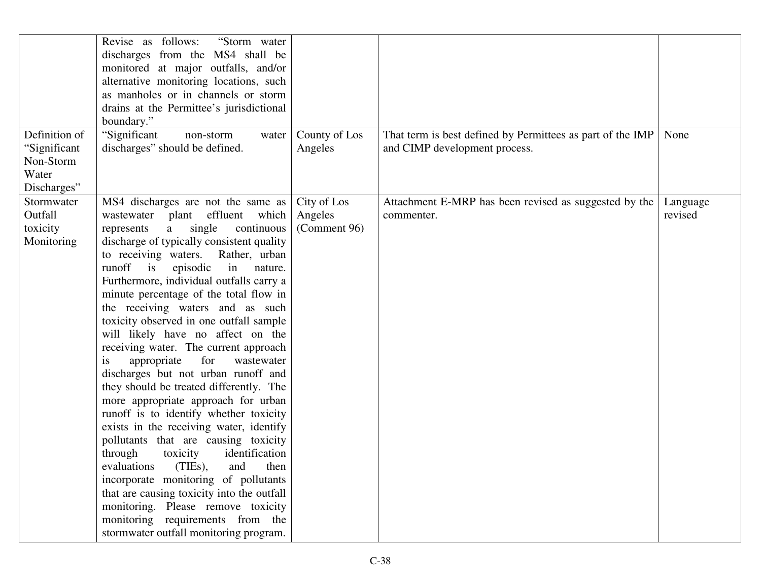| | | | | |
|---|---|---|---|---|
| | Revise as follows: "Storm water discharges from the MS4 shall be monitored at major outfalls, and/or alternative monitoring locations, such as manholes or in channels or storm drains at the Permittee's jurisdictional boundary." | | | |
| Definition of "Significant Non-Storm Water Discharges" | "Significant non-storm water discharges" should be defined. | County of Los Angeles | That term is best defined by Permittees as part of the IMP and CIMP development process. | None |
| Stormwater Outfall toxicity Monitoring | MS4 discharges are not the same as wastewater plant effluent which represents a single continuous discharge of typically consistent quality to receiving waters. Rather, urban runoff is episodic in nature. Furthermore, individual outfalls carry a minute percentage of the total flow in the receiving waters and as such toxicity observed in one outfall sample will likely have no affect on the receiving water. The current approach is appropriate for wastewater discharges but not urban runoff and they should be treated differently. The more appropriate approach for urban runoff is to identify whether toxicity exists in the receiving water, identify pollutants that are causing toxicity through toxicity identification evaluations (TIEs), and then incorporate monitoring of pollutants that are causing toxicity into the outfall monitoring. Please remove toxicity monitoring requirements from the stormwater outfall monitoring program. | City of Los Angeles (Comment 96) | Attachment E-MRP has been revised as suggested by the commenter. | Language revised |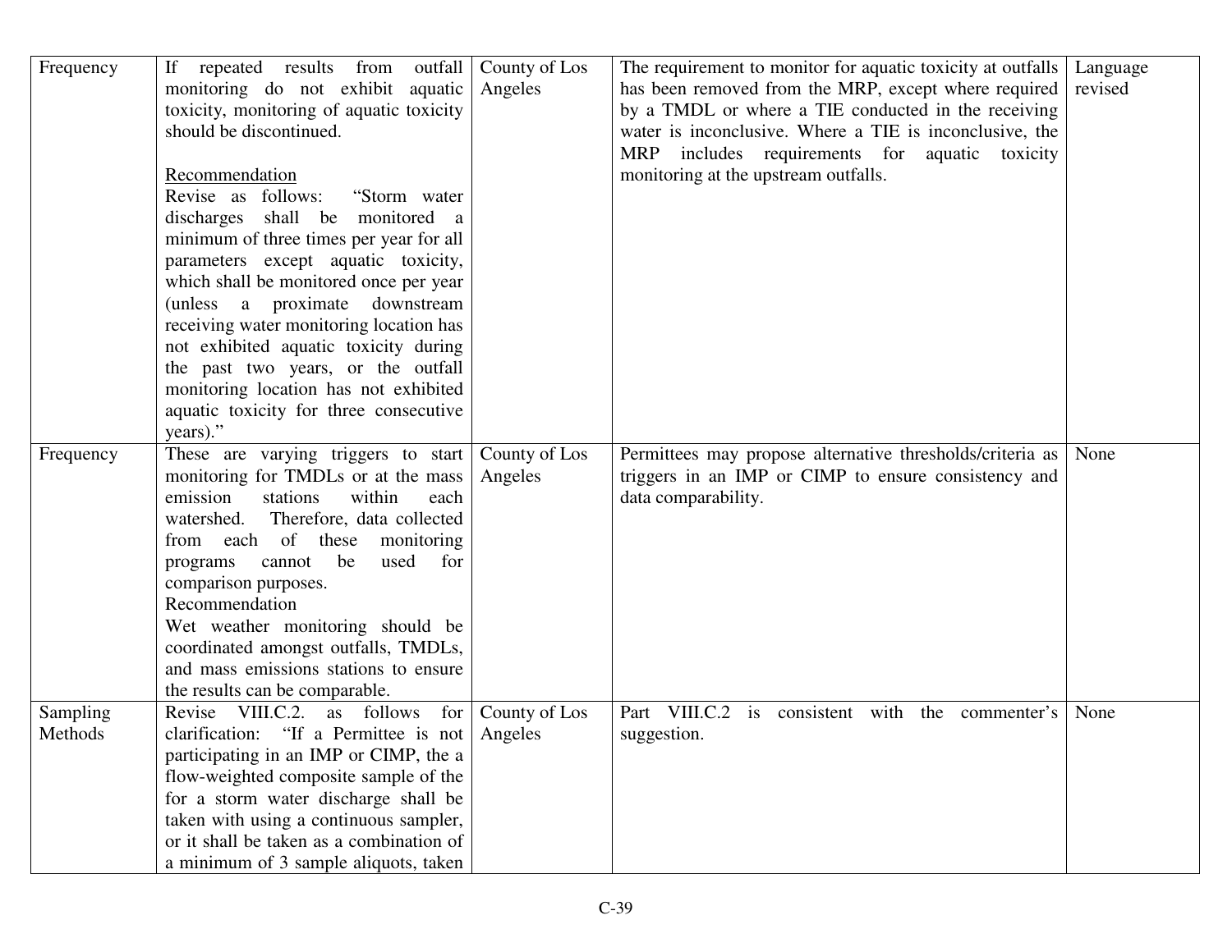| Frequency | If repeated results from outfall monitoring do not exhibit aquatic toxicity, monitoring of aquatic toxicity should be discontinued.<br><br><u>Recommendation</u><br>Revise as follows: "Storm water discharges shall be monitored a minimum of three times per year for all parameters except aquatic toxicity, which shall be monitored once per year (unless a proximate downstream receiving water monitoring location has not exhibited aquatic toxicity during the past two years, or the outfall monitoring location has not exhibited aquatic toxicity for three consecutive years)." | County of Los Angeles | The requirement to monitor for aquatic toxicity at outfalls has been removed from the MRP, except where required by a TMDL or where a TIE conducted in the receiving water is inconclusive. Where a TIE is inconclusive, the MRP includes requirements for aquatic toxicity monitoring at the upstream outfalls. | Language revised |
|---|---|---|---|---|
| Frequency | These are varying triggers to start monitoring for TMDLs or at the mass emission stations within each watershed. Therefore, data collected from each of these monitoring programs cannot be used for comparison purposes.<br>Recommendation<br>Wet weather monitoring should be coordinated amongst outfalls, TMDLs, and mass emissions stations to ensure the results can be comparable. | County of Los Angeles | Permittees may propose alternative thresholds/criteria as triggers in an IMP or CIMP to ensure consistency and data comparability. | None |
| Sampling Methods | Revise VIII.C.2. as follows for clarification: "If a Permittee is not participating in an IMP or CIMP, the a flow-weighted composite sample of the for a storm water discharge shall be taken with using a continuous sampler, or it shall be taken as a combination of a minimum of 3 sample aliquots, taken | County of Los Angeles | Part VIII.C.2 is consistent with the commenter's suggestion. | None |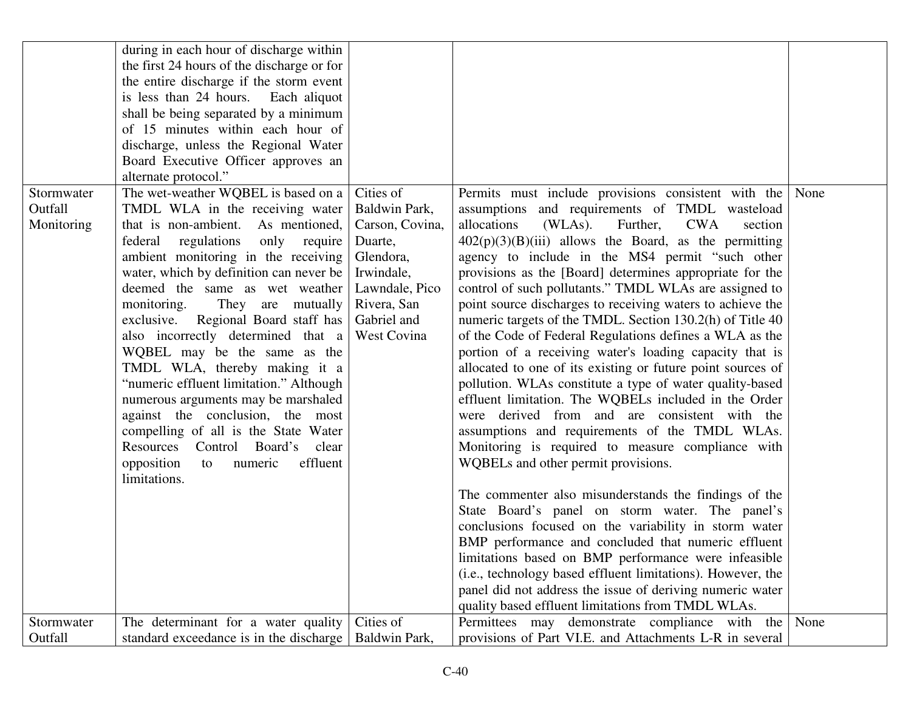| | | | | |
|---|---|---|---|---|
| | during in each hour of discharge within the first 24 hours of the discharge or for the entire discharge if the storm event is less than 24 hours. Each aliquot shall be being separated by a minimum of 15 minutes within each hour of discharge, unless the Regional Water Board Executive Officer approves an alternate protocol." | | | |
| Stormwater Outfall Monitoring | The wet-weather WQBEL is based on a TMDL WLA in the receiving water that is non-ambient. As mentioned, federal regulations only require ambient monitoring in the receiving water, which by definition can never be deemed the same as wet weather monitoring. They are mutually exclusive. Regional Board staff has also incorrectly determined that a WQBEL may be the same as the TMDL WLA, thereby making it a "numeric effluent limitation." Although numerous arguments may be marshaled against the conclusion, the most compelling of all is the State Water Resources Control Board's clear opposition to numeric effluent limitations. | Cities of Baldwin Park, Carson, Covina, Duarte, Glendora, Irwindale, Lawndale, Pico Rivera, San Gabriel and West Covina | Permits must include provisions consistent with the assumptions and requirements of TMDL wasteload allocations (WLAs). Further, CWA section 402(p)(3)(B)(iii) allows the Board, as the permitting agency to include in the MS4 permit "such other provisions as the [Board] determines appropriate for the control of such pollutants." TMDL WLAs are assigned to point source discharges to receiving waters to achieve the numeric targets of the TMDL. Section 130.2(h) of Title 40 of the Code of Federal Regulations defines a WLA as the portion of a receiving water's loading capacity that is allocated to one of its existing or future point sources of pollution. WLAs constitute a type of water quality-based effluent limitation. The WQBELs included in the Order were derived from and are consistent with the assumptions and requirements of the TMDL WLAs. Monitoring is required to measure compliance with WQBELs and other permit provisions.<br><br>The commenter also misunderstands the findings of the State Board's panel on storm water. The panel's conclusions focused on the variability in storm water BMP performance and concluded that numeric effluent limitations based on BMP performance were infeasible (i.e., technology based effluent limitations). However, the panel did not address the issue of deriving numeric water quality based effluent limitations from TMDL WLAs. | None |
| Stormwater Outfall | The determinant for a water quality standard exceedance is in the discharge | Cities of Baldwin Park, | Permittees may demonstrate compliance with the provisions of Part VI.E. and Attachments L-R in several | None |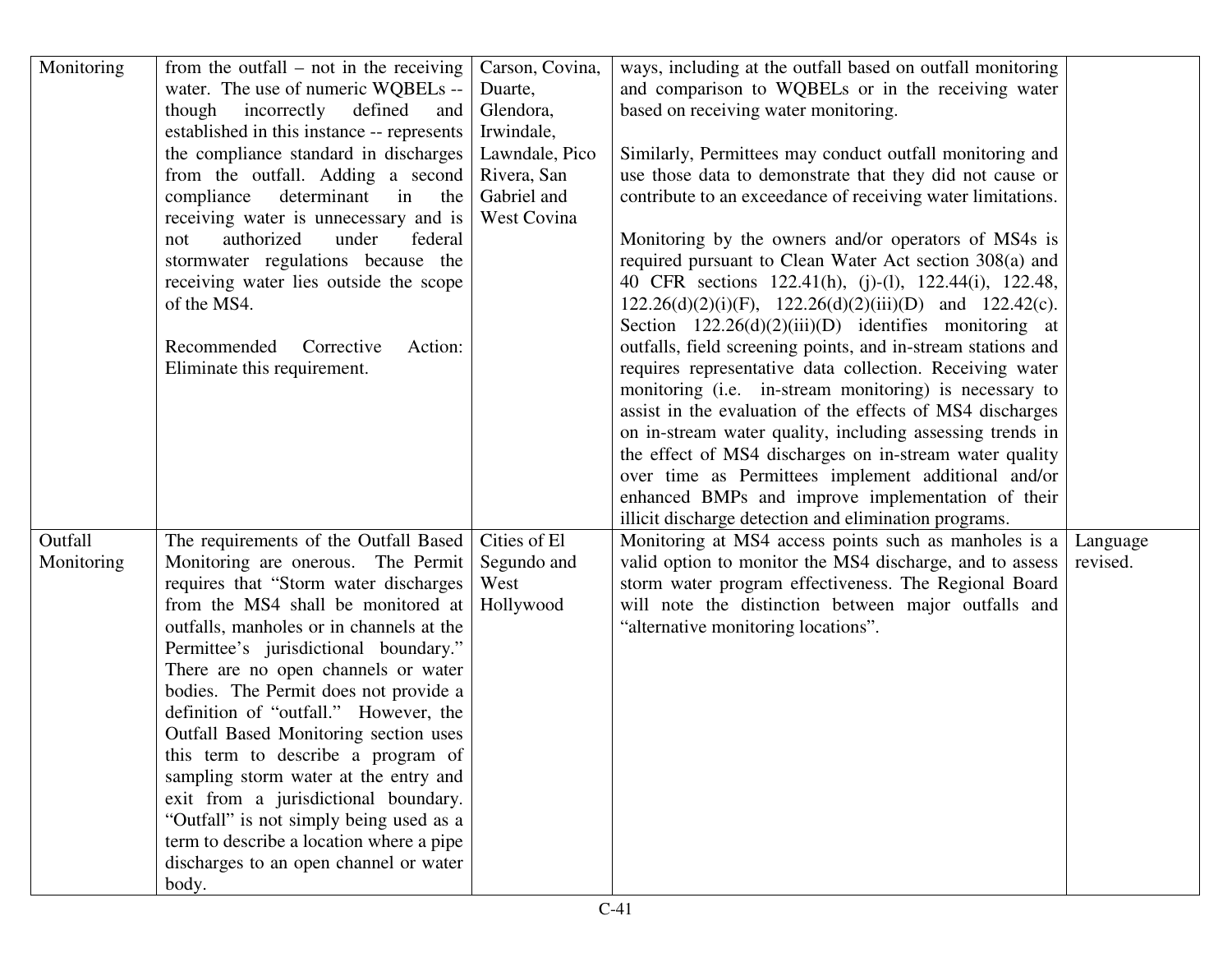| | | | | |
|---|---|---|---|---|
| Monitoring | from the outfall – not in the receiving water. The use of numeric WQBELs -- though incorrectly defined and established in this instance -- represents the compliance standard in discharges from the outfall. Adding a second compliance determinant in the receiving water is unnecessary and is not authorized under federal stormwater regulations because the receiving water lies outside the scope of the MS4.<br><br>Recommended Corrective Action: Eliminate this requirement. | Carson, Covina, Duarte, Glendora, Irwindale, Lawndale, Pico Rivera, San Gabriel and West Covina | ways, including at the outfall based on outfall monitoring and comparison to WQBELs or in the receiving water based on receiving water monitoring.<br><br>Similarly, Permittees may conduct outfall monitoring and use those data to demonstrate that they did not cause or contribute to an exceedance of receiving water limitations.<br><br>Monitoring by the owners and/or operators of MS4s is required pursuant to Clean Water Act section 308(a) and 40 CFR sections 122.41(h), (j)-(l), 122.44(i), 122.48, 122.26(d)(2)(i)(F), 122.26(d)(2)(iii)(D) and 122.42(c). Section 122.26(d)(2)(iii)(D) identifies monitoring at outfalls, field screening points, and in-stream stations and requires representative data collection. Receiving water monitoring (i.e. in-stream monitoring) is necessary to assist in the evaluation of the effects of MS4 discharges on in-stream water quality, including assessing trends in the effect of MS4 discharges on in-stream water quality over time as Permittees implement additional and/or enhanced BMPs and improve implementation of their illicit discharge detection and elimination programs. | |
| Outfall Monitoring | The requirements of the Outfall Based Monitoring are onerous. The Permit requires that "Storm water discharges from the MS4 shall be monitored at outfalls, manholes or in channels at the Permittee's jurisdictional boundary." There are no open channels or water bodies. The Permit does not provide a definition of "outfall." However, the Outfall Based Monitoring section uses this term to describe a program of sampling storm water at the entry and exit from a jurisdictional boundary. "Outfall" is not simply being used as a term to describe a location where a pipe discharges to an open channel or water body. | Cities of El Segundo and West Hollywood | Monitoring at MS4 access points such as manholes is a valid option to monitor the MS4 discharge, and to assess storm water program effectiveness. The Regional Board will note the distinction between major outfalls and "alternative monitoring locations". | Language revised. |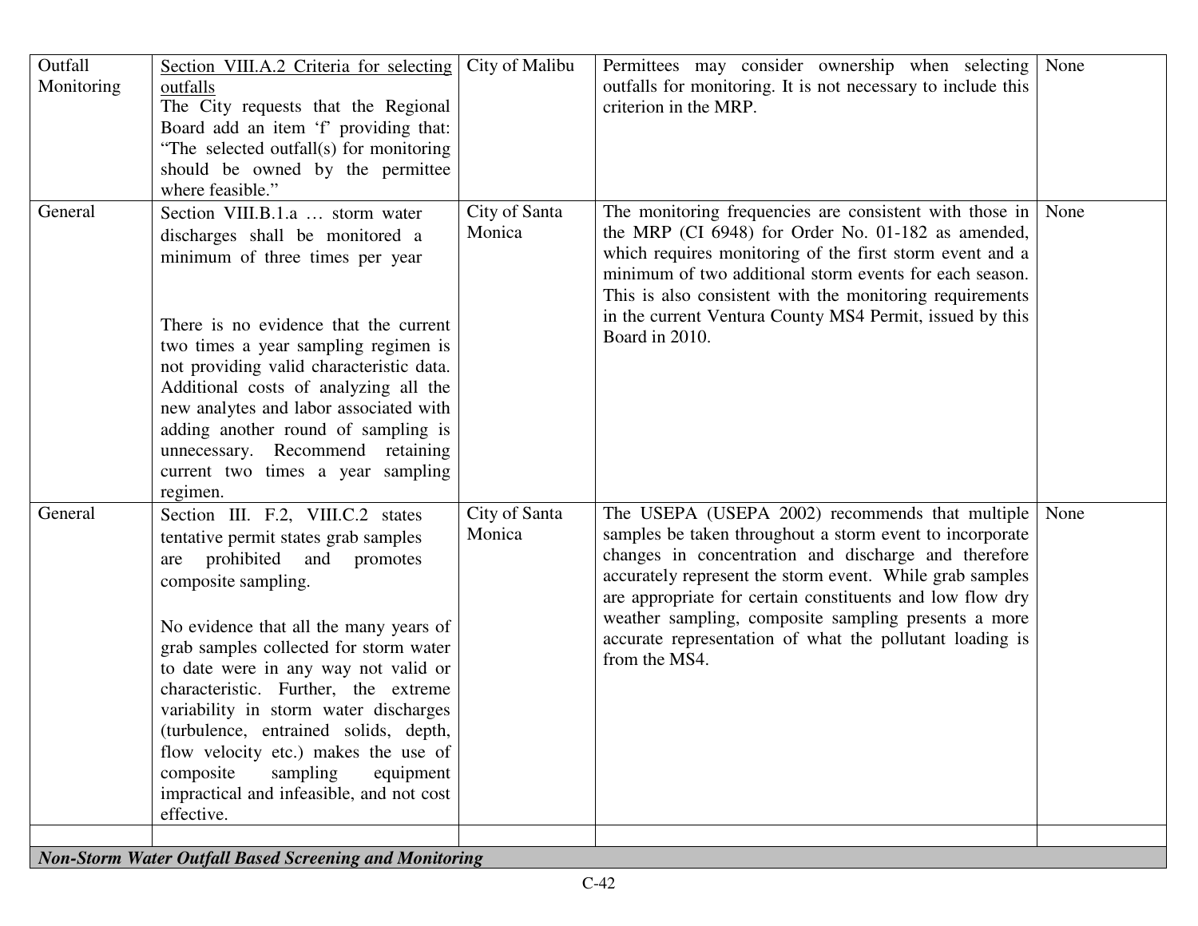| | | | | |
|---|---|---|---|---|
| Outfall Monitoring | Section VIII.A.2 Criteria for selecting outfalls<br>The City requests that the Regional Board add an item 'f' providing that: "The selected outfall(s) for monitoring should be owned by the permittee where feasible." | City of Malibu | Permittees may consider ownership when selecting outfalls for monitoring. It is not necessary to include this criterion in the MRP. | None |
| General | Section VIII.B.1.a … storm water discharges shall be monitored a minimum of three times per year<br><br>There is no evidence that the current two times a year sampling regimen is not providing valid characteristic data. Additional costs of analyzing all the new analytes and labor associated with adding another round of sampling is unnecessary. Recommend retaining current two times a year sampling regimen. | City of Santa Monica | The monitoring frequencies are consistent with those in the MRP (CI 6948) for Order No. 01-182 as amended, which requires monitoring of the first storm event and a minimum of two additional storm events for each season. This is also consistent with the monitoring requirements in the current Ventura County MS4 Permit, issued by this Board in 2010. | None |
| General | Section III. F.2, VIII.C.2 states tentative permit states grab samples are prohibited and promotes composite sampling.<br><br>No evidence that all the many years of grab samples collected for storm water to date were in any way not valid or characteristic. Further, the extreme variability in storm water discharges (turbulence, entrained solids, depth, flow velocity etc.) makes the use of composite sampling equipment impractical and infeasible, and not cost effective. | City of Santa Monica | The USEPA (USEPA 2002) recommends that multiple samples be taken throughout a storm event to incorporate changes in concentration and discharge and therefore accurately represent the storm event. While grab samples are appropriate for certain constituents and low flow dry weather sampling, composite sampling presents a more accurate representation of what the pollutant loading is from the MS4. | None |
| | | | | |
| ***Non-Storm Water Outfall Based Screening and Monitoring*** | | | | |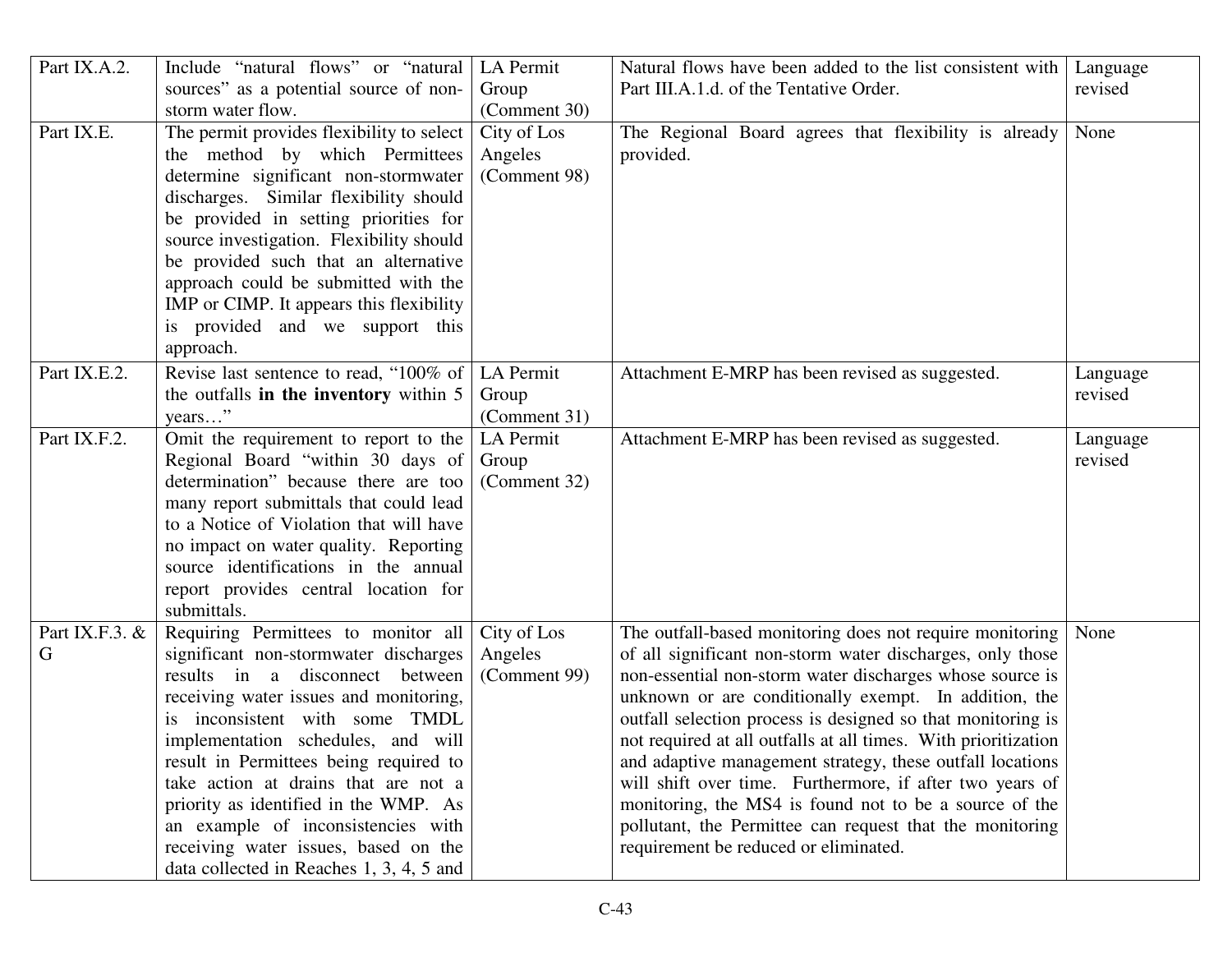| | | | | |
|---|---|---|---|---|
| Part IX.A.2. | Include "natural flows" or "natural sources" as a potential source of non-storm water flow. | LA Permit Group (Comment 30) | Natural flows have been added to the list consistent with Part III.A.1.d. of the Tentative Order. | Language revised |
| Part IX.E. | The permit provides flexibility to select the method by which Permittees determine significant non-stormwater discharges. Similar flexibility should be provided in setting priorities for source investigation. Flexibility should be provided such that an alternative approach could be submitted with the IMP or CIMP. It appears this flexibility is provided and we support this approach. | City of Los Angeles (Comment 98) | The Regional Board agrees that flexibility is already provided. | None |
| Part IX.E.2. | Revise last sentence to read, "100% of the outfalls **in the inventory** within 5 years…" | LA Permit Group (Comment 31) | Attachment E-MRP has been revised as suggested. | Language revised |
| Part IX.F.2. | Omit the requirement to report to the Regional Board "within 30 days of determination" because there are too many report submittals that could lead to a Notice of Violation that will have no impact on water quality. Reporting source identifications in the annual report provides central location for submittals. | LA Permit Group (Comment 32) | Attachment E-MRP has been revised as suggested. | Language revised |
| Part IX.F.3. & G | Requiring Permittees to monitor all significant non-stormwater discharges results in a disconnect between receiving water issues and monitoring, is inconsistent with some TMDL implementation schedules, and will result in Permittees being required to take action at drains that are not a priority as identified in the WMP. As an example of inconsistencies with receiving water issues, based on the data collected in Reaches 1, 3, 4, 5 and | City of Los Angeles (Comment 99) | The outfall-based monitoring does not require monitoring of all significant non-storm water discharges, only those non-essential non-storm water discharges whose source is unknown or are conditionally exempt. In addition, the outfall selection process is designed so that monitoring is not required at all outfalls at all times. With prioritization and adaptive management strategy, these outfall locations will shift over time. Furthermore, if after two years of monitoring, the MS4 is found not to be a source of the pollutant, the Permittee can request that the monitoring requirement be reduced or eliminated. | None |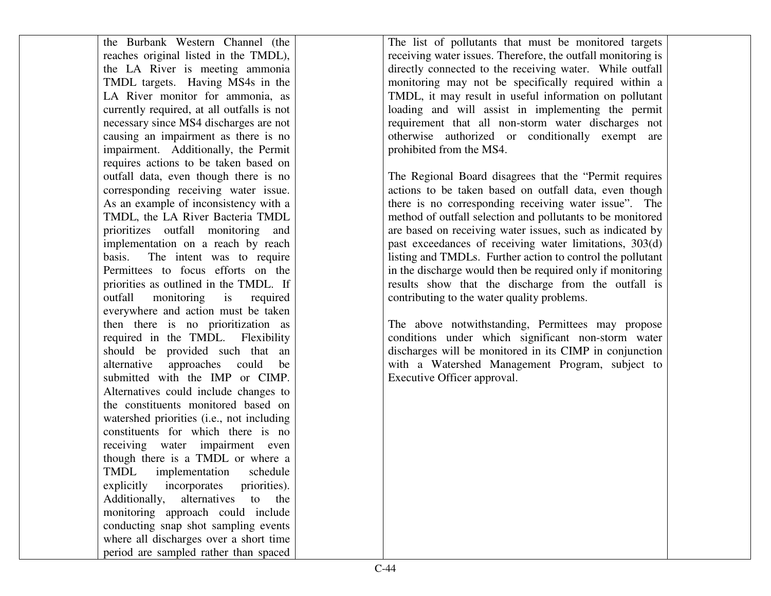| | | | | |
|---|---|---|---|---|
| | the Burbank Western Channel (the reaches original listed in the TMDL), the LA River is meeting ammonia TMDL targets. Having MS4s in the LA River monitor for ammonia, as currently required, at all outfalls is not necessary since MS4 discharges are not causing an impairment as there is no impairment. Additionally, the Permit requires actions to be taken based on outfall data, even though there is no corresponding receiving water issue. As an example of inconsistency with a TMDL, the LA River Bacteria TMDL prioritizes outfall monitoring and implementation on a reach by reach basis. The intent was to require Permittees to focus efforts on the priorities as outlined in the TMDL. If outfall monitoring is required everywhere and action must be taken then there is no prioritization as required in the TMDL. Flexibility should be provided such that an alternative approaches could be submitted with the IMP or CIMP. Alternatives could include changes to the constituents monitored based on watershed priorities (i.e., not including constituents for which there is no receiving water impairment even though there is a TMDL or where a TMDL implementation schedule explicitly incorporates priorities). Additionally, alternatives to the monitoring approach could include conducting snap shot sampling events where all discharges over a short time period are sampled rather than spaced | | The list of pollutants that must be monitored targets receiving water issues. Therefore, the outfall monitoring is directly connected to the receiving water. While outfall monitoring may not be specifically required within a TMDL, it may result in useful information on pollutant loading and will assist in implementing the permit requirement that all non-storm water discharges not otherwise authorized or conditionally exempt are prohibited from the MS4.<br><br>The Regional Board disagrees that the "Permit requires actions to be taken based on outfall data, even though there is no corresponding receiving water issue". The method of outfall selection and pollutants to be monitored are based on receiving water issues, such as indicated by past exceedances of receiving water limitations, 303(d) listing and TMDLs. Further action to control the pollutant in the discharge would then be required only if monitoring results show that the discharge from the outfall is contributing to the water quality problems.<br><br>The above notwithstanding, Permittees may propose conditions under which significant non-storm water discharges will be monitored in its CIMP in conjunction with a Watershed Management Program, subject to Executive Officer approval. | |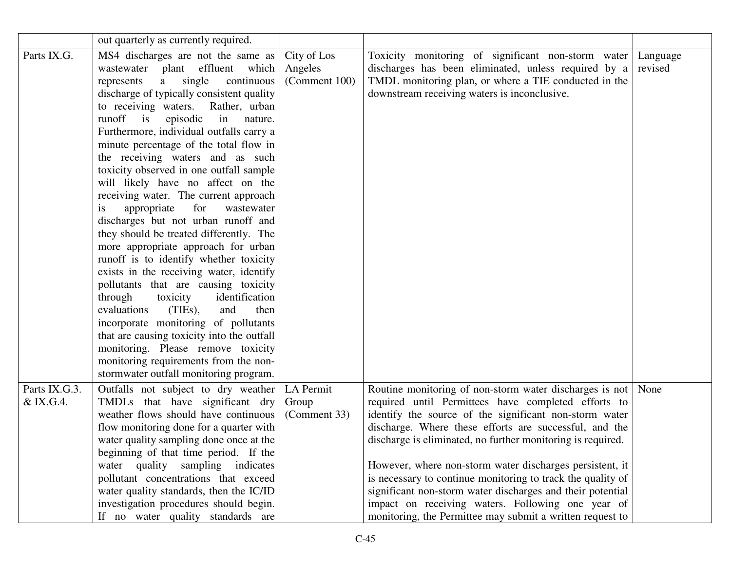| | | | | |
|---|---|---|---|---|
| | out quarterly as currently required. | | | |
| Parts IX.G. | MS4 discharges are not the same as wastewater plant effluent which represents a single continuous discharge of typically consistent quality to receiving waters. Rather, urban runoff is episodic in nature. Furthermore, individual outfalls carry a minute percentage of the total flow in the receiving waters and as such toxicity observed in one outfall sample will likely have no affect on the receiving water. The current approach is appropriate for wastewater discharges but not urban runoff and they should be treated differently. The more appropriate approach for urban runoff is to identify whether toxicity exists in the receiving water, identify pollutants that are causing toxicity through toxicity identification evaluations (TIEs), and then incorporate monitoring of pollutants that are causing toxicity into the outfall monitoring. Please remove toxicity monitoring requirements from the non-stormwater outfall monitoring program. | City of Los Angeles (Comment 100) | Toxicity monitoring of significant non-storm water discharges has been eliminated, unless required by a TMDL monitoring plan, or where a TIE conducted in the downstream receiving waters is inconclusive. | Language revised |
| Parts IX.G.3. & IX.G.4. | Outfalls not subject to dry weather TMDLs that have significant dry weather flows should have continuous flow monitoring done for a quarter with water quality sampling done once at the beginning of that time period. If the water quality sampling indicates pollutant concentrations that exceed water quality standards, then the IC/ID investigation procedures should begin. If no water quality standards are | LA Permit Group (Comment 33) | Routine monitoring of non-storm water discharges is not required until Permittees have completed efforts to identify the source of the significant non-storm water discharge. Where these efforts are successful, and the discharge is eliminated, no further monitoring is required.<br><br>However, where non-storm water discharges persistent, it is necessary to continue monitoring to track the quality of significant non-storm water discharges and their potential impact on receiving waters. Following one year of monitoring, the Permittee may submit a written request to | None |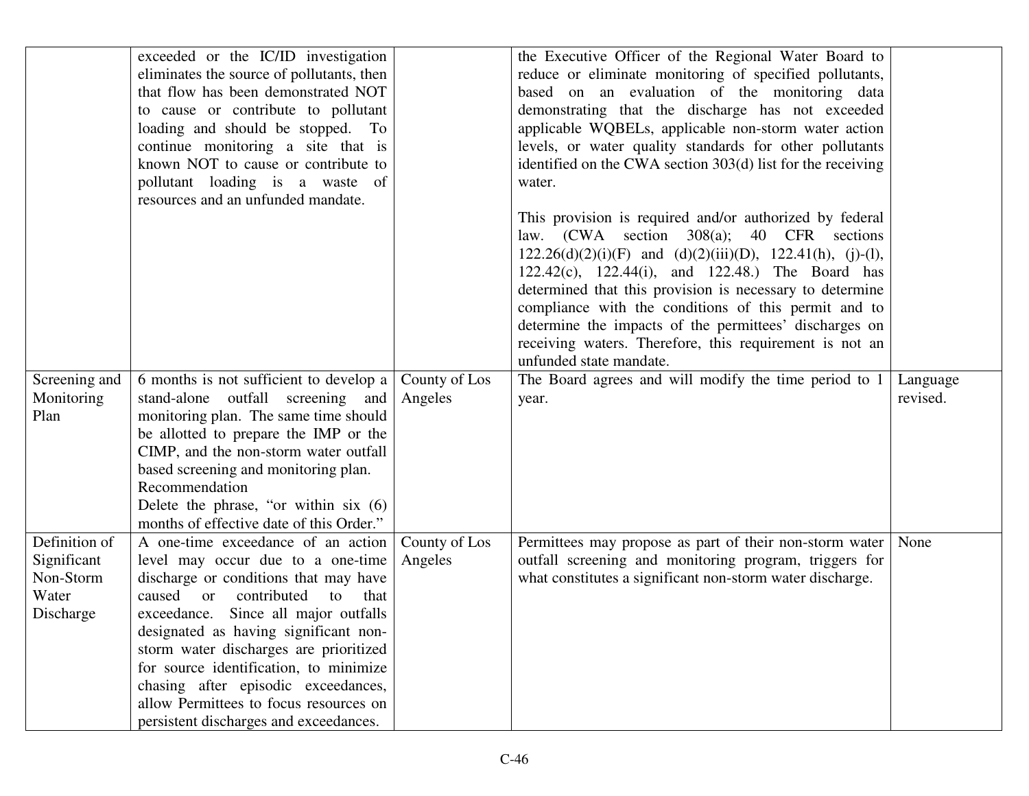| | | | | |
|---|---|---|---|---|
| | exceeded or the IC/ID investigation eliminates the source of pollutants, then that flow has been demonstrated NOT to cause or contribute to pollutant loading and should be stopped. To continue monitoring a site that is known NOT to cause or contribute to pollutant loading is a waste of resources and an unfunded mandate. | | the Executive Officer of the Regional Water Board to reduce or eliminate monitoring of specified pollutants, based on an evaluation of the monitoring data demonstrating that the discharge has not exceeded applicable WQBELs, applicable non-storm water action levels, or water quality standards for other pollutants identified on the CWA section 303(d) list for the receiving water.<br><br>This provision is required and/or authorized by federal law. (CWA section 308(a); 40 CFR sections 122.26(d)(2)(i)(F) and (d)(2)(iii)(D), 122.41(h), (j)-(l), 122.42(c), 122.44(i), and 122.48.) The Board has determined that this provision is necessary to determine compliance with the conditions of this permit and to determine the impacts of the permittees' discharges on receiving waters. Therefore, this requirement is not an unfunded state mandate. | |
| Screening and Monitoring Plan | 6 months is not sufficient to develop a stand-alone outfall screening and monitoring plan. The same time should be allotted to prepare the IMP or the CIMP, and the non-storm water outfall based screening and monitoring plan.<br>Recommendation<br>Delete the phrase, "or within six (6) months of effective date of this Order." | County of Los Angeles | The Board agrees and will modify the time period to 1 year. | Language revised. |
| Definition of Significant Non-Storm Water Discharge | A one-time exceedance of an action level may occur due to a one-time discharge or conditions that may have caused or contributed to that exceedance. Since all major outfalls designated as having significant non-storm water discharges are prioritized for source identification, to minimize chasing after episodic exceedances, allow Permittees to focus resources on persistent discharges and exceedances. | County of Los Angeles | Permittees may propose as part of their non-storm water outfall screening and monitoring program, triggers for what constitutes a significant non-storm water discharge. | None |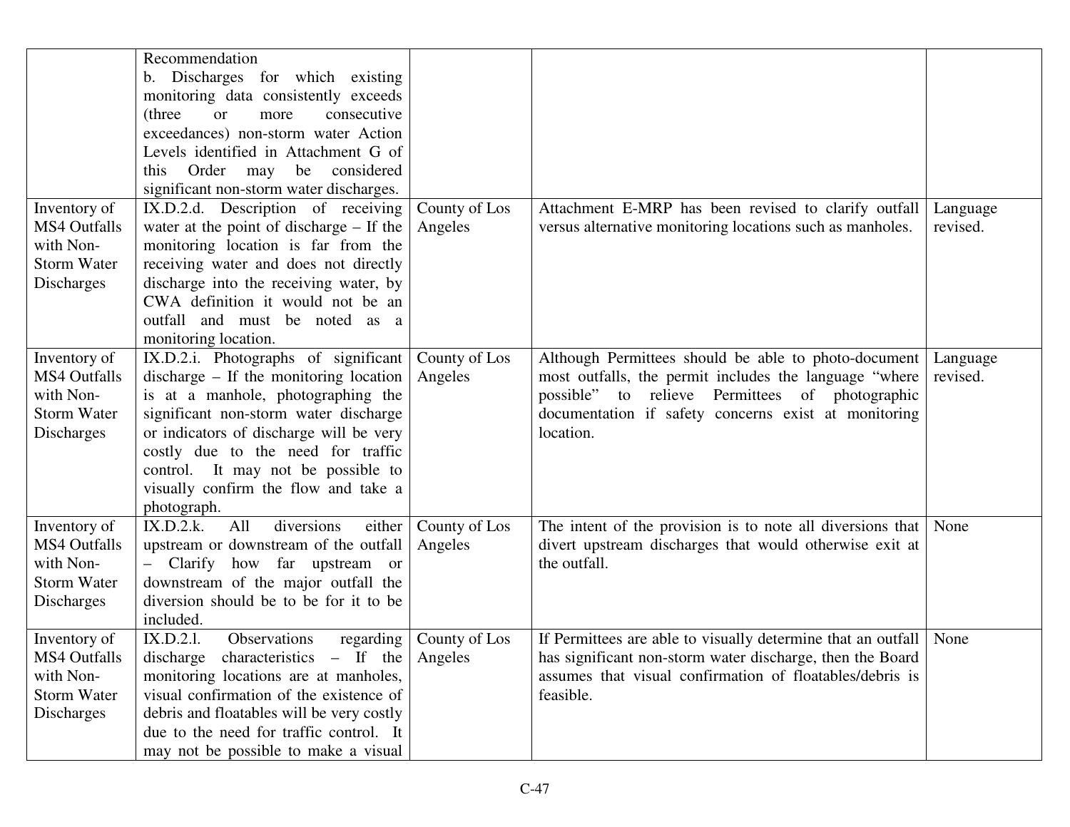| | | | | |
|---|---|---|---|---|
| | Recommendation<br>b. Discharges for which existing monitoring data consistently exceeds (three or more consecutive exceedances) non-storm water Action Levels identified in Attachment G of this Order may be considered significant non-storm water discharges. | | | |
| Inventory of MS4 Outfalls with Non-Storm Water Discharges | IX.D.2.d. Description of receiving water at the point of discharge – If the monitoring location is far from the receiving water and does not directly discharge into the receiving water, by CWA definition it would not be an outfall and must be noted as a monitoring location. | County of Los Angeles | Attachment E-MRP has been revised to clarify outfall versus alternative monitoring locations such as manholes. | Language revised. |
| Inventory of MS4 Outfalls with Non-Storm Water Discharges | IX.D.2.i. Photographs of significant discharge – If the monitoring location is at a manhole, photographing the significant non-storm water discharge or indicators of discharge will be very costly due to the need for traffic control. It may not be possible to visually confirm the flow and take a photograph. | County of Los Angeles | Although Permittees should be able to photo-document most outfalls, the permit includes the language "where possible" to relieve Permittees of photographic documentation if safety concerns exist at monitoring location. | Language revised. |
| Inventory of MS4 Outfalls with Non-Storm Water Discharges | IX.D.2.k. All diversions either upstream or downstream of the outfall – Clarify how far upstream or downstream of the major outfall the diversion should be to be for it to be included. | County of Los Angeles | The intent of the provision is to note all diversions that divert upstream discharges that would otherwise exit at the outfall. | None |
| Inventory of MS4 Outfalls with Non-Storm Water Discharges | IX.D.2.l. Observations regarding discharge characteristics – If the monitoring locations are at manholes, visual confirmation of the existence of debris and floatables will be very costly due to the need for traffic control. It may not be possible to make a visual | County of Los Angeles | If Permittees are able to visually determine that an outfall has significant non-storm water discharge, then the Board assumes that visual confirmation of floatables/debris is feasible. | None |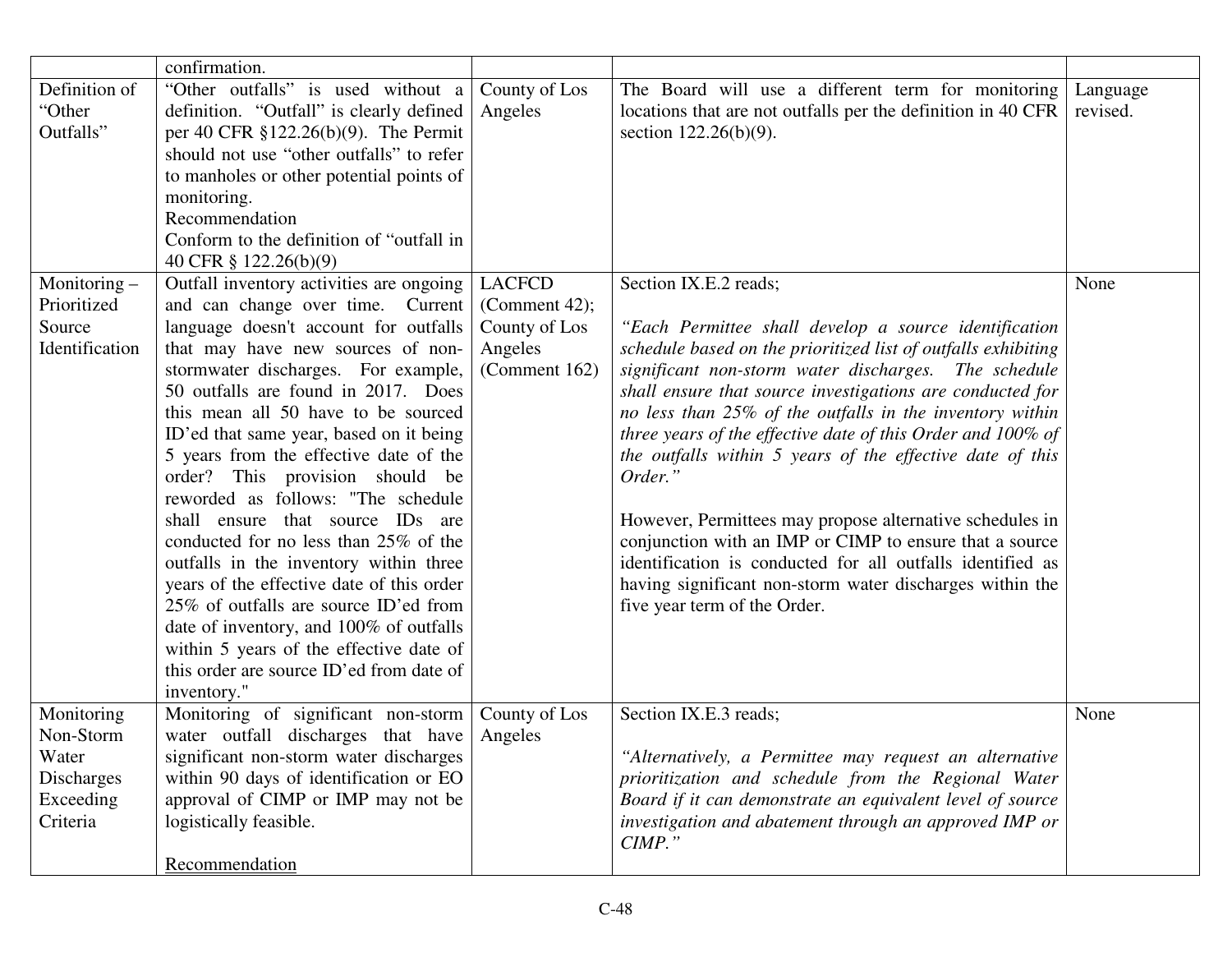| | | | | |
|---|---|---|---|---|
| | confirmation. | | | |
| Definition of "Other Outfalls" | "Other outfalls" is used without a definition. "Outfall" is clearly defined per 40 CFR §122.26(b)(9). The Permit should not use "other outfalls" to refer to manholes or other potential points of monitoring.<br>Recommendation<br>Conform to the definition of "outfall in 40 CFR § 122.26(b)(9) | County of Los Angeles | The Board will use a different term for monitoring locations that are not outfalls per the definition in 40 CFR section 122.26(b)(9). | Language revised. |
| Monitoring – Prioritized Source Identification | Outfall inventory activities are ongoing and can change over time. Current language doesn't account for outfalls that may have new sources of non-stormwater discharges. For example, 50 outfalls are found in 2017. Does this mean all 50 have to be sourced ID'ed that same year, based on it being 5 years from the effective date of the order? This provision should be reworded as follows: "The schedule shall ensure that source IDs are conducted for no less than 25% of the outfalls in the inventory within three years of the effective date of this order 25% of outfalls are source ID'ed from date of inventory, and 100% of outfalls within 5 years of the effective date of this order are source ID'ed from date of inventory." | LACFCD (Comment 42); County of Los Angeles (Comment 162) | Section IX.E.2 reads;<br><br>*"Each Permittee shall develop a source identification schedule based on the prioritized list of outfalls exhibiting significant non-storm water discharges. The schedule shall ensure that source investigations are conducted for no less than 25% of the outfalls in the inventory within three years of the effective date of this Order and 100% of the outfalls within 5 years of the effective date of this Order."*<br><br>However, Permittees may propose alternative schedules in conjunction with an IMP or CIMP to ensure that a source identification is conducted for all outfalls identified as having significant non-storm water discharges within the five year term of the Order. | None |
| Monitoring Non-Storm Water Discharges Exceeding Criteria | Monitoring of significant non-storm water outfall discharges that have significant non-storm water discharges within 90 days of identification or EO approval of CIMP or IMP may not be logistically feasible.<br><br><u>Recommendation</u> | County of Los Angeles | Section IX.E.3 reads;<br><br>*"Alternatively, a Permittee may request an alternative prioritization and schedule from the Regional Water Board if it can demonstrate an equivalent level of source investigation and abatement through an approved IMP or CIMP."* | None |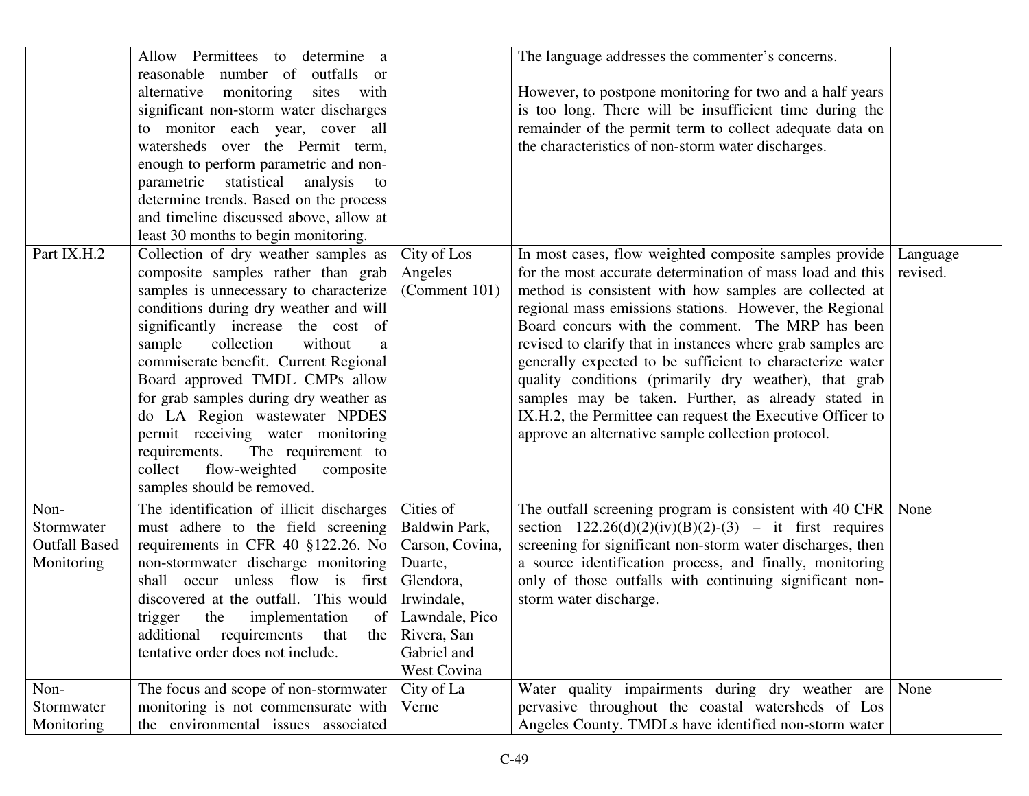| | | | | |
|---|---|---|---|---|
| | Allow Permittees to determine a reasonable number of outfalls or alternative monitoring sites with significant non-storm water discharges to monitor each year, cover all watersheds over the Permit term, enough to perform parametric and non-parametric statistical analysis to determine trends. Based on the process and timeline discussed above, allow at least 30 months to begin monitoring. | | The language addresses the commenter's concerns.<br><br>However, to postpone monitoring for two and a half years is too long. There will be insufficient time during the remainder of the permit term to collect adequate data on the characteristics of non-storm water discharges. | |
| Part IX.H.2 | Collection of dry weather samples as composite samples rather than grab samples is unnecessary to characterize conditions during dry weather and will significantly increase the cost of sample collection without a commiserate benefit. Current Regional Board approved TMDL CMPs allow for grab samples during dry weather as do LA Region wastewater NPDES permit receiving water monitoring requirements. The requirement to collect flow-weighted composite samples should be removed. | City of Los Angeles (Comment 101) | In most cases, flow weighted composite samples provide for the most accurate determination of mass load and this method is consistent with how samples are collected at regional mass emissions stations. However, the Regional Board concurs with the comment. The MRP has been revised to clarify that in instances where grab samples are generally expected to be sufficient to characterize water quality conditions (primarily dry weather), that grab samples may be taken. Further, as already stated in IX.H.2, the Permittee can request the Executive Officer to approve an alternative sample collection protocol. | Language revised. |
| Non-Stormwater Outfall Based Monitoring | The identification of illicit discharges must adhere to the field screening requirements in CFR 40 §122.26. No non-stormwater discharge monitoring shall occur unless flow is first discovered at the outfall. This would trigger the implementation of additional requirements that the tentative order does not include. | Cities of Baldwin Park, Carson, Covina, Duarte, Glendora, Irwindale, Lawndale, Pico Rivera, San Gabriel and West Covina | The outfall screening program is consistent with 40 CFR section 122.26(d)(2)(iv)(B)(2)-(3) – it first requires screening for significant non-storm water discharges, then a source identification process, and finally, monitoring only of those outfalls with continuing significant non-storm water discharge. | None |
| Non-Stormwater Monitoring | The focus and scope of non-stormwater monitoring is not commensurate with the environmental issues associated | City of La Verne | Water quality impairments during dry weather are pervasive throughout the coastal watersheds of Los Angeles County. TMDLs have identified non-storm water | None |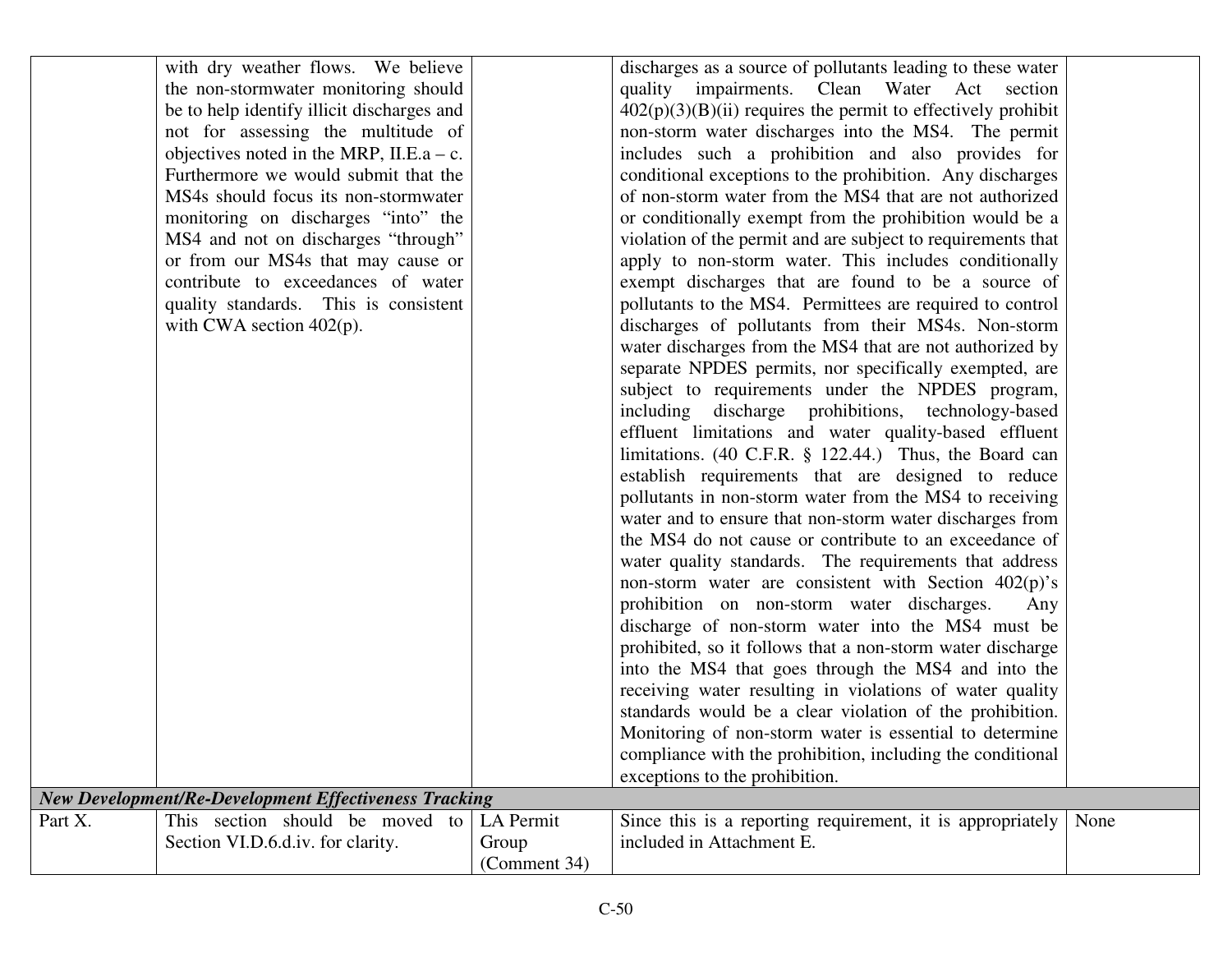| | | | | |
|---|---|---|---|---|
| | with dry weather flows. We believe the non-stormwater monitoring should be to help identify illicit discharges and not for assessing the multitude of objectives noted in the MRP, II.E.a – c. Furthermore we would submit that the MS4s should focus its non-stormwater monitoring on discharges "into" the MS4 and not on discharges "through" or from our MS4s that may cause or contribute to exceedances of water quality standards. This is consistent with CWA section 402(p). | | discharges as a source of pollutants leading to these water quality impairments. Clean Water Act section 402(p)(3)(B)(ii) requires the permit to effectively prohibit non-storm water discharges into the MS4. The permit includes such a prohibition and also provides for conditional exceptions to the prohibition. Any discharges of non-storm water from the MS4 that are not authorized or conditionally exempt from the prohibition would be a violation of the permit and are subject to requirements that apply to non-storm water. This includes conditionally exempt discharges that are found to be a source of pollutants to the MS4. Permittees are required to control discharges of pollutants from their MS4s. Non-storm water discharges from the MS4 that are not authorized by separate NPDES permits, nor specifically exempted, are subject to requirements under the NPDES program, including discharge prohibitions, technology-based effluent limitations and water quality-based effluent limitations. (40 C.F.R. § 122.44.) Thus, the Board can establish requirements that are designed to reduce pollutants in non-storm water from the MS4 to receiving water and to ensure that non-storm water discharges from the MS4 do not cause or contribute to an exceedance of water quality standards. The requirements that address non-storm water are consistent with Section 402(p)'s prohibition on non-storm water discharges. Any discharge of non-storm water into the MS4 must be prohibited, so it follows that a non-storm water discharge into the MS4 that goes through the MS4 and into the receiving water resulting in violations of water quality standards would be a clear violation of the prohibition. Monitoring of non-storm water is essential to determine compliance with the prohibition, including the conditional exceptions to the prohibition. | |
| ***New Development/Re-Development Effectiveness Tracking*** | | | | |
| Part X. | This section should be moved to Section VI.D.6.d.iv. for clarity. | LA Permit Group (Comment 34) | Since this is a reporting requirement, it is appropriately included in Attachment E. | None |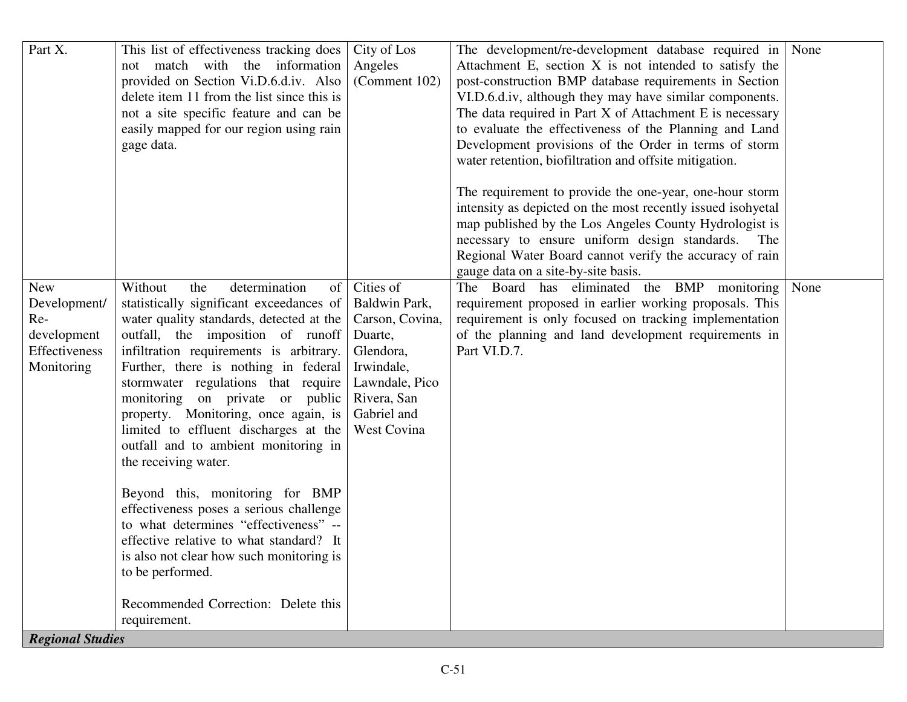| | | | | |
|---|---|---|---|---|
| Part X. | This list of effectiveness tracking does not match with the information provided on Section Vi.D.6.d.iv. Also delete item 11 from the list since this is not a site specific feature and can be easily mapped for our region using rain gage data. | City of Los Angeles (Comment 102) | The development/re-development database required in Attachment E, section X is not intended to satisfy the post-construction BMP database requirements in Section VI.D.6.d.iv, although they may have similar components. The data required in Part X of Attachment E is necessary to evaluate the effectiveness of the Planning and Land Development provisions of the Order in terms of storm water retention, biofiltration and offsite mitigation.<br><br>The requirement to provide the one-year, one-hour storm intensity as depicted on the most recently issued isohyetal map published by the Los Angeles County Hydrologist is necessary to ensure uniform design standards. The Regional Water Board cannot verify the accuracy of rain gauge data on a site-by-site basis. | None |
| New Development/ Re-development Effectiveness Monitoring | Without the determination of statistically significant exceedances of water quality standards, detected at the outfall, the imposition of runoff infiltration requirements is arbitrary. Further, there is nothing in federal stormwater regulations that require monitoring on private or public property. Monitoring, once again, is limited to effluent discharges at the outfall and to ambient monitoring in the receiving water.<br><br>Beyond this, monitoring for BMP effectiveness poses a serious challenge to what determines "effectiveness" -- effective relative to what standard? It is also not clear how such monitoring is to be performed.<br><br>Recommended Correction: Delete this requirement. | Cities of Baldwin Park, Carson, Covina, Duarte, Glendora, Irwindale, Lawndale, Pico Rivera, San Gabriel and West Covina | The Board has eliminated the BMP monitoring requirement proposed in earlier working proposals. This requirement is only focused on tracking implementation of the planning and land development requirements in Part VI.D.7. | None |
| ***Regional Studies*** | | | | |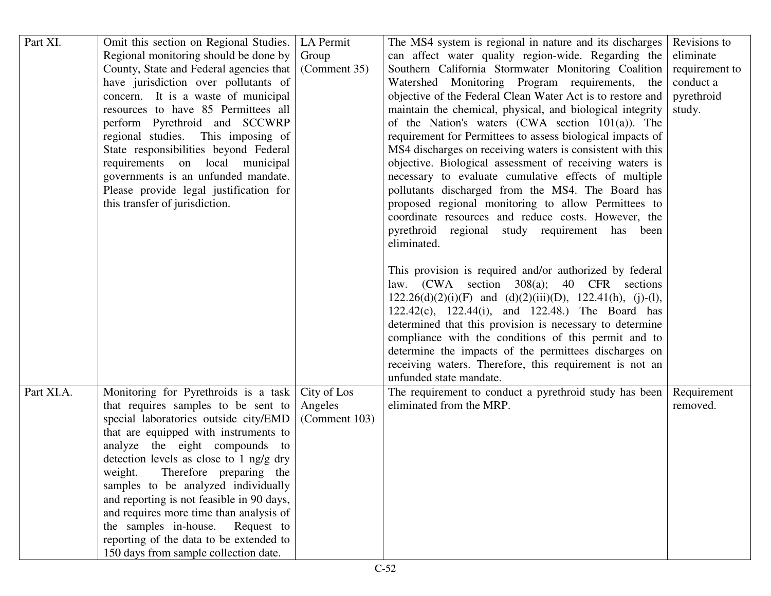| | | | | |
|---|---|---|---|---|
| Part XI. | Omit this section on Regional Studies. Regional monitoring should be done by County, State and Federal agencies that have jurisdiction over pollutants of concern. It is a waste of municipal resources to have 85 Permittees all perform Pyrethroid and SCCWRP regional studies. This imposing of State responsibilities beyond Federal requirements on local municipal governments is an unfunded mandate. Please provide legal justification for this transfer of jurisdiction. | LA Permit Group (Comment 35) | The MS4 system is regional in nature and its discharges can affect water quality region-wide. Regarding the Southern California Stormwater Monitoring Coalition Watershed Monitoring Program requirements, the objective of the Federal Clean Water Act is to restore and maintain the chemical, physical, and biological integrity of the Nation's waters (CWA section 101(a)). The requirement for Permittees to assess biological impacts of MS4 discharges on receiving waters is consistent with this objective. Biological assessment of receiving waters is necessary to evaluate cumulative effects of multiple pollutants discharged from the MS4. The Board has proposed regional monitoring to allow Permittees to coordinate resources and reduce costs. However, the pyrethroid regional study requirement has been eliminated.<br><br>This provision is required and/or authorized by federal law. (CWA section 308(a); 40 CFR sections 122.26(d)(2)(i)(F) and (d)(2)(iii)(D), 122.41(h), (j)-(l), 122.42(c), 122.44(i), and 122.48.) The Board has determined that this provision is necessary to determine compliance with the conditions of this permit and to determine the impacts of the permittees discharges on receiving waters. Therefore, this requirement is not an unfunded state mandate. | Revisions to eliminate requirement to conduct a pyrethroid study. |
| Part XI.A. | Monitoring for Pyrethroids is a task that requires samples to be sent to special laboratories outside city/EMD that are equipped with instruments to analyze the eight compounds to detection levels as close to 1 ng/g dry weight. Therefore preparing the samples to be analyzed individually and reporting is not feasible in 90 days, and requires more time than analysis of the samples in-house. Request to reporting of the data to be extended to 150 days from sample collection date. | City of Los Angeles (Comment 103) | The requirement to conduct a pyrethroid study has been eliminated from the MRP. | Requirement removed. |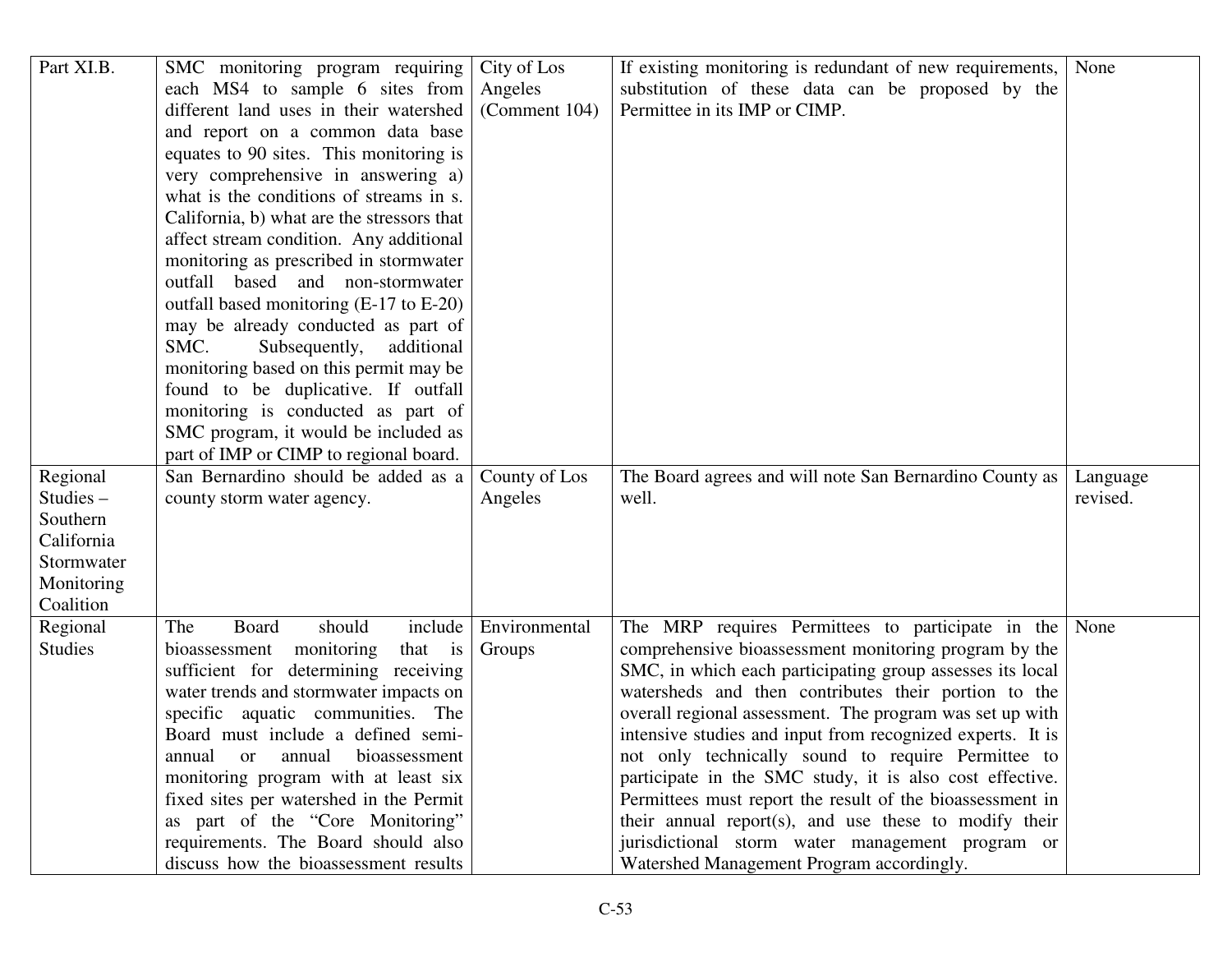| | | | | |
|---|---|---|---|---|
| Part XI.B. | SMC monitoring program requiring each MS4 to sample 6 sites from different land uses in their watershed and report on a common data base equates to 90 sites. This monitoring is very comprehensive in answering a) what is the conditions of streams in s. California, b) what are the stressors that affect stream condition. Any additional monitoring as prescribed in stormwater outfall based and non-stormwater outfall based monitoring (E-17 to E-20) may be already conducted as part of SMC. Subsequently, additional monitoring based on this permit may be found to be duplicative. If outfall monitoring is conducted as part of SMC program, it would be included as part of IMP or CIMP to regional board. | City of Los Angeles (Comment 104) | If existing monitoring is redundant of new requirements, substitution of these data can be proposed by the Permittee in its IMP or CIMP. | None |
| Regional Studies – Southern California Stormwater Monitoring Coalition | San Bernardino should be added as a county storm water agency. | County of Los Angeles | The Board agrees and will note San Bernardino County as well. | Language revised. |
| Regional Studies | The Board should include bioassessment monitoring that is sufficient for determining receiving water trends and stormwater impacts on specific aquatic communities. The Board must include a defined semi-annual or annual bioassessment monitoring program with at least six fixed sites per watershed in the Permit as part of the "Core Monitoring" requirements. The Board should also discuss how the bioassessment results | Environmental Groups | The MRP requires Permittees to participate in the comprehensive bioassessment monitoring program by the SMC, in which each participating group assesses its local watersheds and then contributes their portion to the overall regional assessment. The program was set up with intensive studies and input from recognized experts. It is not only technically sound to require Permittee to participate in the SMC study, it is also cost effective. Permittees must report the result of the bioassessment in their annual report(s), and use these to modify their jurisdictional storm water management program or Watershed Management Program accordingly. | None |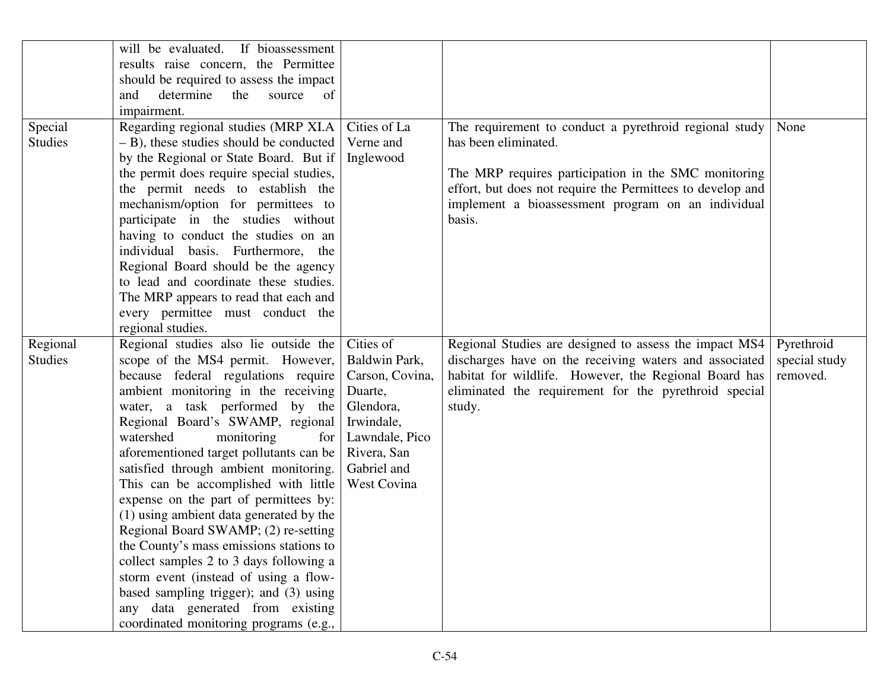| | | | | |
|---|---|---|---|---|
| | will be evaluated. If bioassessment results raise concern, the Permittee should be required to assess the impact and determine the source of impairment. | | | |
| Special Studies | Regarding regional studies (MRP XI.A – B), these studies should be conducted by the Regional or State Board. But if the permit does require special studies, the permit needs to establish the mechanism/option for permittees to participate in the studies without having to conduct the studies on an individual basis. Furthermore, the Regional Board should be the agency to lead and coordinate these studies. The MRP appears to read that each and every permittee must conduct the regional studies. | Cities of La Verne and Inglewood | The requirement to conduct a pyrethroid regional study has been eliminated.<br><br>The MRP requires participation in the SMC monitoring effort, but does not require the Permittees to develop and implement a bioassessment program on an individual basis. | None |
| Regional Studies | Regional studies also lie outside the scope of the MS4 permit. However, because federal regulations require ambient monitoring in the receiving water, a task performed by the Regional Board's SWAMP, regional watershed monitoring for aforementioned target pollutants can be satisfied through ambient monitoring. This can be accomplished with little expense on the part of permittees by: (1) using ambient data generated by the Regional Board SWAMP; (2) re-setting the County's mass emissions stations to collect samples 2 to 3 days following a storm event (instead of using a flow-based sampling trigger); and (3) using any data generated from existing coordinated monitoring programs (e.g., | Cities of Baldwin Park, Carson, Covina, Duarte, Glendora, Irwindale, Lawndale, Pico Rivera, San Gabriel and West Covina | Regional Studies are designed to assess the impact MS4 discharges have on the receiving waters and associated habitat for wildlife. However, the Regional Board has eliminated the requirement for the pyrethroid special study. | Pyrethroid special study removed. |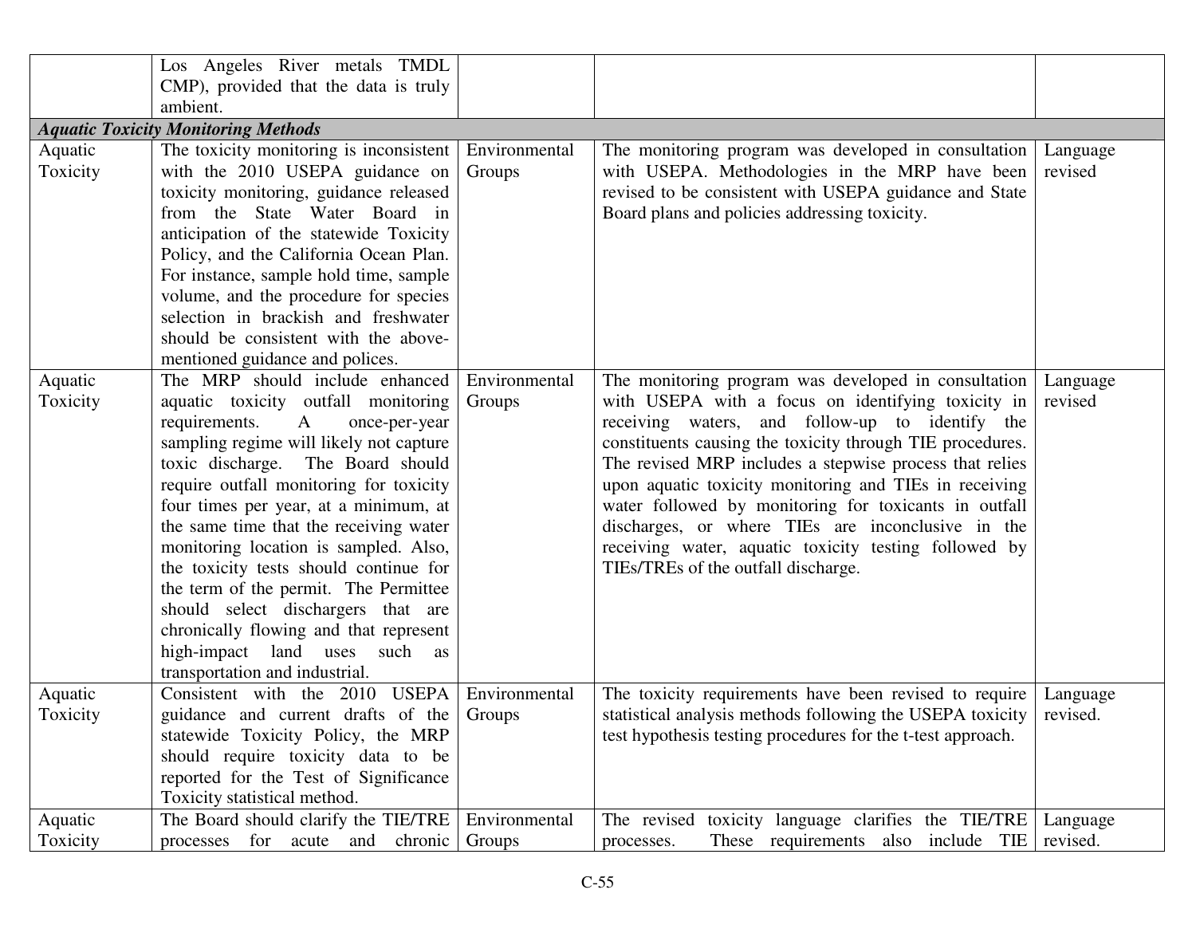| | | | | |
|---|---|---|---|---|
| | Los Angeles River metals TMDL CMP), provided that the data is truly ambient. | | | |
| ***Aquatic Toxicity Monitoring Methods*** | | | | |
| Aquatic Toxicity | The toxicity monitoring is inconsistent with the 2010 USEPA guidance on toxicity monitoring, guidance released from the State Water Board in anticipation of the statewide Toxicity Policy, and the California Ocean Plan. For instance, sample hold time, sample volume, and the procedure for species selection in brackish and freshwater should be consistent with the above-mentioned guidance and polices. | Environmental Groups | The monitoring program was developed in consultation with USEPA. Methodologies in the MRP have been revised to be consistent with USEPA guidance and State Board plans and policies addressing toxicity. | Language revised |
| Aquatic Toxicity | The MRP should include enhanced aquatic toxicity outfall monitoring requirements. A once-per-year sampling regime will likely not capture toxic discharge. The Board should require outfall monitoring for toxicity four times per year, at a minimum, at the same time that the receiving water monitoring location is sampled. Also, the toxicity tests should continue for the term of the permit. The Permittee should select dischargers that are chronically flowing and that represent high-impact land uses such as transportation and industrial. | Environmental Groups | The monitoring program was developed in consultation with USEPA with a focus on identifying toxicity in receiving waters, and follow-up to identify the constituents causing the toxicity through TIE procedures. The revised MRP includes a stepwise process that relies upon aquatic toxicity monitoring and TIEs in receiving water followed by monitoring for toxicants in outfall discharges, or where TIEs are inconclusive in the receiving water, aquatic toxicity testing followed by TIEs/TREs of the outfall discharge. | Language revised |
| Aquatic Toxicity | Consistent with the 2010 USEPA guidance and current drafts of the statewide Toxicity Policy, the MRP should require toxicity data to be reported for the Test of Significance Toxicity statistical method. | Environmental Groups | The toxicity requirements have been revised to require statistical analysis methods following the USEPA toxicity test hypothesis testing procedures for the t-test approach. | Language revised. |
| Aquatic Toxicity | The Board should clarify the TIE/TRE processes for acute and chronic | Environmental Groups | The revised toxicity language clarifies the TIE/TRE processes. These requirements also include TIE | Language revised. |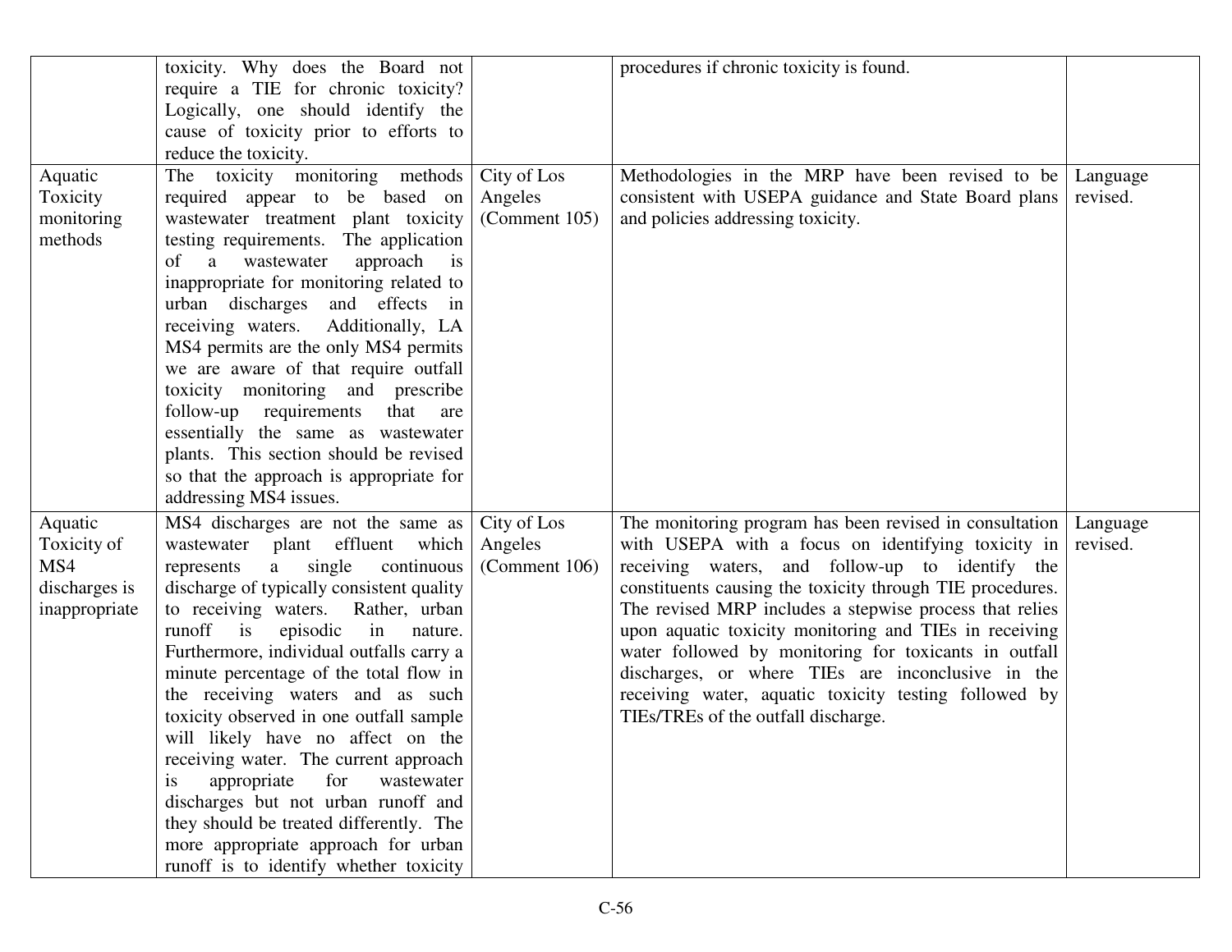| | | | | |
|---|---|---|---|---|
| | toxicity. Why does the Board not require a TIE for chronic toxicity? Logically, one should identify the cause of toxicity prior to efforts to reduce the toxicity. | | procedures if chronic toxicity is found. | |
| Aquatic Toxicity monitoring methods | The toxicity monitoring methods required appear to be based on wastewater treatment plant toxicity testing requirements. The application of a wastewater approach is inappropriate for monitoring related to urban discharges and effects in receiving waters. Additionally, LA MS4 permits are the only MS4 permits we are aware of that require outfall toxicity monitoring and prescribe follow-up requirements that are essentially the same as wastewater plants. This section should be revised so that the approach is appropriate for addressing MS4 issues. | City of Los Angeles (Comment 105) | Methodologies in the MRP have been revised to be consistent with USEPA guidance and State Board plans and policies addressing toxicity. | Language revised. |
| Aquatic Toxicity of MS4 discharges is inappropriate | MS4 discharges are not the same as wastewater plant effluent which represents a single continuous discharge of typically consistent quality to receiving waters. Rather, urban runoff is episodic in nature. Furthermore, individual outfalls carry a minute percentage of the total flow in the receiving waters and as such toxicity observed in one outfall sample will likely have no affect on the receiving water. The current approach is appropriate for wastewater discharges but not urban runoff and they should be treated differently. The more appropriate approach for urban runoff is to identify whether toxicity | City of Los Angeles (Comment 106) | The monitoring program has been revised in consultation with USEPA with a focus on identifying toxicity in receiving waters, and follow-up to identify the constituents causing the toxicity through TIE procedures. The revised MRP includes a stepwise process that relies upon aquatic toxicity monitoring and TIEs in receiving water followed by monitoring for toxicants in outfall discharges, or where TIEs are inconclusive in the receiving water, aquatic toxicity testing followed by TIEs/TREs of the outfall discharge. | Language revised. |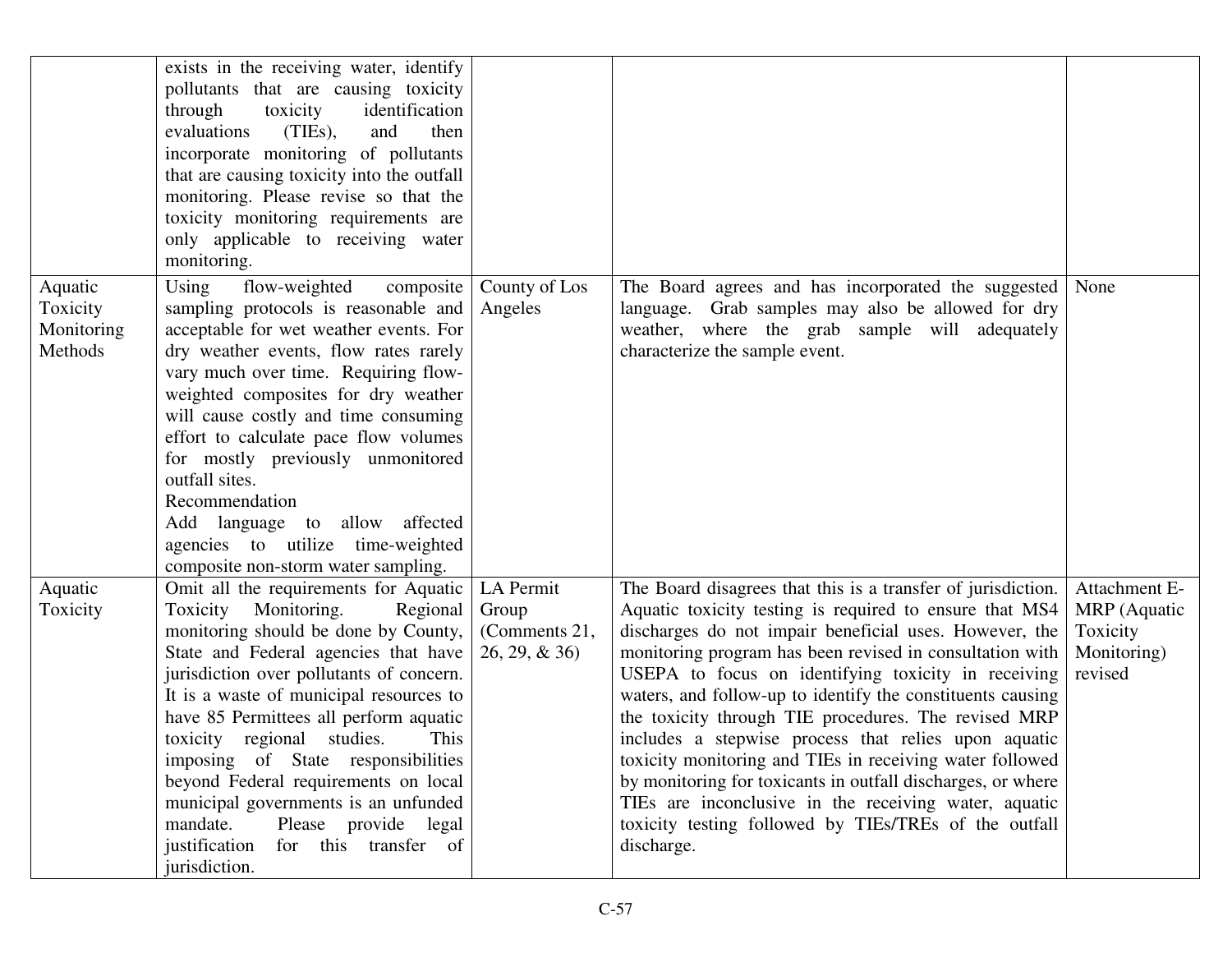| | | | | |
|---|---|---|---|---|
| | exists in the receiving water, identify pollutants that are causing toxicity through toxicity identification evaluations (TIEs), and then incorporate monitoring of pollutants that are causing toxicity into the outfall monitoring. Please revise so that the toxicity monitoring requirements are only applicable to receiving water monitoring. | | | |
| Aquatic Toxicity Monitoring Methods | Using flow-weighted composite sampling protocols is reasonable and acceptable for wet weather events. For dry weather events, flow rates rarely vary much over time. Requiring flow-weighted composites for dry weather will cause costly and time consuming effort to calculate pace flow volumes for mostly previously unmonitored outfall sites.<br>Recommendation<br>Add language to allow affected agencies to utilize time-weighted composite non-storm water sampling. | County of Los Angeles | The Board agrees and has incorporated the suggested language. Grab samples may also be allowed for dry weather, where the grab sample will adequately characterize the sample event. | None |
| Aquatic Toxicity | Omit all the requirements for Aquatic Toxicity Monitoring. Regional monitoring should be done by County, State and Federal agencies that have jurisdiction over pollutants of concern. It is a waste of municipal resources to have 85 Permittees all perform aquatic toxicity regional studies. This imposing of State responsibilities beyond Federal requirements on local municipal governments is an unfunded mandate. Please provide legal justification for this transfer of jurisdiction. | LA Permit Group (Comments 21, 26, 29, & 36) | The Board disagrees that this is a transfer of jurisdiction. Aquatic toxicity testing is required to ensure that MS4 discharges do not impair beneficial uses. However, the monitoring program has been revised in consultation with USEPA to focus on identifying toxicity in receiving waters, and follow-up to identify the constituents causing the toxicity through TIE procedures. The revised MRP includes a stepwise process that relies upon aquatic toxicity monitoring and TIEs in receiving water followed by monitoring for toxicants in outfall discharges, or where TIEs are inconclusive in the receiving water, aquatic toxicity testing followed by TIEs/TREs of the outfall discharge. | Attachment E-MRP (Aquatic Toxicity Monitoring) revised |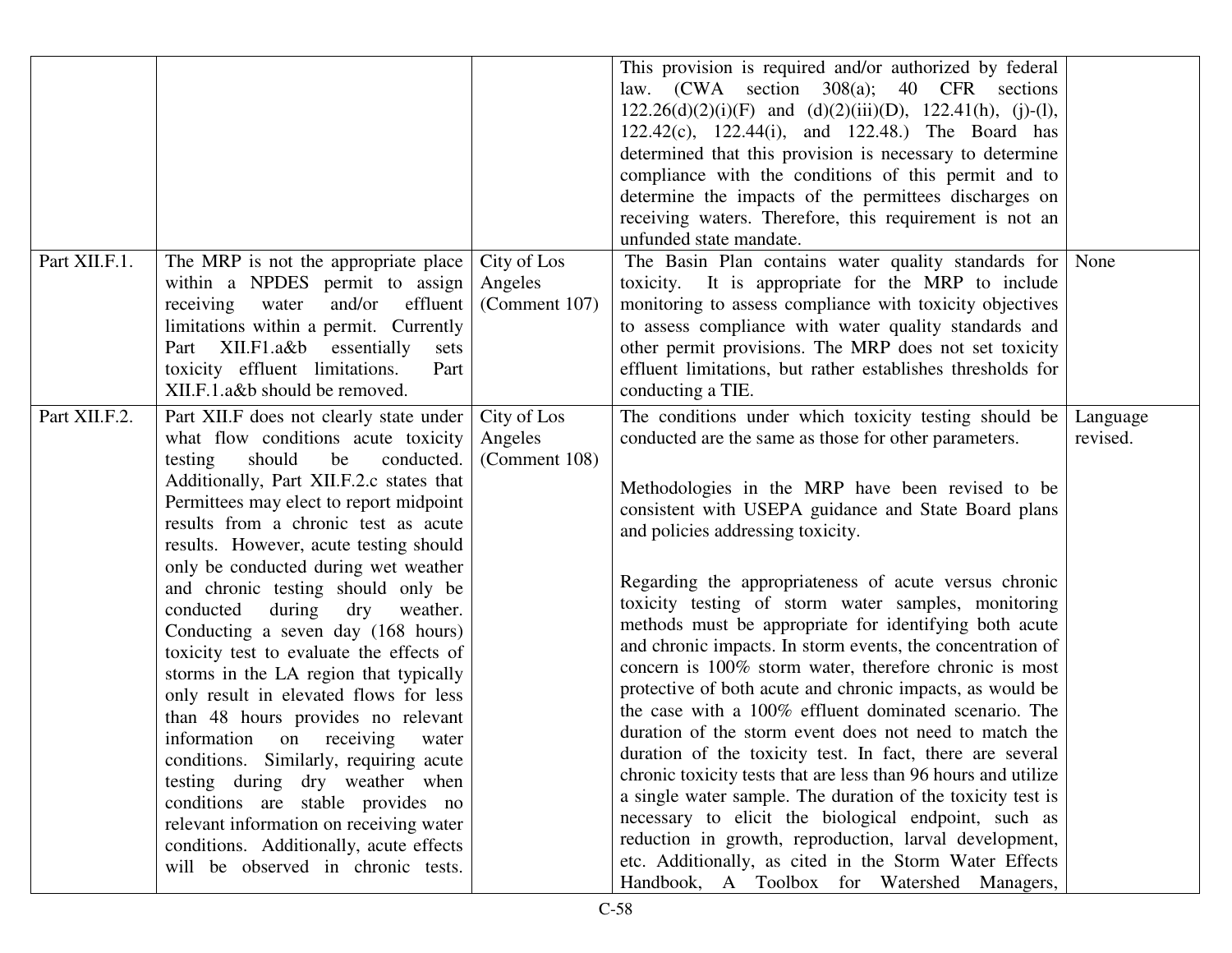| | | | | |
|---|---|---|---|---|
| | | | This provision is required and/or authorized by federal law. (CWA section 308(a); 40 CFR sections 122.26(d)(2)(i)(F) and (d)(2)(iii)(D), 122.41(h), (j)-(l), 122.42(c), 122.44(i), and 122.48.) The Board has determined that this provision is necessary to determine compliance with the conditions of this permit and to determine the impacts of the permittees discharges on receiving waters. Therefore, this requirement is not an unfunded state mandate. | |
| Part XII.F.1. | The MRP is not the appropriate place within a NPDES permit to assign receiving water and/or effluent limitations within a permit. Currently Part XII.F1.a&b essentially sets toxicity effluent limitations. Part XII.F.1.a&b should be removed. | City of Los Angeles (Comment 107) | The Basin Plan contains water quality standards for toxicity. It is appropriate for the MRP to include monitoring to assess compliance with toxicity objectives to assess compliance with water quality standards and other permit provisions. The MRP does not set toxicity effluent limitations, but rather establishes thresholds for conducting a TIE. | None |
| Part XII.F.2. | Part XII.F does not clearly state under what flow conditions acute toxicity testing should be conducted. Additionally, Part XII.F.2.c states that Permittees may elect to report midpoint results from a chronic test as acute results. However, acute testing should only be conducted during wet weather and chronic testing should only be conducted during dry weather. Conducting a seven day (168 hours) toxicity test to evaluate the effects of storms in the LA region that typically only result in elevated flows for less than 48 hours provides no relevant information on receiving water conditions. Similarly, requiring acute testing during dry weather when conditions are stable provides no relevant information on receiving water conditions. Additionally, acute effects will be observed in chronic tests. | City of Los Angeles (Comment 108) | The conditions under which toxicity testing should be conducted are the same as those for other parameters.<br><br>Methodologies in the MRP have been revised to be consistent with USEPA guidance and State Board plans and policies addressing toxicity.<br><br>Regarding the appropriateness of acute versus chronic toxicity testing of storm water samples, monitoring methods must be appropriate for identifying both acute and chronic impacts. In storm events, the concentration of concern is 100% storm water, therefore chronic is most protective of both acute and chronic impacts, as would be the case with a 100% effluent dominated scenario. The duration of the storm event does not need to match the duration of the toxicity test. In fact, there are several chronic toxicity tests that are less than 96 hours and utilize a single water sample. The duration of the toxicity test is necessary to elicit the biological endpoint, such as reduction in growth, reproduction, larval development, etc. Additionally, as cited in the Storm Water Effects Handbook, A Toolbox for Watershed Managers, | Language revised. |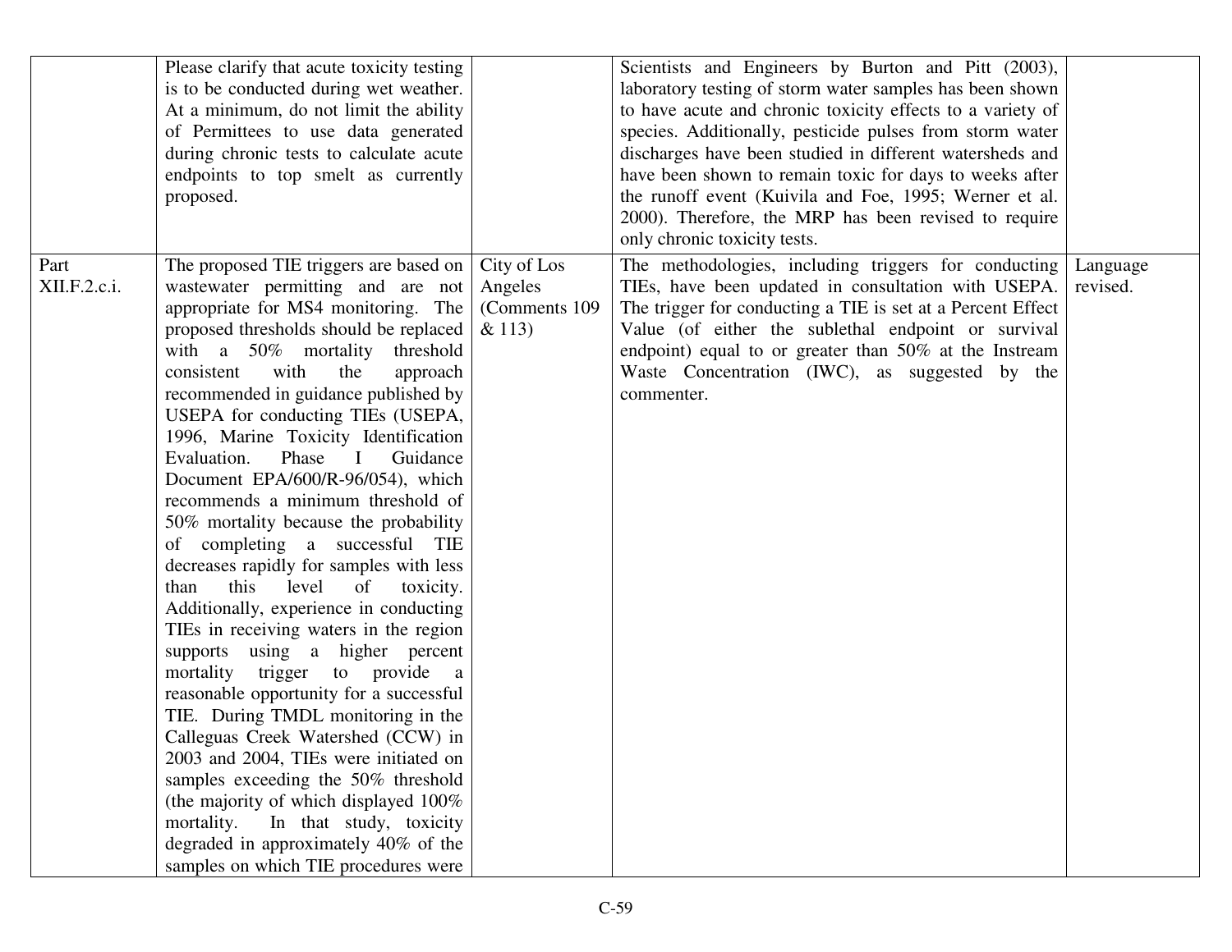| | | | | |
|---|---|---|---|---|
| | Please clarify that acute toxicity testing is to be conducted during wet weather. At a minimum, do not limit the ability of Permittees to use data generated during chronic tests to calculate acute endpoints to top smelt as currently proposed. | | Scientists and Engineers by Burton and Pitt (2003), laboratory testing of storm water samples has been shown to have acute and chronic toxicity effects to a variety of species. Additionally, pesticide pulses from storm water discharges have been studied in different watersheds and have been shown to remain toxic for days to weeks after the runoff event (Kuivila and Foe, 1995; Werner et al. 2000). Therefore, the MRP has been revised to require only chronic toxicity tests. | |
| Part XII.F.2.c.i. | The proposed TIE triggers are based on wastewater permitting and are not appropriate for MS4 monitoring. The proposed thresholds should be replaced with a 50% mortality threshold consistent with the approach recommended in guidance published by USEPA for conducting TIEs (USEPA, 1996, Marine Toxicity Identification Evaluation. Phase I Guidance Document EPA/600/R-96/054), which recommends a minimum threshold of 50% mortality because the probability of completing a successful TIE decreases rapidly for samples with less than this level of toxicity. Additionally, experience in conducting TIEs in receiving waters in the region supports using a higher percent mortality trigger to provide a reasonable opportunity for a successful TIE. During TMDL monitoring in the Calleguas Creek Watershed (CCW) in 2003 and 2004, TIEs were initiated on samples exceeding the 50% threshold (the majority of which displayed 100% mortality. In that study, toxicity degraded in approximately 40% of the samples on which TIE procedures were | City of Los Angeles (Comments 109 & 113) | The methodologies, including triggers for conducting TIEs, have been updated in consultation with USEPA. The trigger for conducting a TIE is set at a Percent Effect Value (of either the sublethal endpoint or survival endpoint) equal to or greater than 50% at the Instream Waste Concentration (IWC), as suggested by the commenter. | Language revised. |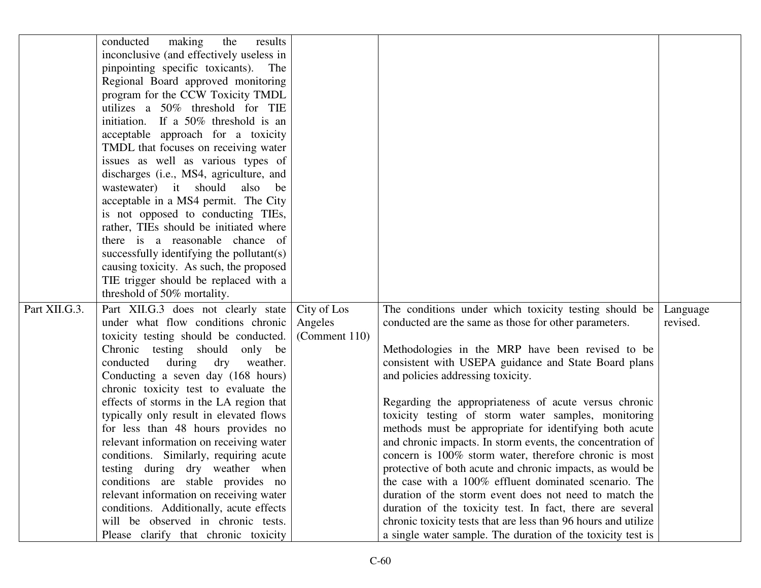| | | | | |
|---|---|---|---|---|
| | conducted making the results inconclusive (and effectively useless in pinpointing specific toxicants). The Regional Board approved monitoring program for the CCW Toxicity TMDL utilizes a 50% threshold for TIE initiation. If a 50% threshold is an acceptable approach for a toxicity TMDL that focuses on receiving water issues as well as various types of discharges (i.e., MS4, agriculture, and wastewater) it should also be acceptable in a MS4 permit. The City is not opposed to conducting TIEs, rather, TIEs should be initiated where there is a reasonable chance of successfully identifying the pollutant(s) causing toxicity. As such, the proposed TIE trigger should be replaced with a threshold of 50% mortality. | | | |
| Part XII.G.3. | Part XII.G.3 does not clearly state under what flow conditions chronic toxicity testing should be conducted. Chronic testing should only be conducted during dry weather. Conducting a seven day (168 hours) chronic toxicity test to evaluate the effects of storms in the LA region that typically only result in elevated flows for less than 48 hours provides no relevant information on receiving water conditions. Similarly, requiring acute testing during dry weather when conditions are stable provides no relevant information on receiving water conditions. Additionally, acute effects will be observed in chronic tests. Please clarify that chronic toxicity | City of Los Angeles (Comment 110) | The conditions under which toxicity testing should be conducted are the same as those for other parameters.<br><br>Methodologies in the MRP have been revised to be consistent with USEPA guidance and State Board plans and policies addressing toxicity.<br><br>Regarding the appropriateness of acute versus chronic toxicity testing of storm water samples, monitoring methods must be appropriate for identifying both acute and chronic impacts. In storm events, the concentration of concern is 100% storm water, therefore chronic is most protective of both acute and chronic impacts, as would be the case with a 100% effluent dominated scenario. The duration of the storm event does not need to match the duration of the toxicity test. In fact, there are several chronic toxicity tests that are less than 96 hours and utilize a single water sample. The duration of the toxicity test is | Language revised. |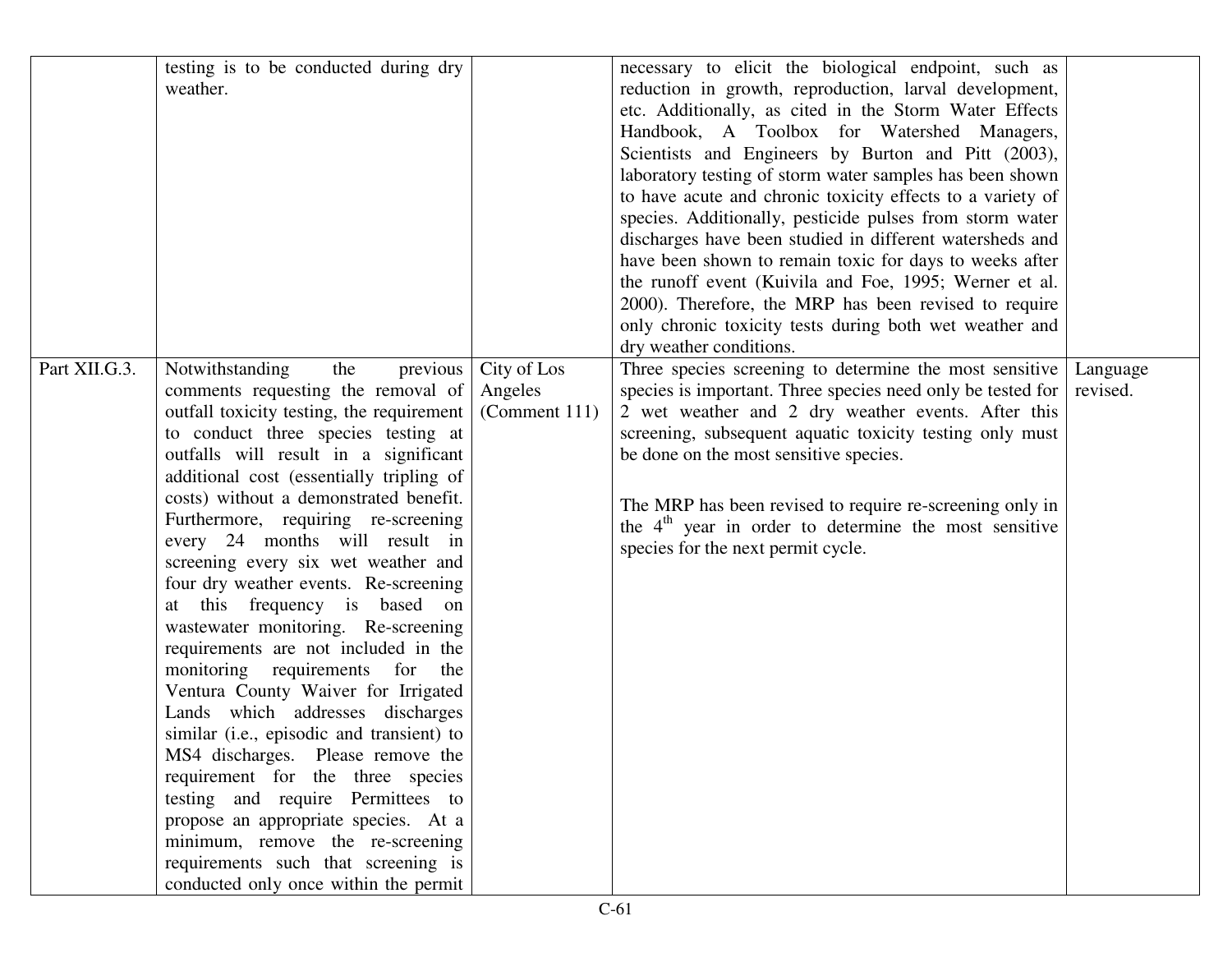| | | | | |
|---|---|---|---|---|
| | testing is to be conducted during dry weather. | | necessary to elicit the biological endpoint, such as reduction in growth, reproduction, larval development, etc. Additionally, as cited in the Storm Water Effects Handbook, A Toolbox for Watershed Managers, Scientists and Engineers by Burton and Pitt (2003), laboratory testing of storm water samples has been shown to have acute and chronic toxicity effects to a variety of species. Additionally, pesticide pulses from storm water discharges have been studied in different watersheds and have been shown to remain toxic for days to weeks after the runoff event (Kuivila and Foe, 1995; Werner et al. 2000). Therefore, the MRP has been revised to require only chronic toxicity tests during both wet weather and dry weather conditions. | |
| Part XII.G.3. | Notwithstanding the previous comments requesting the removal of outfall toxicity testing, the requirement to conduct three species testing at outfalls will result in a significant additional cost (essentially tripling of costs) without a demonstrated benefit. Furthermore, requiring re-screening every 24 months will result in screening every six wet weather and four dry weather events. Re-screening at this frequency is based on wastewater monitoring. Re-screening requirements are not included in the monitoring requirements for the Ventura County Waiver for Irrigated Lands which addresses discharges similar (i.e., episodic and transient) to MS4 discharges. Please remove the requirement for the three species testing and require Permittees to propose an appropriate species. At a minimum, remove the re-screening requirements such that screening is conducted only once within the permit | City of Los Angeles (Comment 111) | Three species screening to determine the most sensitive species is important. Three species need only be tested for 2 wet weather and 2 dry weather events. After this screening, subsequent aquatic toxicity testing only must be done on the most sensitive species.<br><br>The MRP has been revised to require re-screening only in the 4th year in order to determine the most sensitive species for the next permit cycle. | Language revised. |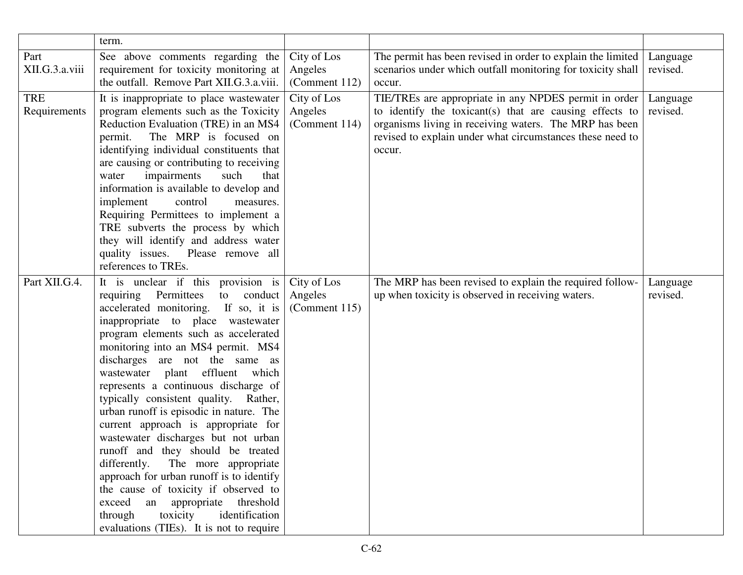| | | | | |
|---|---|---|---|---|
| | term. | | | |
| Part XII.G.3.a.viii | See above comments regarding the requirement for toxicity monitoring at the outfall. Remove Part XII.G.3.a.viii. | City of Los Angeles (Comment 112) | The permit has been revised in order to explain the limited scenarios under which outfall monitoring for toxicity shall occur. | Language revised. |
| TRE Requirements | It is inappropriate to place wastewater program elements such as the Toxicity Reduction Evaluation (TRE) in an MS4 permit. The MRP is focused on identifying individual constituents that are causing or contributing to receiving water impairments such that information is available to develop and implement control measures. Requiring Permittees to implement a TRE subverts the process by which they will identify and address water quality issues. Please remove all references to TREs. | City of Los Angeles (Comment 114) | TIE/TREs are appropriate in any NPDES permit in order to identify the toxicant(s) that are causing effects to organisms living in receiving waters. The MRP has been revised to explain under what circumstances these need to occur. | Language revised. |
| Part XII.G.4. | It is unclear if this provision is requiring Permittees to conduct accelerated monitoring. If so, it is inappropriate to place wastewater program elements such as accelerated monitoring into an MS4 permit. MS4 discharges are not the same as wastewater plant effluent which represents a continuous discharge of typically consistent quality. Rather, urban runoff is episodic in nature. The current approach is appropriate for wastewater discharges but not urban runoff and they should be treated differently. The more appropriate approach for urban runoff is to identify the cause of toxicity if observed to exceed an appropriate threshold through toxicity identification evaluations (TIEs). It is not to require | City of Los Angeles (Comment 115) | The MRP has been revised to explain the required follow-up when toxicity is observed in receiving waters. | Language revised. |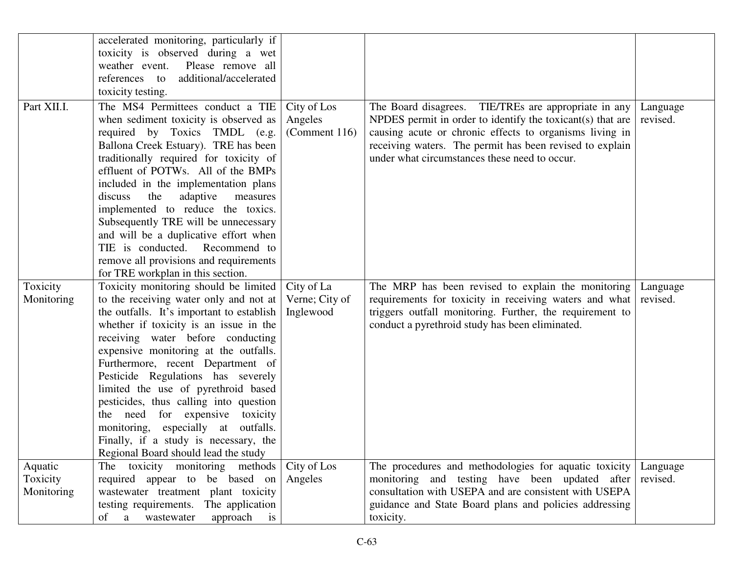| | | | | |
|---|---|---|---|---|
| | accelerated monitoring, particularly if toxicity is observed during a wet weather event. Please remove all references to additional/accelerated toxicity testing. | | | |
| Part XII.I. | The MS4 Permittees conduct a TIE when sediment toxicity is observed as required by Toxics TMDL (e.g. Ballona Creek Estuary). TRE has been traditionally required for toxicity of effluent of POTWs. All of the BMPs included in the implementation plans discuss the adaptive measures implemented to reduce the toxics. Subsequently TRE will be unnecessary and will be a duplicative effort when TIE is conducted. Recommend to remove all provisions and requirements for TRE workplan in this section. | City of Los Angeles (Comment 116) | The Board disagrees. TIE/TREs are appropriate in any NPDES permit in order to identify the toxicant(s) that are causing acute or chronic effects to organisms living in receiving waters. The permit has been revised to explain under what circumstances these need to occur. | Language revised. |
| Toxicity Monitoring | Toxicity monitoring should be limited to the receiving water only and not at the outfalls. It's important to establish whether if toxicity is an issue in the receiving water before conducting expensive monitoring at the outfalls. Furthermore, recent Department of Pesticide Regulations has severely limited the use of pyrethroid based pesticides, thus calling into question the need for expensive toxicity monitoring, especially at outfalls. Finally, if a study is necessary, the Regional Board should lead the study | City of La Verne; City of Inglewood | The MRP has been revised to explain the monitoring requirements for toxicity in receiving waters and what triggers outfall monitoring. Further, the requirement to conduct a pyrethroid study has been eliminated. | Language revised. |
| Aquatic Toxicity Monitoring | The toxicity monitoring methods required appear to be based on wastewater treatment plant toxicity testing requirements. The application of a wastewater approach is | City of Los Angeles | The procedures and methodologies for aquatic toxicity monitoring and testing have been updated after consultation with USEPA and are consistent with USEPA guidance and State Board plans and policies addressing toxicity. | Language revised. |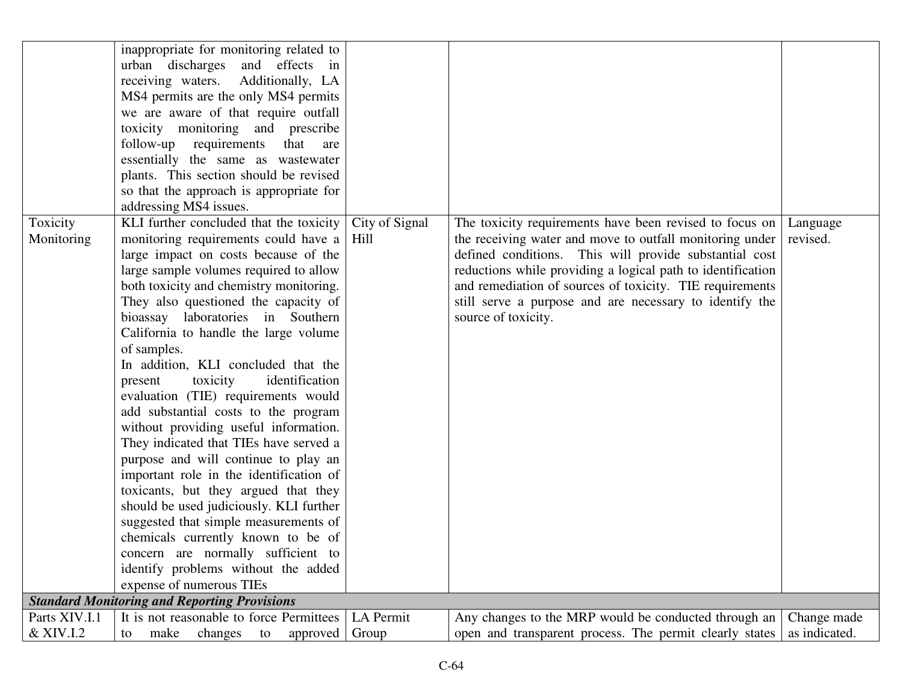| | | | | |
|---|---|---|---|---|
| | inappropriate for monitoring related to urban discharges and effects in receiving waters. Additionally, LA MS4 permits are the only MS4 permits we are aware of that require outfall toxicity monitoring and prescribe follow-up requirements that are essentially the same as wastewater plants. This section should be revised so that the approach is appropriate for addressing MS4 issues. | | | |
| Toxicity Monitoring | KLI further concluded that the toxicity monitoring requirements could have a large impact on costs because of the large sample volumes required to allow both toxicity and chemistry monitoring. They also questioned the capacity of bioassay laboratories in Southern California to handle the large volume of samples.<br>In addition, KLI concluded that the present toxicity identification evaluation (TIE) requirements would add substantial costs to the program without providing useful information. They indicated that TIEs have served a purpose and will continue to play an important role in the identification of toxicants, but they argued that they should be used judiciously. KLI further suggested that simple measurements of chemicals currently known to be of concern are normally sufficient to identify problems without the added expense of numerous TIEs | City of Signal Hill | The toxicity requirements have been revised to focus on the receiving water and move to outfall monitoring under defined conditions. This will provide substantial cost reductions while providing a logical path to identification and remediation of sources of toxicity. TIE requirements still serve a purpose and are necessary to identify the source of toxicity. | Language revised. |
| ***Standard Monitoring and Reporting Provisions*** | | | | |
| Parts XIV.I.1 & XIV.I.2 | It is not reasonable to force Permittees to make changes to approved | LA Permit Group | Any changes to the MRP would be conducted through an open and transparent process. The permit clearly states | Change made as indicated. |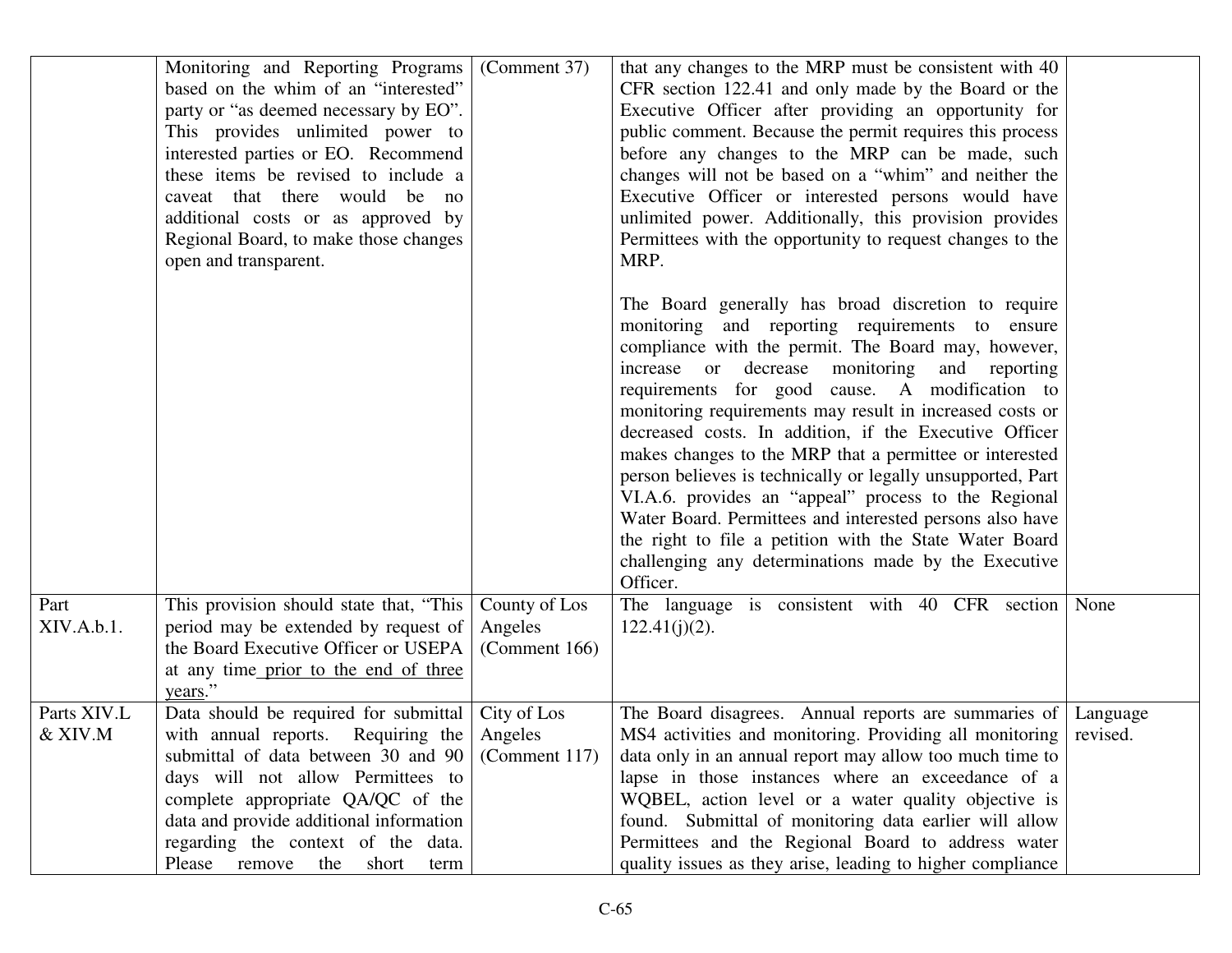| | | | | |
|---|---|---|---|---|
| | Monitoring and Reporting Programs based on the whim of an "interested" party or "as deemed necessary by EO". This provides unlimited power to interested parties or EO. Recommend these items be revised to include a caveat that there would be no additional costs or as approved by Regional Board, to make those changes open and transparent. | (Comment 37) | that any changes to the MRP must be consistent with 40 CFR section 122.41 and only made by the Board or the Executive Officer after providing an opportunity for public comment. Because the permit requires this process before any changes to the MRP can be made, such changes will not be based on a "whim" and neither the Executive Officer or interested persons would have unlimited power. Additionally, this provision provides Permittees with the opportunity to request changes to the MRP.<br><br>The Board generally has broad discretion to require monitoring and reporting requirements to ensure compliance with the permit. The Board may, however, increase or decrease monitoring and reporting requirements for good cause. A modification to monitoring requirements may result in increased costs or decreased costs. In addition, if the Executive Officer makes changes to the MRP that a permittee or interested person believes is technically or legally unsupported, Part VI.A.6. provides an "appeal" process to the Regional Water Board. Permittees and interested persons also have the right to file a petition with the State Water Board challenging any determinations made by the Executive Officer. | |
| Part XIV.A.b.1. | This provision should state that, "This period may be extended by request of the Board Executive Officer or USEPA at any time <u>prior to the end of three years</u>." | County of Los Angeles (Comment 166) | The language is consistent with 40 CFR section 122.41(j)(2). | None |
| Parts XIV.L & XIV.M | Data should be required for submittal with annual reports. Requiring the submittal of data between 30 and 90 days will not allow Permittees to complete appropriate QA/QC of the data and provide additional information regarding the context of the data. Please remove the short term | City of Los Angeles (Comment 117) | The Board disagrees. Annual reports are summaries of MS4 activities and monitoring. Providing all monitoring data only in an annual report may allow too much time to lapse in those instances where an exceedance of a WQBEL, action level or a water quality objective is found. Submittal of monitoring data earlier will allow Permittees and the Regional Board to address water quality issues as they arise, leading to higher compliance | Language revised. |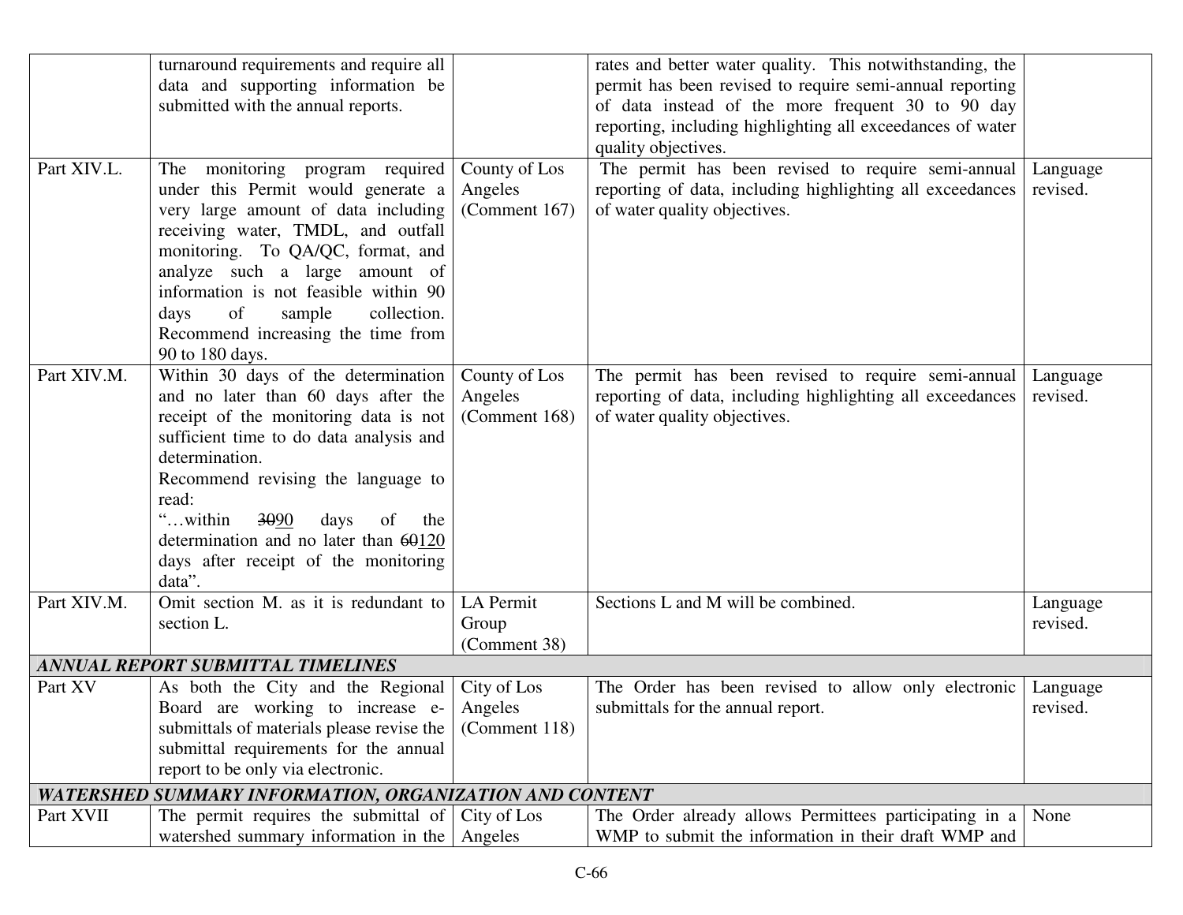| | | | | |
|---|---|---|---|---|
| | turnaround requirements and require all data and supporting information be submitted with the annual reports. | | rates and better water quality. This notwithstanding, the permit has been revised to require semi-annual reporting of data instead of the more frequent 30 to 90 day reporting, including highlighting all exceedances of water quality objectives. | |
| Part XIV.L. | The monitoring program required under this Permit would generate a very large amount of data including receiving water, TMDL, and outfall monitoring. To QA/QC, format, and analyze such a large amount of information is not feasible within 90 days of sample collection. Recommend increasing the time from 90 to 180 days. | County of Los Angeles (Comment 167) | The permit has been revised to require semi-annual reporting of data, including highlighting all exceedances of water quality objectives. | Language revised. |
| Part XIV.M. | Within 30 days of the determination and no later than 60 days after the receipt of the monitoring data is not sufficient time to do data analysis and determination.<br>Recommend revising the language to read:<br>"…within ~~30~~<ins>90</ins> days of the determination and no later than ~~60~~<ins>120</ins> days after receipt of the monitoring data". | County of Los Angeles (Comment 168) | The permit has been revised to require semi-annual reporting of data, including highlighting all exceedances of water quality objectives. | Language revised. |
| Part XIV.M. | Omit section M. as it is redundant to section L. | LA Permit Group (Comment 38) | Sections L and M will be combined. | Language revised. |
| ***ANNUAL REPORT SUBMITTAL TIMELINES*** | | | | |
| Part XV | As both the City and the Regional Board are working to increase e-submittals of materials please revise the submittal requirements for the annual report to be only via electronic. | City of Los Angeles (Comment 118) | The Order has been revised to allow only electronic submittals for the annual report. | Language revised. |
| ***WATERSHED SUMMARY INFORMATION, ORGANIZATION AND CONTENT*** | | | | |
| Part XVII | The permit requires the submittal of watershed summary information in the | City of Los Angeles | The Order already allows Permittees participating in a WMP to submit the information in their draft WMP and | None |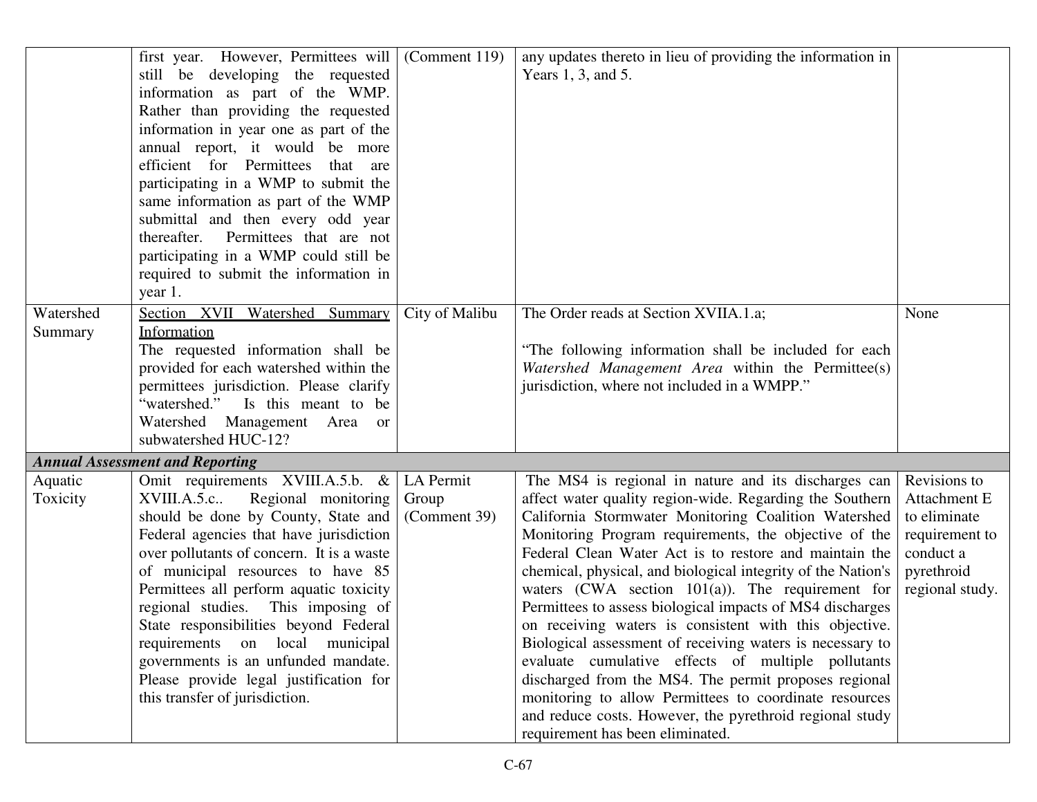| | | | | |
|---|---|---|---|---|
| | first year. However, Permittees will still be developing the requested information as part of the WMP. Rather than providing the requested information in year one as part of the annual report, it would be more efficient for Permittees that are participating in a WMP to submit the same information as part of the WMP submittal and then every odd year thereafter. Permittees that are not participating in a WMP could still be required to submit the information in year 1. | (Comment 119) | any updates thereto in lieu of providing the information in Years 1, 3, and 5. | |
| Watershed Summary | <u>Section XVII Watershed Summary Information</u><br>The requested information shall be provided for each watershed within the permittees jurisdiction. Please clarify "watershed." Is this meant to be Watershed Management Area or subwatershed HUC-12? | City of Malibu | The Order reads at Section XVIIA.1.a;<br><br>"The following information shall be included for each *Watershed Management Area* within the Permittee(s) jurisdiction, where not included in a WMPP." | None |
| ***Annual Assessment and Reporting*** | | | | |
| Aquatic Toxicity | Omit requirements XVIII.A.5.b. & XVIII.A.5.c.. Regional monitoring should be done by County, State and Federal agencies that have jurisdiction over pollutants of concern. It is a waste of municipal resources to have 85 Permittees all perform aquatic toxicity regional studies. This imposing of State responsibilities beyond Federal requirements on local municipal governments is an unfunded mandate. Please provide legal justification for this transfer of jurisdiction. | LA Permit Group (Comment 39) | The MS4 is regional in nature and its discharges can affect water quality region-wide. Regarding the Southern California Stormwater Monitoring Coalition Watershed Monitoring Program requirements, the objective of the Federal Clean Water Act is to restore and maintain the chemical, physical, and biological integrity of the Nation's waters (CWA section 101(a)). The requirement for Permittees to assess biological impacts of MS4 discharges on receiving waters is consistent with this objective. Biological assessment of receiving waters is necessary to evaluate cumulative effects of multiple pollutants discharged from the MS4. The permit proposes regional monitoring to allow Permittees to coordinate resources and reduce costs. However, the pyrethroid regional study requirement has been eliminated. | Revisions to Attachment E to eliminate requirement to conduct a pyrethroid regional study. |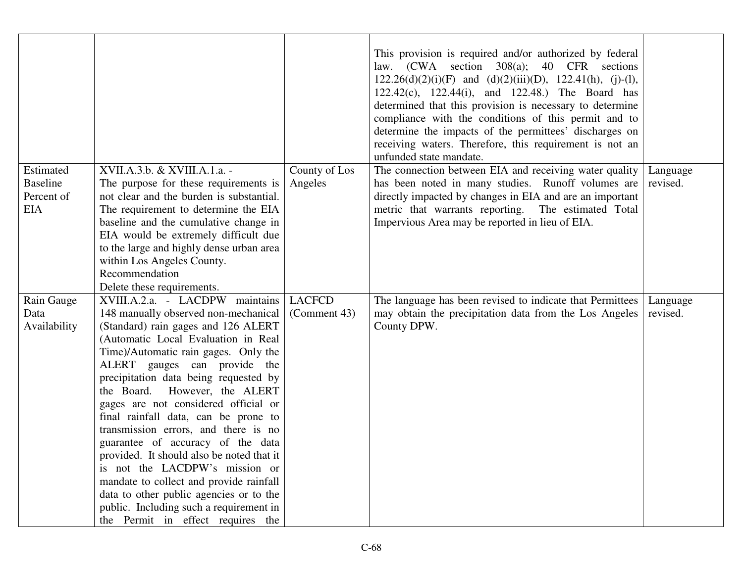| | | | | |
|---|---|---|---|---|
| | | | This provision is required and/or authorized by federal law. (CWA section 308(a); 40 CFR sections 122.26(d)(2)(i)(F) and (d)(2)(iii)(D), 122.41(h), (j)-(l), 122.42(c), 122.44(i), and 122.48.) The Board has determined that this provision is necessary to determine compliance with the conditions of this permit and to determine the impacts of the permittees' discharges on receiving waters. Therefore, this requirement is not an unfunded state mandate. | |
| Estimated Baseline Percent of EIA | XVII.A.3.b. & XVIII.A.1.a. - The purpose for these requirements is not clear and the burden is substantial. The requirement to determine the EIA baseline and the cumulative change in EIA would be extremely difficult due to the large and highly dense urban area within Los Angeles County. Recommendation Delete these requirements. | County of Los Angeles | The connection between EIA and receiving water quality has been noted in many studies. Runoff volumes are directly impacted by changes in EIA and are an important metric that warrants reporting. The estimated Total Impervious Area may be reported in lieu of EIA. | Language revised. |
| Rain Gauge Data Availability | XVIII.A.2.a. - LACDPW maintains 148 manually observed non-mechanical (Standard) rain gages and 126 ALERT (Automatic Local Evaluation in Real Time)/Automatic rain gages. Only the ALERT gauges can provide the precipitation data being requested by the Board. However, the ALERT gages are not considered official or final rainfall data, can be prone to transmission errors, and there is no guarantee of accuracy of the data provided. It should also be noted that it is not the LACDPW's mission or mandate to collect and provide rainfall data to other public agencies or to the public. Including such a requirement in the Permit in effect requires the | LACFCD (Comment 43) | The language has been revised to indicate that Permittees may obtain the precipitation data from the Los Angeles County DPW. | Language revised. |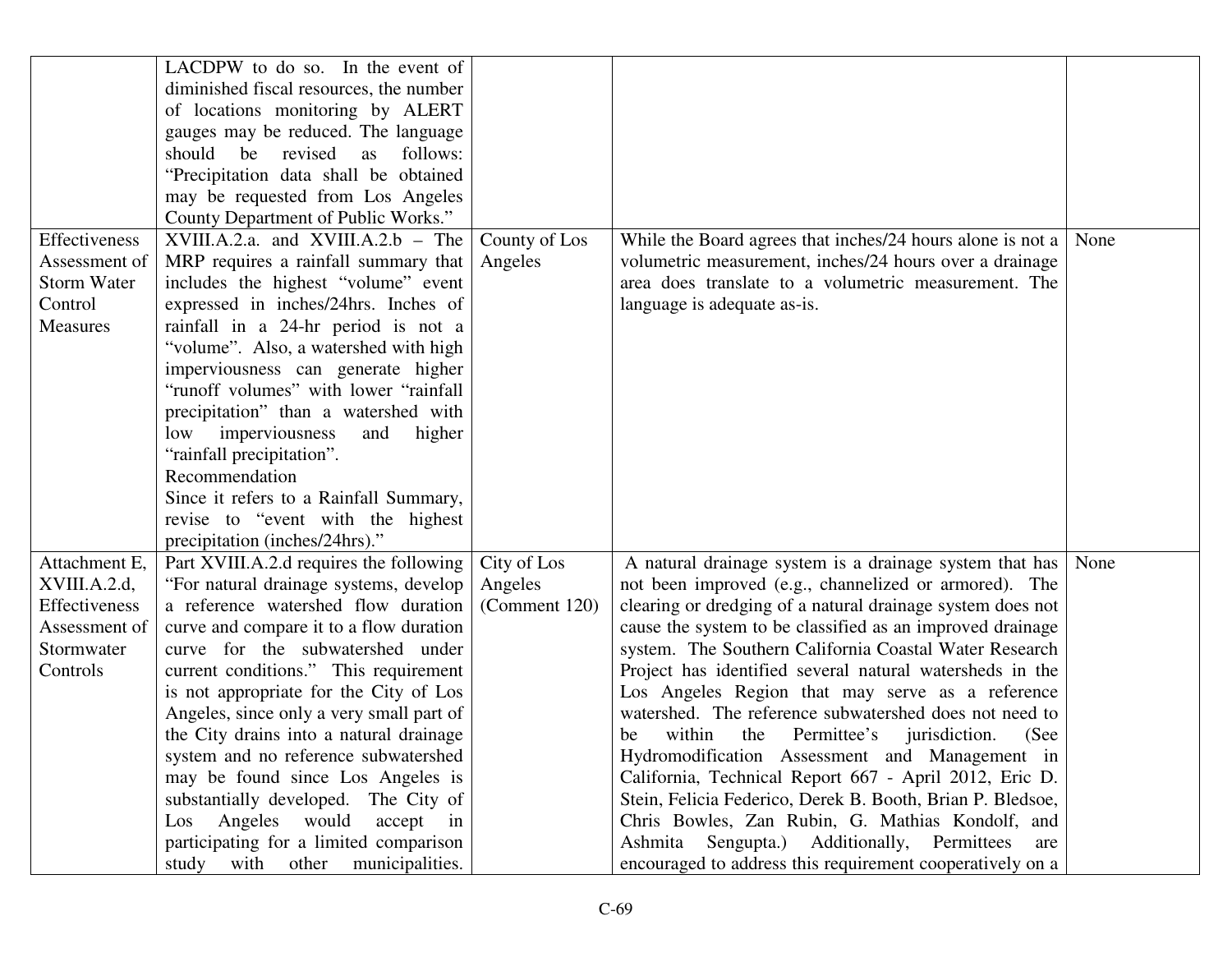| | | | | |
|---|---|---|---|---|
| | LACDPW to do so. In the event of diminished fiscal resources, the number of locations monitoring by ALERT gauges may be reduced. The language should be revised as follows: "Precipitation data shall be obtained may be requested from Los Angeles County Department of Public Works." | | | |
| Effectiveness Assessment of Storm Water Control Measures | XVIII.A.2.a. and XVIII.A.2.b – The MRP requires a rainfall summary that includes the highest "volume" event expressed in inches/24hrs. Inches of rainfall in a 24-hr period is not a "volume". Also, a watershed with high imperviousness can generate higher "runoff volumes" with lower "rainfall precipitation" than a watershed with low imperviousness and higher "rainfall precipitation".<br>Recommendation<br>Since it refers to a Rainfall Summary, revise to "event with the highest precipitation (inches/24hrs)." | County of Los Angeles | While the Board agrees that inches/24 hours alone is not a volumetric measurement, inches/24 hours over a drainage area does translate to a volumetric measurement. The language is adequate as-is. | None |
| Attachment E, XVIII.A.2.d, Effectiveness Assessment of Stormwater Controls | Part XVIII.A.2.d requires the following "For natural drainage systems, develop a reference watershed flow duration curve and compare it to a flow duration curve for the subwatershed under current conditions." This requirement is not appropriate for the City of Los Angeles, since only a very small part of the City drains into a natural drainage system and no reference subwatershed may be found since Los Angeles is substantially developed. The City of Los Angeles would accept in participating for a limited comparison study with other municipalities. | City of Los Angeles (Comment 120) | A natural drainage system is a drainage system that has not been improved (e.g., channelized or armored). The clearing or dredging of a natural drainage system does not cause the system to be classified as an improved drainage system. The Southern California Coastal Water Research Project has identified several natural watersheds in the Los Angeles Region that may serve as a reference watershed. The reference subwatershed does not need to be within the Permittee's jurisdiction. (See Hydromodification Assessment and Management in California, Technical Report 667 - April 2012, Eric D. Stein, Felicia Federico, Derek B. Booth, Brian P. Bledsoe, Chris Bowles, Zan Rubin, G. Mathias Kondolf, and Ashmita Sengupta.) Additionally, Permittees are encouraged to address this requirement cooperatively on a | None |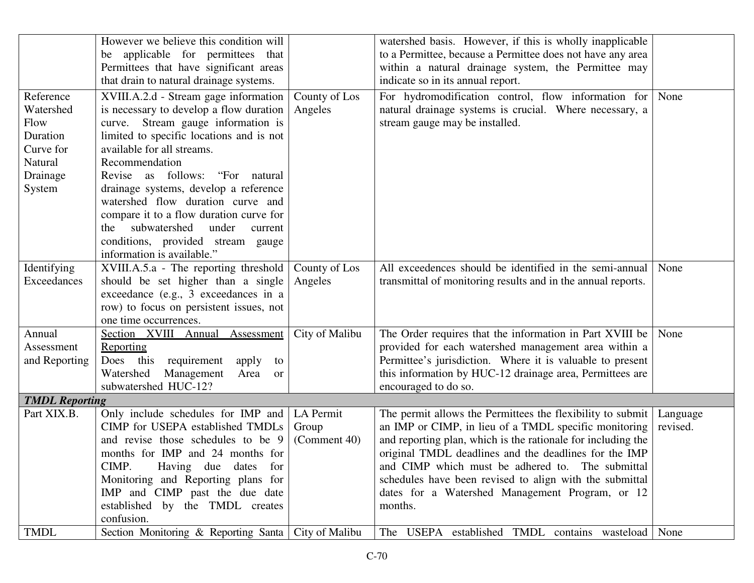| | | | | |
|---|---|---|---|---|
| | However we believe this condition will be applicable for permittees that Permittees that have significant areas that drain to natural drainage systems. | | watershed basis. However, if this is wholly inapplicable to a Permittee, because a Permittee does not have any area within a natural drainage system, the Permittee may indicate so in its annual report. | |
| Reference Watershed Flow Duration Curve for Natural Drainage System | XVIII.A.2.d - Stream gage information is necessary to develop a flow duration curve. Stream gauge information is limited to specific locations and is not available for all streams.<br>Recommendation<br>Revise as follows: "For natural drainage systems, develop a reference watershed flow duration curve and compare it to a flow duration curve for the subwatershed under current conditions, provided stream gauge information is available." | County of Los Angeles | For hydromodification control, flow information for natural drainage systems is crucial. Where necessary, a stream gauge may be installed. | None |
| Identifying Exceedances | XVIII.A.5.a - The reporting threshold should be set higher than a single exceedance (e.g., 3 exceedances in a row) to focus on persistent issues, not one time occurrences. | County of Los Angeles | All exceedences should be identified in the semi-annual transmittal of monitoring results and in the annual reports. | None |
| Annual Assessment and Reporting | Section XVIII Annual Assessment Reporting<br>Does this requirement apply to Watershed Management Area or subwatershed HUC-12? | City of Malibu | The Order requires that the information in Part XVIII be provided for each watershed management area within a Permittee's jurisdiction. Where it is valuable to present this information by HUC-12 drainage area, Permittees are encouraged to do so. | None |
| ***TMDL Reporting*** | | | | |
| Part XIX.B. | Only include schedules for IMP and CIMP for USEPA established TMDLs and revise those schedules to be 9 months for IMP and 24 months for CIMP. Having due dates for Monitoring and Reporting plans for IMP and CIMP past the due date established by the TMDL creates confusion. | LA Permit Group (Comment 40) | The permit allows the Permittees the flexibility to submit an IMP or CIMP, in lieu of a TMDL specific monitoring and reporting plan, which is the rationale for including the original TMDL deadlines and the deadlines for the IMP and CIMP which must be adhered to. The submittal schedules have been revised to align with the submittal dates for a Watershed Management Program, or 12 months. | Language revised. |
| TMDL | Section Monitoring & Reporting Santa | City of Malibu | The USEPA established TMDL contains wasteload | None |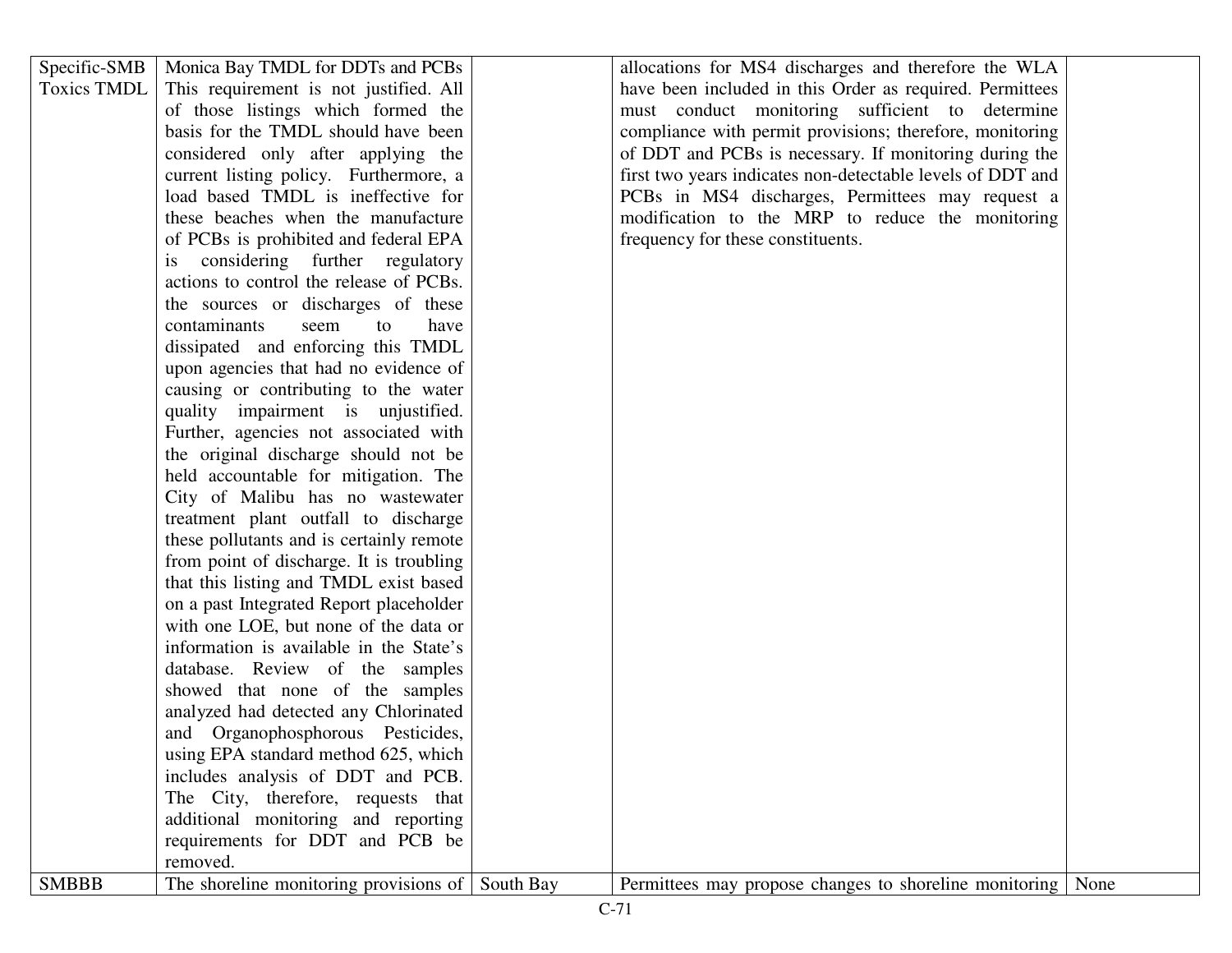| | | | | |
|---|---|---|---|---|
| Specific-SMB Toxics TMDL | Monica Bay TMDL for DDTs and PCBs This requirement is not justified. All of those listings which formed the basis for the TMDL should have been considered only after applying the current listing policy. Furthermore, a load based TMDL is ineffective for these beaches when the manufacture of PCBs is prohibited and federal EPA is considering further regulatory actions to control the release of PCBs. the sources or discharges of these contaminants seem to have dissipated and enforcing this TMDL upon agencies that had no evidence of causing or contributing to the water quality impairment is unjustified. Further, agencies not associated with the original discharge should not be held accountable for mitigation. The City of Malibu has no wastewater treatment plant outfall to discharge these pollutants and is certainly remote from point of discharge. It is troubling that this listing and TMDL exist based on a past Integrated Report placeholder with one LOE, but none of the data or information is available in the State's database. Review of the samples showed that none of the samples analyzed had detected any Chlorinated and Organophosphorous Pesticides, using EPA standard method 625, which includes analysis of DDT and PCB. The City, therefore, requests that additional monitoring and reporting requirements for DDT and PCB be removed. | | allocations for MS4 discharges and therefore the WLA have been included in this Order as required. Permittees must conduct monitoring sufficient to determine compliance with permit provisions; therefore, monitoring of DDT and PCBs is necessary. If monitoring during the first two years indicates non-detectable levels of DDT and PCBs in MS4 discharges, Permittees may request a modification to the MRP to reduce the monitoring frequency for these constituents. | |
| SMBBB | The shoreline monitoring provisions of | South Bay | Permittees may propose changes to shoreline monitoring | None |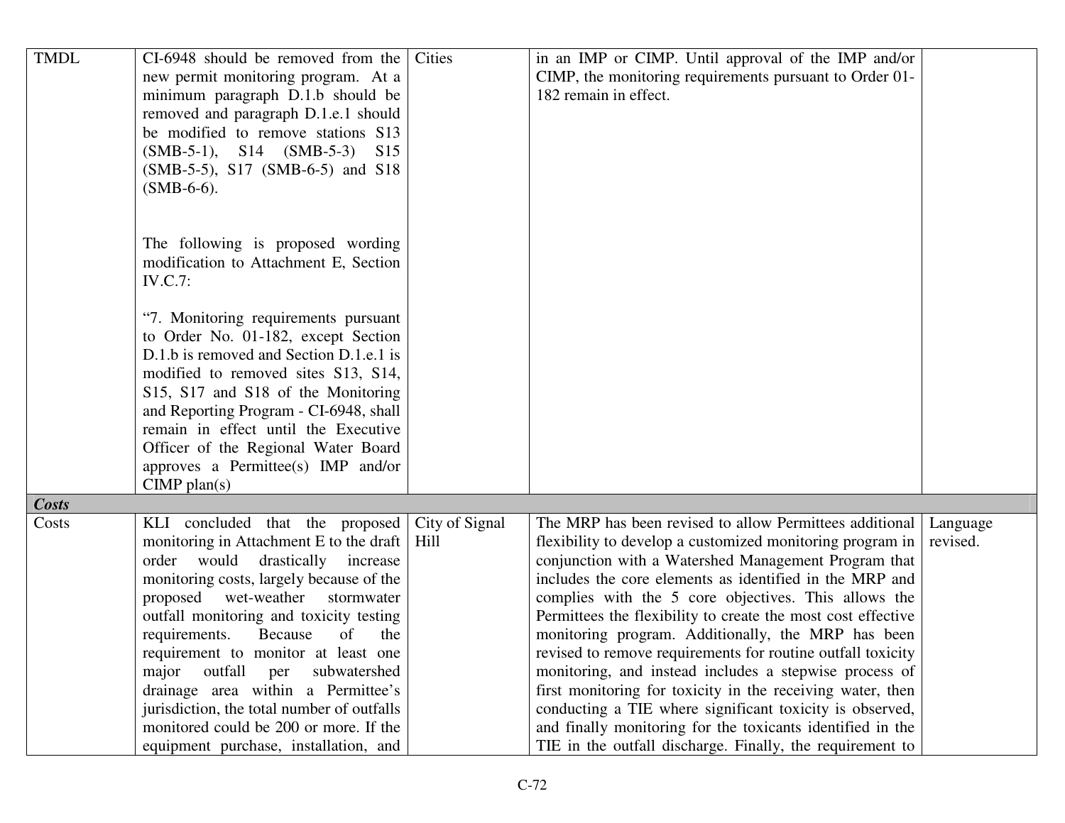| | | | | |
|---|---|---|---|---|
| TMDL | CI-6948 should be removed from the new permit monitoring program. At a minimum paragraph D.1.b should be removed and paragraph D.1.e.1 should be modified to remove stations S13 (SMB-5-1), S14 (SMB-5-3) S15 (SMB-5-5), S17 (SMB-6-5) and S18 (SMB-6-6).<br><br>The following is proposed wording modification to Attachment E, Section IV.C.7:<br><br>"7. Monitoring requirements pursuant to Order No. 01-182, except Section D.1.b is removed and Section D.1.e.1 is modified to removed sites S13, S14, S15, S17 and S18 of the Monitoring and Reporting Program - CI-6948, shall remain in effect until the Executive Officer of the Regional Water Board approves a Permittee(s) IMP and/or CIMP plan(s) | Cities | in an IMP or CIMP. Until approval of the IMP and/or CIMP, the monitoring requirements pursuant to Order 01-182 remain in effect. | |
| ***Costs*** | | | | |
| Costs | KLI concluded that the proposed monitoring in Attachment E to the draft order would drastically increase monitoring costs, largely because of the proposed wet-weather stormwater outfall monitoring and toxicity testing requirements. Because of the requirement to monitor at least one major outfall per subwatershed drainage area within a Permittee's jurisdiction, the total number of outfalls monitored could be 200 or more. If the equipment purchase, installation, and | City of Signal Hill | The MRP has been revised to allow Permittees additional flexibility to develop a customized monitoring program in conjunction with a Watershed Management Program that includes the core elements as identified in the MRP and complies with the 5 core objectives. This allows the Permittees the flexibility to create the most cost effective monitoring program. Additionally, the MRP has been revised to remove requirements for routine outfall toxicity monitoring, and instead includes a stepwise process of first monitoring for toxicity in the receiving water, then conducting a TIE where significant toxicity is observed, and finally monitoring for the toxicants identified in the TIE in the outfall discharge. Finally, the requirement to | Language revised. |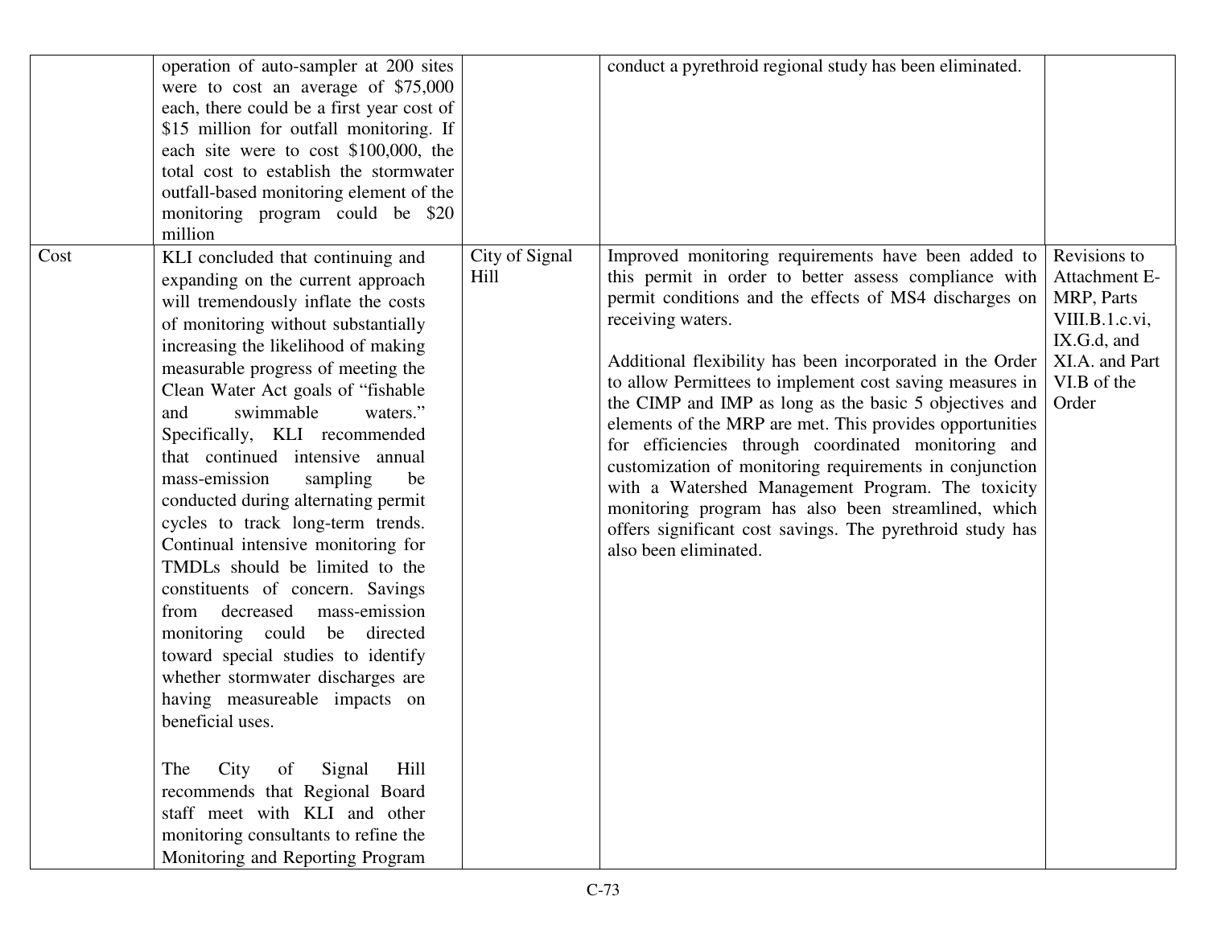| | | | | |
|---|---|---|---|---|
| | operation of auto-sampler at 200 sites were to cost an average of $75,000 each, there could be a first year cost of $15 million for outfall monitoring. If each site were to cost $100,000, the total cost to establish the stormwater outfall-based monitoring element of the monitoring program could be $20 million | | conduct a pyrethroid regional study has been eliminated. | |
| Cost | KLI concluded that continuing and expanding on the current approach will tremendously inflate the costs of monitoring without substantially increasing the likelihood of making measurable progress of meeting the Clean Water Act goals of "fishable and swimmable waters." Specifically, KLI recommended that continued intensive annual mass-emission sampling be conducted during alternating permit cycles to track long-term trends. Continual intensive monitoring for TMDLs should be limited to the constituents of concern. Savings from decreased mass-emission monitoring could be directed toward special studies to identify whether stormwater discharges are having measureable impacts on beneficial uses.<br><br>The City of Signal Hill recommends that Regional Board staff meet with KLI and other monitoring consultants to refine the Monitoring and Reporting Program | City of Signal Hill | Improved monitoring requirements have been added to this permit in order to better assess compliance with permit conditions and the effects of MS4 discharges on receiving waters.<br><br>Additional flexibility has been incorporated in the Order to allow Permittees to implement cost saving measures in the CIMP and IMP as long as the basic 5 objectives and elements of the MRP are met. This provides opportunities for efficiencies through coordinated monitoring and customization of monitoring requirements in conjunction with a Watershed Management Program. The toxicity monitoring program has also been streamlined, which offers significant cost savings. The pyrethroid study has also been eliminated. | Revisions to Attachment E-MRP, Parts VIII.B.1.c.vi, IX.G.d, and XI.A. and Part VI.B of the Order |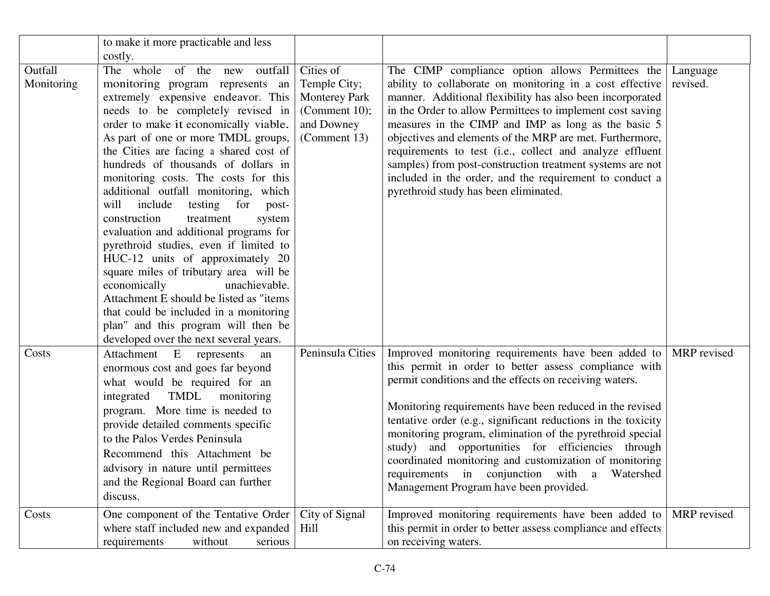| | | | | |
|---|---|---|---|---|
| | to make it more practicable and less costly. | | | |
| Outfall Monitoring | The whole of the new outfall monitoring program represents an extremely expensive endeavor. This needs to be completely revised in order to make it economically viable. As part of one or more TMDL groups, the Cities are facing a shared cost of hundreds of thousands of dollars in monitoring costs. The costs for this additional outfall monitoring, which will include testing for post-construction treatment system evaluation and additional programs for pyrethroid studies, even if limited to HUC-12 units of approximately 20 square miles of tributary area will be economically unachievable. Attachment E should be listed as "items that could be included in a monitoring plan" and this program will then be developed over the next several years. | Cities of Temple City; Monterey Park (Comment 10); and Downey (Comment 13) | The CIMP compliance option allows Permittees the ability to collaborate on monitoring in a cost effective manner. Additional flexibility has also been incorporated in the Order to allow Permittees to implement cost saving measures in the CIMP and IMP as long as the basic 5 objectives and elements of the MRP are met. Furthermore, requirements to test (i.e., collect and analyze effluent samples) from post-construction treatment systems are not included in the order, and the requirement to conduct a pyrethroid study has been eliminated. | Language revised. |
| Costs | Attachment E represents an enormous cost and goes far beyond what would be required for an integrated TMDL monitoring program. More time is needed to provide detailed comments specific to the Palos Verdes Peninsula Recommend this Attachment be advisory in nature until permittees and the Regional Board can further discuss. | Peninsula Cities | Improved monitoring requirements have been added to this permit in order to better assess compliance with permit conditions and the effects on receiving waters.<br><br>Monitoring requirements have been reduced in the revised tentative order (e.g., significant reductions in the toxicity monitoring program, elimination of the pyrethroid special study) and opportunities for efficiencies through coordinated monitoring and customization of monitoring requirements in conjunction with a Watershed Management Program have been provided. | MRP revised |
| Costs | One component of the Tentative Order where staff included new and expanded requirements without serious | City of Signal Hill | Improved monitoring requirements have been added to this permit in order to better assess compliance and effects on receiving waters. | MRP revised |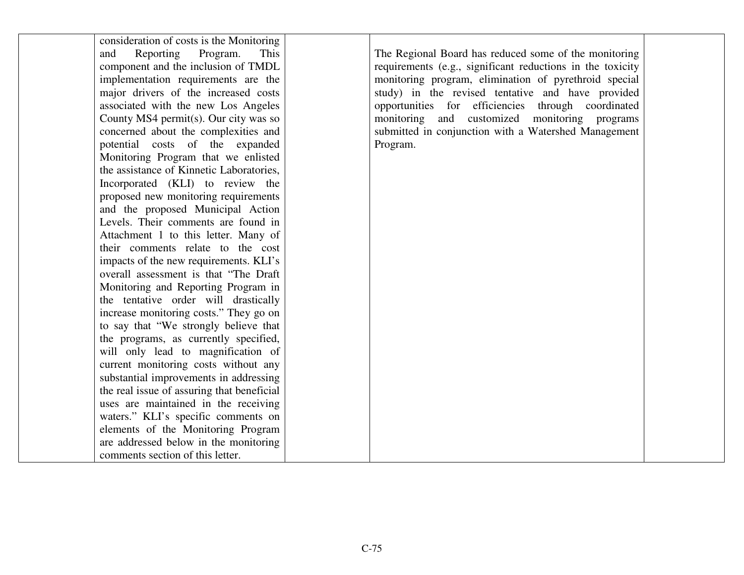| | | | | |
|---|---|---|---|---|
| | consideration of costs is the Monitoring and Reporting Program. This component and the inclusion of TMDL implementation requirements are the major drivers of the increased costs associated with the new Los Angeles County MS4 permit(s). Our city was so concerned about the complexities and potential costs of the expanded Monitoring Program that we enlisted the assistance of Kinnetic Laboratories, Incorporated (KLI) to review the proposed new monitoring requirements and the proposed Municipal Action Levels. Their comments are found in Attachment 1 to this letter. Many of their comments relate to the cost impacts of the new requirements. KLI's overall assessment is that "The Draft Monitoring and Reporting Program in the tentative order will drastically increase monitoring costs." They go on to say that "We strongly believe that the programs, as currently specified, will only lead to magnification of current monitoring costs without any substantial improvements in addressing the real issue of assuring that beneficial uses are maintained in the receiving waters." KLI's specific comments on elements of the Monitoring Program are addressed below in the monitoring comments section of this letter. | | The Regional Board has reduced some of the monitoring requirements (e.g., significant reductions in the toxicity monitoring program, elimination of pyrethroid special study) in the revised tentative and have provided opportunities for efficiencies through coordinated monitoring and customized monitoring programs submitted in conjunction with a Watershed Management Program. | |